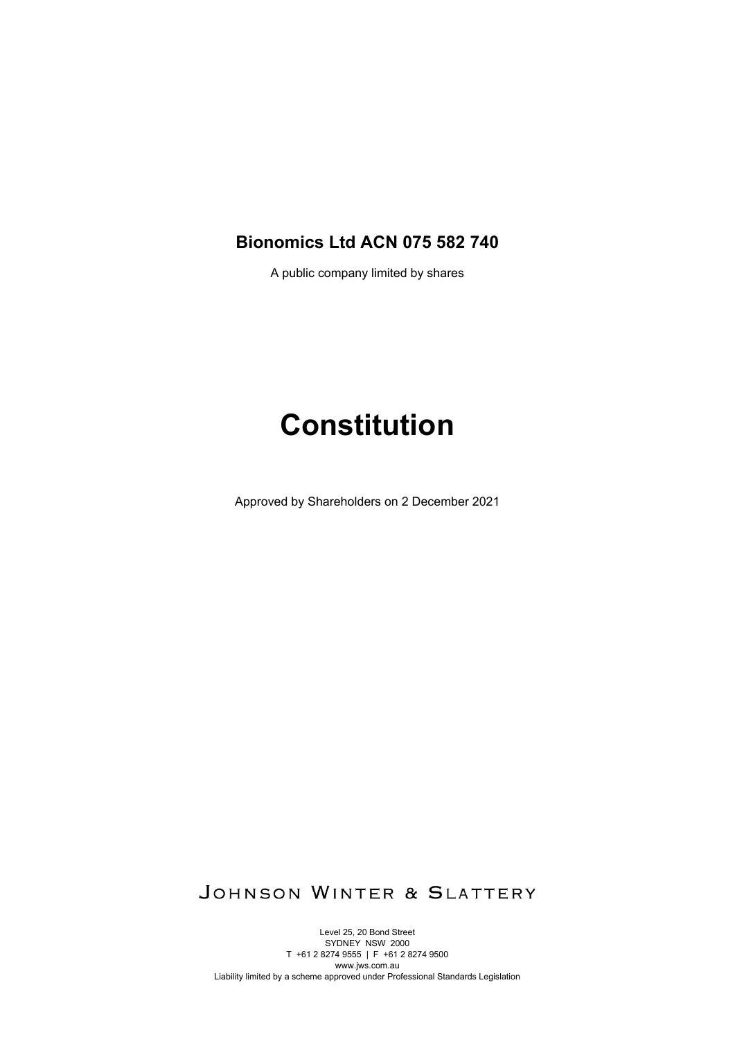**Bionomics Ltd ACN 075 582 740**

A public company limited by shares

# Constitution

Approved by Shareholders on 2 December 2021

JOHNSON WINTER & SLATTERY

Level 25, 20 Bond Street
SYDNEY NSW 2000
T +61 2 8274 9555 | F +61 2 8274 9500
www.jws.com.au
Liability limited by a scheme approved under Professional Standards Legislation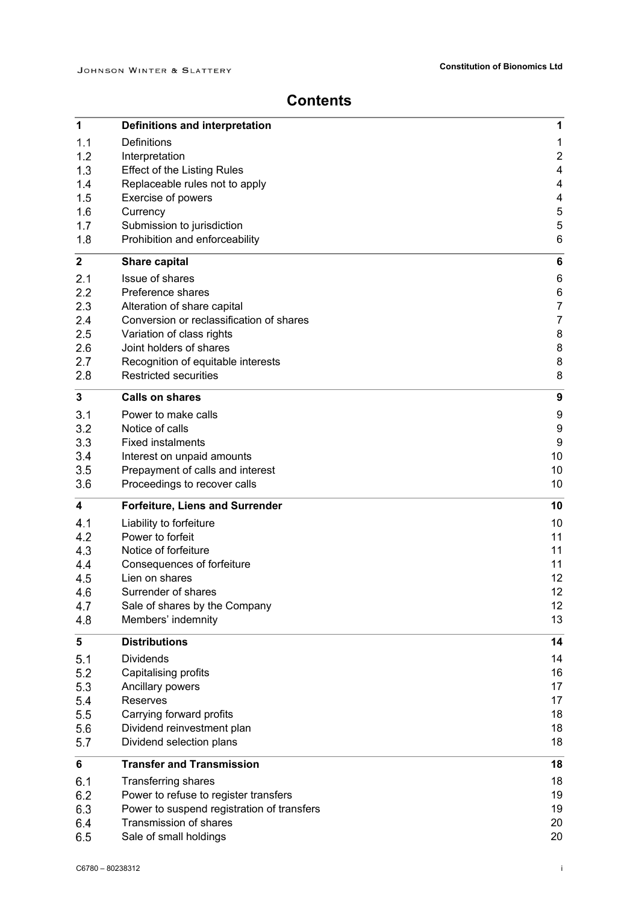# Contents

| | | |
|---|---|---|
| **1** | **Definitions and interpretation** | **1** |
| 1.1 | Definitions | 1 |
| 1.2 | Interpretation | 2 |
| 1.3 | Effect of the Listing Rules | 4 |
| 1.4 | Replaceable rules not to apply | 4 |
| 1.5 | Exercise of powers | 4 |
| 1.6 | Currency | 5 |
| 1.7 | Submission to jurisdiction | 5 |
| 1.8 | Prohibition and enforceability | 6 |
| **2** | **Share capital** | **6** |
| 2.1 | Issue of shares | 6 |
| 2.2 | Preference shares | 6 |
| 2.3 | Alteration of share capital | 7 |
| 2.4 | Conversion or reclassification of shares | 7 |
| 2.5 | Variation of class rights | 8 |
| 2.6 | Joint holders of shares | 8 |
| 2.7 | Recognition of equitable interests | 8 |
| 2.8 | Restricted securities | 8 |
| **3** | **Calls on shares** | **9** |
| 3.1 | Power to make calls | 9 |
| 3.2 | Notice of calls | 9 |
| 3.3 | Fixed instalments | 9 |
| 3.4 | Interest on unpaid amounts | 10 |
| 3.5 | Prepayment of calls and interest | 10 |
| 3.6 | Proceedings to recover calls | 10 |
| **4** | **Forfeiture, Liens and Surrender** | **10** |
| 4.1 | Liability to forfeiture | 10 |
| 4.2 | Power to forfeit | 11 |
| 4.3 | Notice of forfeiture | 11 |
| 4.4 | Consequences of forfeiture | 11 |
| 4.5 | Lien on shares | 12 |
| 4.6 | Surrender of shares | 12 |
| 4.7 | Sale of shares by the Company | 12 |
| 4.8 | Members' indemnity | 13 |
| **5** | **Distributions** | **14** |
| 5.1 | Dividends | 14 |
| 5.2 | Capitalising profits | 16 |
| 5.3 | Ancillary powers | 17 |
| 5.4 | Reserves | 17 |
| 5.5 | Carrying forward profits | 18 |
| 5.6 | Dividend reinvestment plan | 18 |
| 5.7 | Dividend selection plans | 18 |
| **6** | **Transfer and Transmission** | **18** |
| 6.1 | Transferring shares | 18 |
| 6.2 | Power to refuse to register transfers | 19 |
| 6.3 | Power to suspend registration of transfers | 19 |
| 6.4 | Transmission of shares | 20 |
| 6.5 | Sale of small holdings | 20 |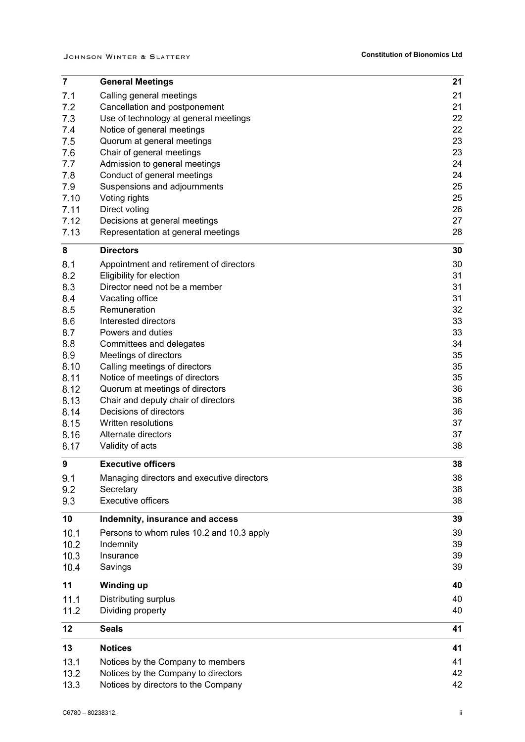| | | |
|---|---|---|
| **7** | **General Meetings** | **21** |
| 7.1 | Calling general meetings | 21 |
| 7.2 | Cancellation and postponement | 21 |
| 7.3 | Use of technology at general meetings | 22 |
| 7.4 | Notice of general meetings | 22 |
| 7.5 | Quorum at general meetings | 23 |
| 7.6 | Chair of general meetings | 23 |
| 7.7 | Admission to general meetings | 24 |
| 7.8 | Conduct of general meetings | 24 |
| 7.9 | Suspensions and adjournments | 25 |
| 7.10 | Voting rights | 25 |
| 7.11 | Direct voting | 26 |
| 7.12 | Decisions at general meetings | 27 |
| 7.13 | Representation at general meetings | 28 |
| **8** | **Directors** | **30** |
| 8.1 | Appointment and retirement of directors | 30 |
| 8.2 | Eligibility for election | 31 |
| 8.3 | Director need not be a member | 31 |
| 8.4 | Vacating office | 31 |
| 8.5 | Remuneration | 32 |
| 8.6 | Interested directors | 33 |
| 8.7 | Powers and duties | 33 |
| 8.8 | Committees and delegates | 34 |
| 8.9 | Meetings of directors | 35 |
| 8.10 | Calling meetings of directors | 35 |
| 8.11 | Notice of meetings of directors | 35 |
| 8.12 | Quorum at meetings of directors | 36 |
| 8.13 | Chair and deputy chair of directors | 36 |
| 8.14 | Decisions of directors | 36 |
| 8.15 | Written resolutions | 37 |
| 8.16 | Alternate directors | 37 |
| 8.17 | Validity of acts | 38 |
| **9** | **Executive officers** | **38** |
| 9.1 | Managing directors and executive directors | 38 |
| 9.2 | Secretary | 38 |
| 9.3 | Executive officers | 38 |
| **10** | **Indemnity, insurance and access** | **39** |
| 10.1 | Persons to whom rules 10.2 and 10.3 apply | 39 |
| 10.2 | Indemnity | 39 |
| 10.3 | Insurance | 39 |
| 10.4 | Savings | 39 |
| **11** | **Winding up** | **40** |
| 11.1 | Distributing surplus | 40 |
| 11.2 | Dividing property | 40 |
| **12** | **Seals** | **41** |
| **13** | **Notices** | **41** |
| 13.1 | Notices by the Company to members | 41 |
| 13.2 | Notices by the Company to directors | 42 |
| 13.3 | Notices by directors to the Company | 42 |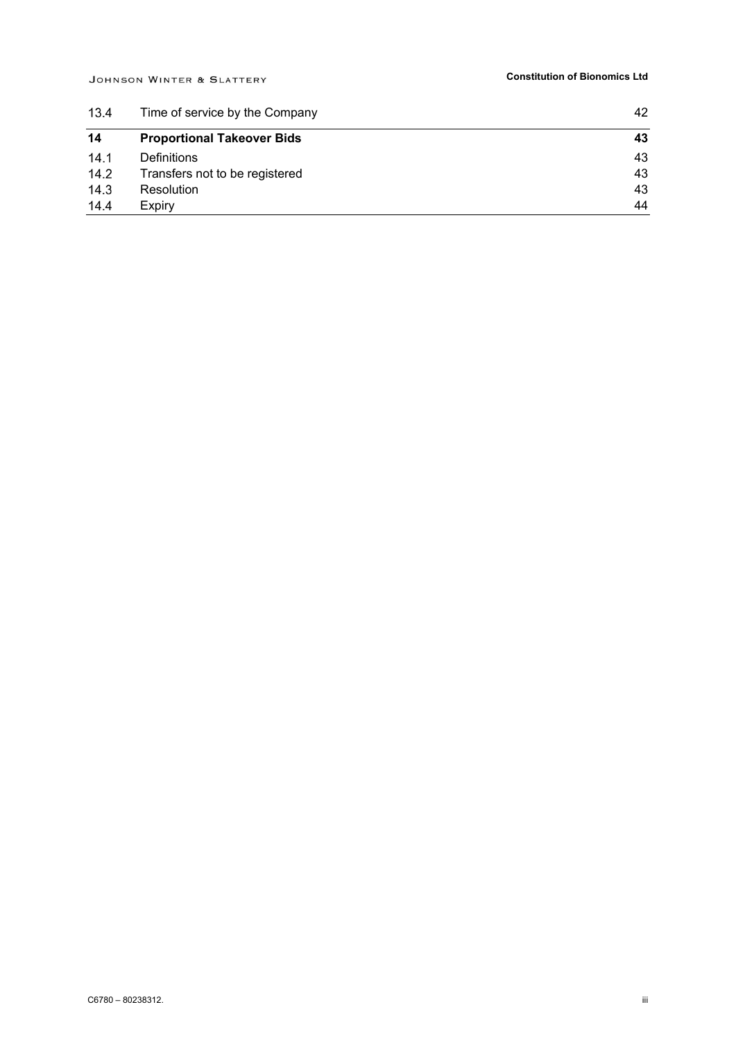| | | |
|---|---|---|
| 13.4 | Time of service by the Company | 42 |
| **14** | **Proportional Takeover Bids** | **43** |
| 14.1 | Definitions | 43 |
| 14.2 | Transfers not to be registered | 43 |
| 14.3 | Resolution | 43 |
| 14.4 | Expiry | 44 |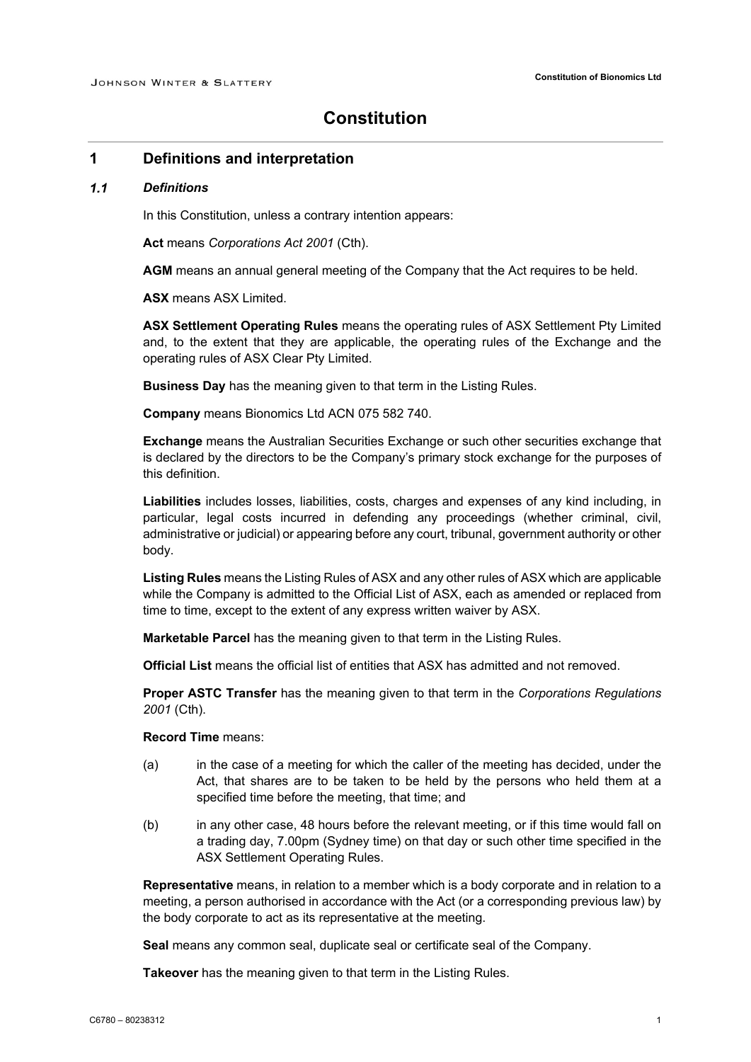# Constitution

## 1 Definitions and interpretation

### *1.1 Definitions*

In this Constitution, unless a contrary intention appears:

**Act** means *Corporations Act 2001* (Cth).

**AGM** means an annual general meeting of the Company that the Act requires to be held.

**ASX** means ASX Limited.

**ASX Settlement Operating Rules** means the operating rules of ASX Settlement Pty Limited and, to the extent that they are applicable, the operating rules of the Exchange and the operating rules of ASX Clear Pty Limited.

**Business Day** has the meaning given to that term in the Listing Rules.

**Company** means Bionomics Ltd ACN 075 582 740.

**Exchange** means the Australian Securities Exchange or such other securities exchange that is declared by the directors to be the Company's primary stock exchange for the purposes of this definition.

**Liabilities** includes losses, liabilities, costs, charges and expenses of any kind including, in particular, legal costs incurred in defending any proceedings (whether criminal, civil, administrative or judicial) or appearing before any court, tribunal, government authority or other body.

**Listing Rules** means the Listing Rules of ASX and any other rules of ASX which are applicable while the Company is admitted to the Official List of ASX, each as amended or replaced from time to time, except to the extent of any express written waiver by ASX.

**Marketable Parcel** has the meaning given to that term in the Listing Rules.

**Official List** means the official list of entities that ASX has admitted and not removed.

**Proper ASTC Transfer** has the meaning given to that term in the *Corporations Regulations 2001* (Cth).

**Record Time** means:

(a) in the case of a meeting for which the caller of the meeting has decided, under the Act, that shares are to be taken to be held by the persons who held them at a specified time before the meeting, that time; and

(b) in any other case, 48 hours before the relevant meeting, or if this time would fall on a trading day, 7.00pm (Sydney time) on that day or such other time specified in the ASX Settlement Operating Rules.

**Representative** means, in relation to a member which is a body corporate and in relation to a meeting, a person authorised in accordance with the Act (or a corresponding previous law) by the body corporate to act as its representative at the meeting.

**Seal** means any common seal, duplicate seal or certificate seal of the Company.

**Takeover** has the meaning given to that term in the Listing Rules.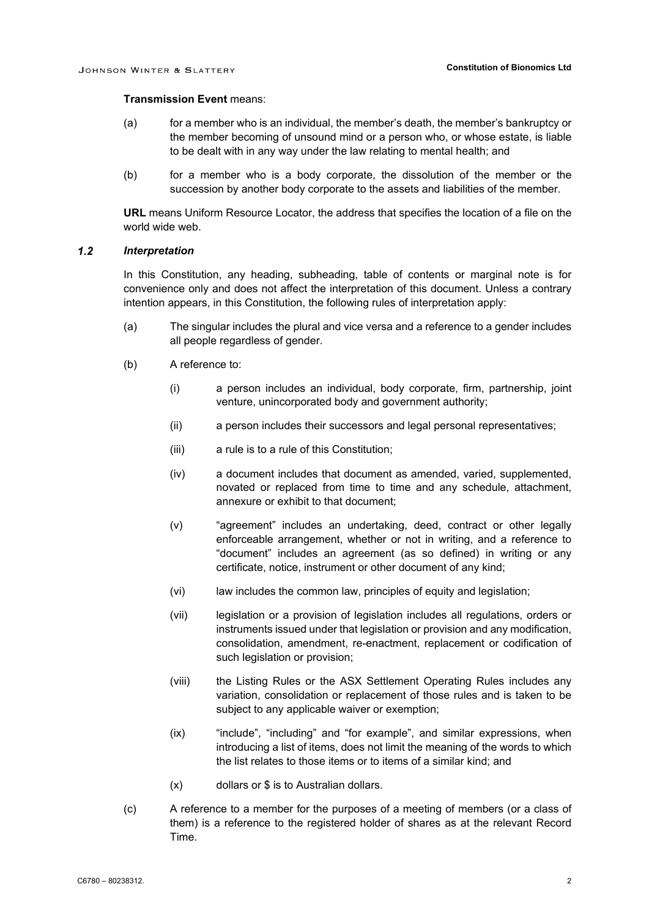**Transmission Event** means:

(a) for a member who is an individual, the member's death, the member's bankruptcy or the member becoming of unsound mind or a person who, or whose estate, is liable to be dealt with in any way under the law relating to mental health; and

(b) for a member who is a body corporate, the dissolution of the member or the succession by another body corporate to the assets and liabilities of the member.

**URL** means Uniform Resource Locator, the address that specifies the location of a file on the world wide web.

### *1.2 Interpretation*

In this Constitution, any heading, subheading, table of contents or marginal note is for convenience only and does not affect the interpretation of this document. Unless a contrary intention appears, in this Constitution, the following rules of interpretation apply:

(a) The singular includes the plural and vice versa and a reference to a gender includes all people regardless of gender.

(b) A reference to:

(i) a person includes an individual, body corporate, firm, partnership, joint venture, unincorporated body and government authority;

(ii) a person includes their successors and legal personal representatives;

(iii) a rule is to a rule of this Constitution;

(iv) a document includes that document as amended, varied, supplemented, novated or replaced from time to time and any schedule, attachment, annexure or exhibit to that document;

(v) "agreement" includes an undertaking, deed, contract or other legally enforceable arrangement, whether or not in writing, and a reference to "document" includes an agreement (as so defined) in writing or any certificate, notice, instrument or other document of any kind;

(vi) law includes the common law, principles of equity and legislation;

(vii) legislation or a provision of legislation includes all regulations, orders or instruments issued under that legislation or provision and any modification, consolidation, amendment, re-enactment, replacement or codification of such legislation or provision;

(viii) the Listing Rules or the ASX Settlement Operating Rules includes any variation, consolidation or replacement of those rules and is taken to be subject to any applicable waiver or exemption;

(ix) "include", "including" and "for example", and similar expressions, when introducing a list of items, does not limit the meaning of the words to which the list relates to those items or to items of a similar kind; and

(x) dollars or $ is to Australian dollars.

(c) A reference to a member for the purposes of a meeting of members (or a class of them) is a reference to the registered holder of shares as at the relevant Record Time.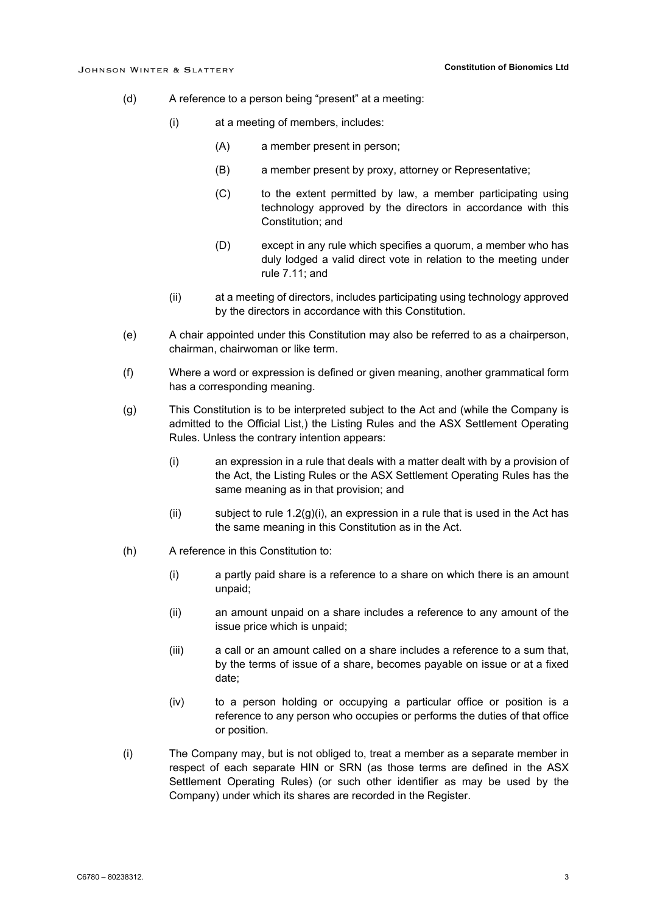(d) A reference to a person being "present" at a meeting:

   (i) at a meeting of members, includes:

      (A) a member present in person;

      (B) a member present by proxy, attorney or Representative;

      (C) to the extent permitted by law, a member participating using technology approved by the directors in accordance with this Constitution; and

      (D) except in any rule which specifies a quorum, a member who has duly lodged a valid direct vote in relation to the meeting under rule 7.11; and

   (ii) at a meeting of directors, includes participating using technology approved by the directors in accordance with this Constitution.

(e) A chair appointed under this Constitution may also be referred to as a chairperson, chairman, chairwoman or like term.

(f) Where a word or expression is defined or given meaning, another grammatical form has a corresponding meaning.

(g) This Constitution is to be interpreted subject to the Act and (while the Company is admitted to the Official List,) the Listing Rules and the ASX Settlement Operating Rules. Unless the contrary intention appears:

   (i) an expression in a rule that deals with a matter dealt with by a provision of the Act, the Listing Rules or the ASX Settlement Operating Rules has the same meaning as in that provision; and

   (ii) subject to rule 1.2(g)(i), an expression in a rule that is used in the Act has the same meaning in this Constitution as in the Act.

(h) A reference in this Constitution to:

   (i) a partly paid share is a reference to a share on which there is an amount unpaid;

   (ii) an amount unpaid on a share includes a reference to any amount of the issue price which is unpaid;

   (iii) a call or an amount called on a share includes a reference to a sum that, by the terms of issue of a share, becomes payable on issue or at a fixed date;

   (iv) to a person holding or occupying a particular office or position is a reference to any person who occupies or performs the duties of that office or position.

(i) The Company may, but is not obliged to, treat a member as a separate member in respect of each separate HIN or SRN (as those terms are defined in the ASX Settlement Operating Rules) (or such other identifier as may be used by the Company) under which its shares are recorded in the Register.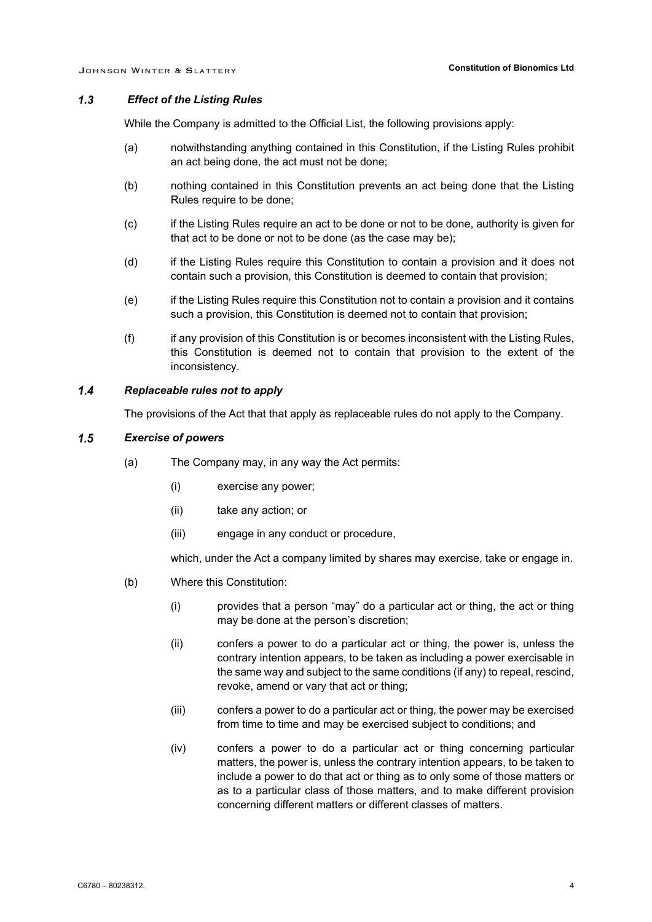### *1.3 Effect of the Listing Rules*

While the Company is admitted to the Official List, the following provisions apply:

(a) notwithstanding anything contained in this Constitution, if the Listing Rules prohibit an act being done, the act must not be done;

(b) nothing contained in this Constitution prevents an act being done that the Listing Rules require to be done;

(c) if the Listing Rules require an act to be done or not to be done, authority is given for that act to be done or not to be done (as the case may be);

(d) if the Listing Rules require this Constitution to contain a provision and it does not contain such a provision, this Constitution is deemed to contain that provision;

(e) if the Listing Rules require this Constitution not to contain a provision and it contains such a provision, this Constitution is deemed not to contain that provision;

(f) if any provision of this Constitution is or becomes inconsistent with the Listing Rules, this Constitution is deemed not to contain that provision to the extent of the inconsistency.

### *1.4 Replaceable rules not to apply*

The provisions of the Act that that apply as replaceable rules do not apply to the Company.

### *1.5 Exercise of powers*

(a) The Company may, in any way the Act permits:

  (i) exercise any power;

  (ii) take any action; or

  (iii) engage in any conduct or procedure,

  which, under the Act a company limited by shares may exercise, take or engage in.

(b) Where this Constitution:

  (i) provides that a person "may" do a particular act or thing, the act or thing may be done at the person's discretion;

  (ii) confers a power to do a particular act or thing, the power is, unless the contrary intention appears, to be taken as including a power exercisable in the same way and subject to the same conditions (if any) to repeal, rescind, revoke, amend or vary that act or thing;

  (iii) confers a power to do a particular act or thing, the power may be exercised from time to time and may be exercised subject to conditions; and

  (iv) confers a power to do a particular act or thing concerning particular matters, the power is, unless the contrary intention appears, to be taken to include a power to do that act or thing as to only some of those matters or as to a particular class of those matters, and to make different provision concerning different matters or different classes of matters.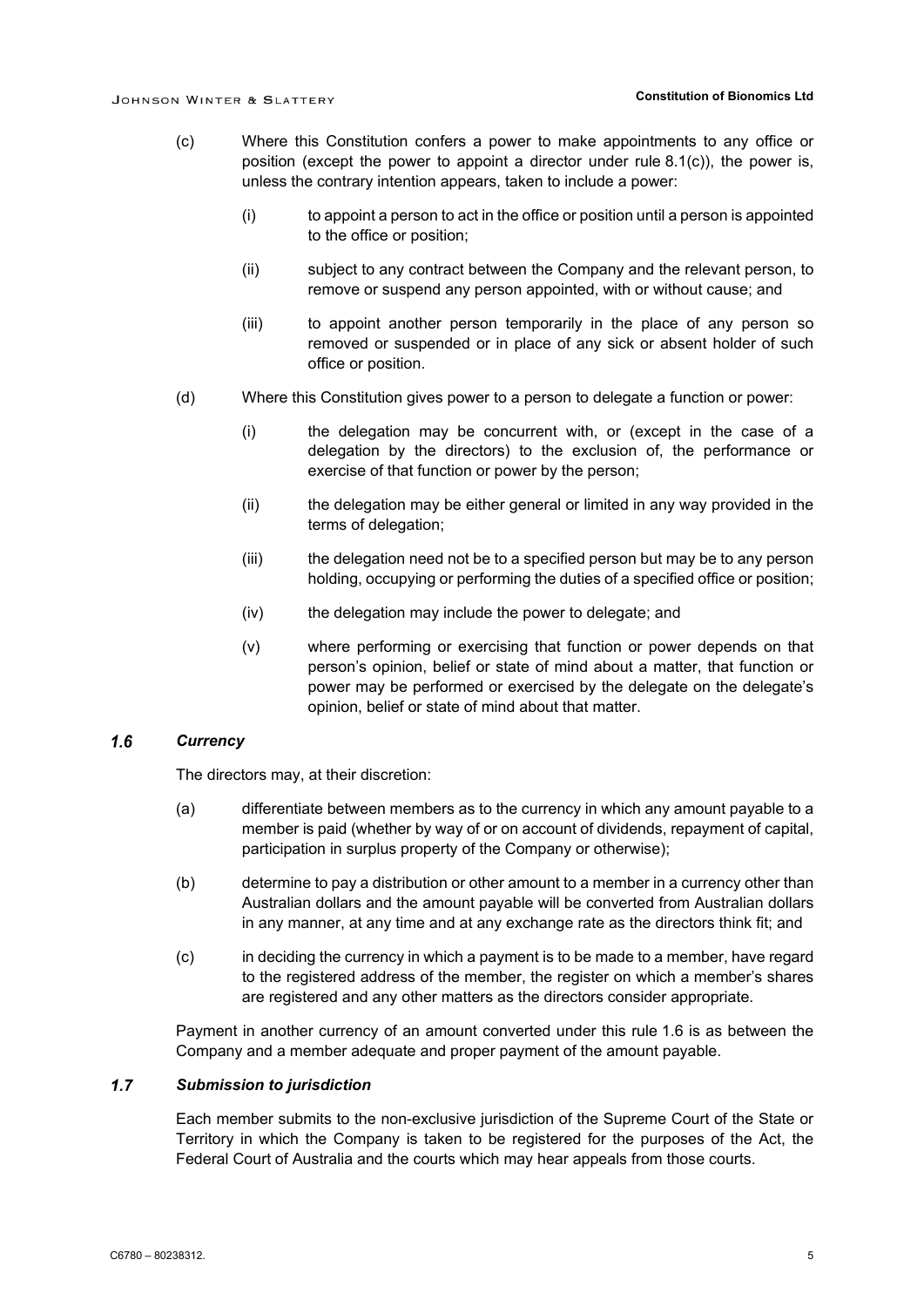(c) Where this Constitution confers a power to make appointments to any office or position (except the power to appoint a director under rule 8.1(c)), the power is, unless the contrary intention appears, taken to include a power:

(i) to appoint a person to act in the office or position until a person is appointed to the office or position;

(ii) subject to any contract between the Company and the relevant person, to remove or suspend any person appointed, with or without cause; and

(iii) to appoint another person temporarily in the place of any person so removed or suspended or in place of any sick or absent holder of such office or position.

(d) Where this Constitution gives power to a person to delegate a function or power:

(i) the delegation may be concurrent with, or (except in the case of a delegation by the directors) to the exclusion of, the performance or exercise of that function or power by the person;

(ii) the delegation may be either general or limited in any way provided in the terms of delegation;

(iii) the delegation need not be to a specified person but may be to any person holding, occupying or performing the duties of a specified office or position;

(iv) the delegation may include the power to delegate; and

(v) where performing or exercising that function or power depends on that person's opinion, belief or state of mind about a matter, that function or power may be performed or exercised by the delegate on the delegate's opinion, belief or state of mind about that matter.

### *1.6 Currency*

The directors may, at their discretion:

(a) differentiate between members as to the currency in which any amount payable to a member is paid (whether by way of or on account of dividends, repayment of capital, participation in surplus property of the Company or otherwise);

(b) determine to pay a distribution or other amount to a member in a currency other than Australian dollars and the amount payable will be converted from Australian dollars in any manner, at any time and at any exchange rate as the directors think fit; and

(c) in deciding the currency in which a payment is to be made to a member, have regard to the registered address of the member, the register on which a member's shares are registered and any other matters as the directors consider appropriate.

Payment in another currency of an amount converted under this rule 1.6 is as between the Company and a member adequate and proper payment of the amount payable.

### *1.7 Submission to jurisdiction*

Each member submits to the non-exclusive jurisdiction of the Supreme Court of the State or Territory in which the Company is taken to be registered for the purposes of the Act, the Federal Court of Australia and the courts which may hear appeals from those courts.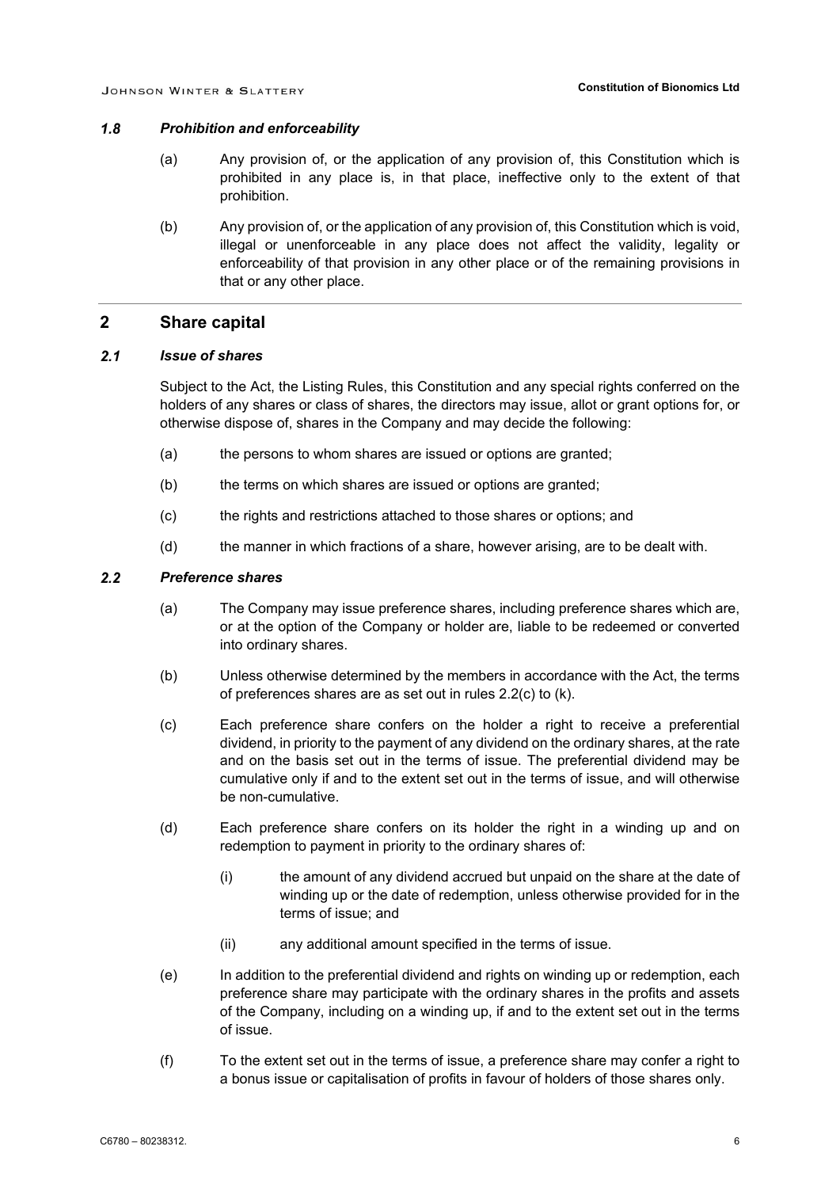### *1.8 Prohibition and enforceability*

(a) Any provision of, or the application of any provision of, this Constitution which is prohibited in any place is, in that place, ineffective only to the extent of that prohibition.

(b) Any provision of, or the application of any provision of, this Constitution which is void, illegal or unenforceable in any place does not affect the validity, legality or enforceability of that provision in any other place or of the remaining provisions in that or any other place.

## 2 Share capital

### *2.1 Issue of shares*

Subject to the Act, the Listing Rules, this Constitution and any special rights conferred on the holders of any shares or class of shares, the directors may issue, allot or grant options for, or otherwise dispose of, shares in the Company and may decide the following:

(a) the persons to whom shares are issued or options are granted;

(b) the terms on which shares are issued or options are granted;

(c) the rights and restrictions attached to those shares or options; and

(d) the manner in which fractions of a share, however arising, are to be dealt with.

### *2.2 Preference shares*

(a) The Company may issue preference shares, including preference shares which are, or at the option of the Company or holder are, liable to be redeemed or converted into ordinary shares.

(b) Unless otherwise determined by the members in accordance with the Act, the terms of preferences shares are as set out in rules 2.2(c) to (k).

(c) Each preference share confers on the holder a right to receive a preferential dividend, in priority to the payment of any dividend on the ordinary shares, at the rate and on the basis set out in the terms of issue. The preferential dividend may be cumulative only if and to the extent set out in the terms of issue, and will otherwise be non-cumulative.

(d) Each preference share confers on its holder the right in a winding up and on redemption to payment in priority to the ordinary shares of:

   (i) the amount of any dividend accrued but unpaid on the share at the date of winding up or the date of redemption, unless otherwise provided for in the terms of issue; and

   (ii) any additional amount specified in the terms of issue.

(e) In addition to the preferential dividend and rights on winding up or redemption, each preference share may participate with the ordinary shares in the profits and assets of the Company, including on a winding up, if and to the extent set out in the terms of issue.

(f) To the extent set out in the terms of issue, a preference share may confer a right to a bonus issue or capitalisation of profits in favour of holders of those shares only.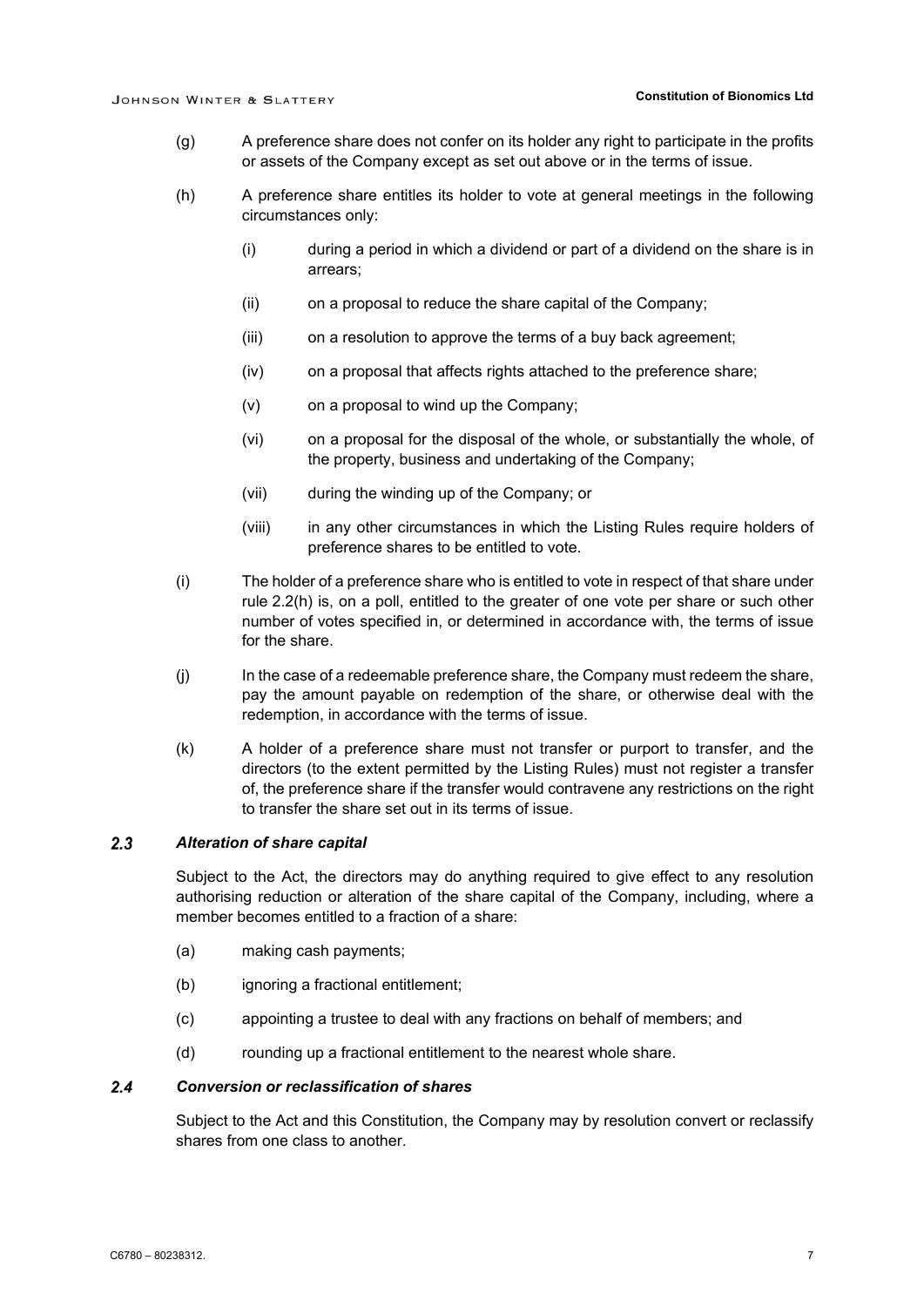(g) A preference share does not confer on its holder any right to participate in the profits or assets of the Company except as set out above or in the terms of issue.

(h) A preference share entitles its holder to vote at general meetings in the following circumstances only:

  (i) during a period in which a dividend or part of a dividend on the share is in arrears;

  (ii) on a proposal to reduce the share capital of the Company;

  (iii) on a resolution to approve the terms of a buy back agreement;

  (iv) on a proposal that affects rights attached to the preference share;

  (v) on a proposal to wind up the Company;

  (vi) on a proposal for the disposal of the whole, or substantially the whole, of the property, business and undertaking of the Company;

  (vii) during the winding up of the Company; or

  (viii) in any other circumstances in which the Listing Rules require holders of preference shares to be entitled to vote.

(i) The holder of a preference share who is entitled to vote in respect of that share under rule 2.2(h) is, on a poll, entitled to the greater of one vote per share or such other number of votes specified in, or determined in accordance with, the terms of issue for the share.

(j) In the case of a redeemable preference share, the Company must redeem the share, pay the amount payable on redemption of the share, or otherwise deal with the redemption, in accordance with the terms of issue.

(k) A holder of a preference share must not transfer or purport to transfer, and the directors (to the extent permitted by the Listing Rules) must not register a transfer of, the preference share if the transfer would contravene any restrictions on the right to transfer the share set out in its terms of issue.

### 2.3 *Alteration of share capital*

Subject to the Act, the directors may do anything required to give effect to any resolution authorising reduction or alteration of the share capital of the Company, including, where a member becomes entitled to a fraction of a share:

(a) making cash payments;

(b) ignoring a fractional entitlement;

(c) appointing a trustee to deal with any fractions on behalf of members; and

(d) rounding up a fractional entitlement to the nearest whole share.

### 2.4 *Conversion or reclassification of shares*

Subject to the Act and this Constitution, the Company may by resolution convert or reclassify shares from one class to another.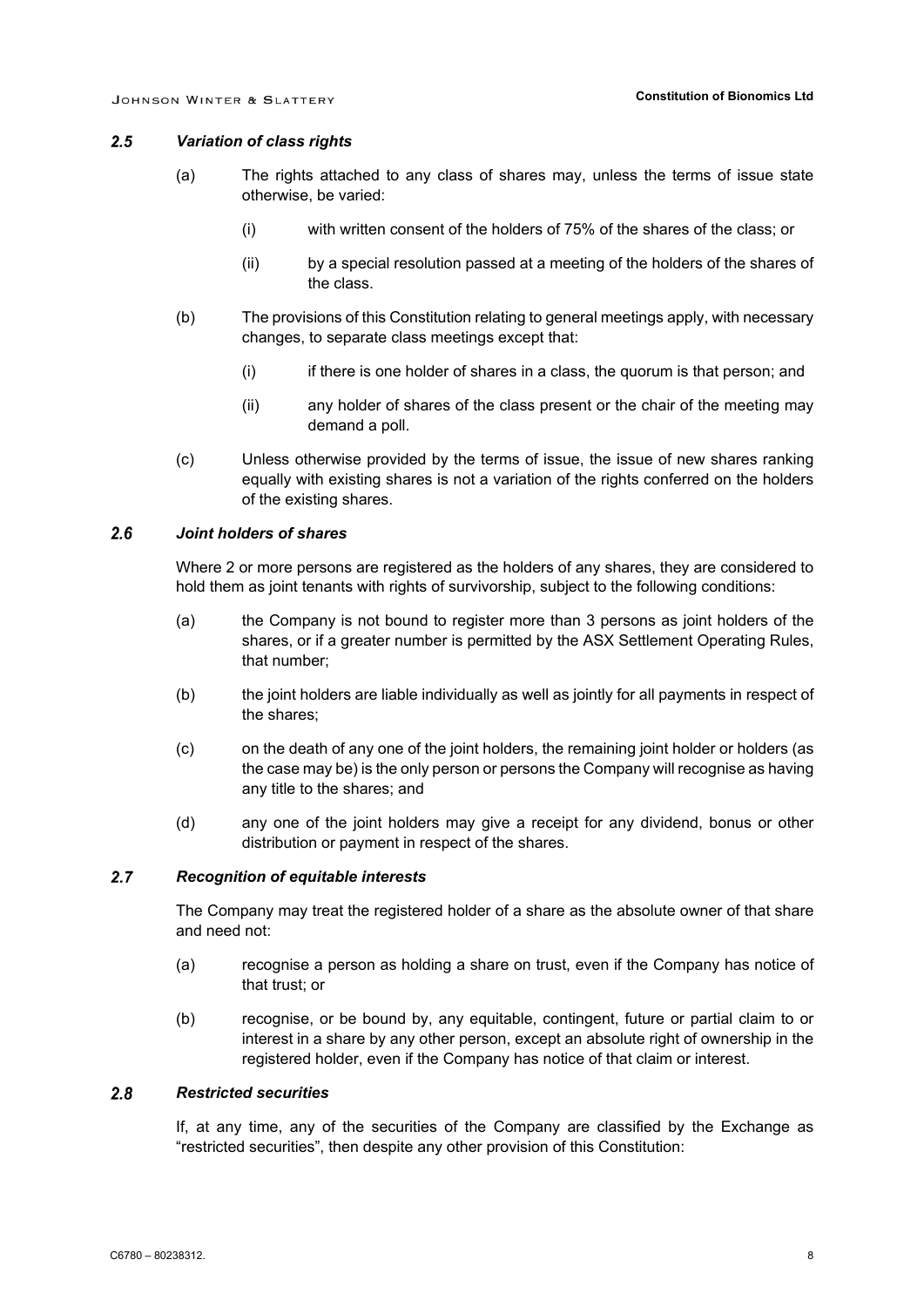### *2.5 Variation of class rights*

(a) The rights attached to any class of shares may, unless the terms of issue state otherwise, be varied:

(i) with written consent of the holders of 75% of the shares of the class; or

(ii) by a special resolution passed at a meeting of the holders of the shares of the class.

(b) The provisions of this Constitution relating to general meetings apply, with necessary changes, to separate class meetings except that:

(i) if there is one holder of shares in a class, the quorum is that person; and

(ii) any holder of shares of the class present or the chair of the meeting may demand a poll.

(c) Unless otherwise provided by the terms of issue, the issue of new shares ranking equally with existing shares is not a variation of the rights conferred on the holders of the existing shares.

### *2.6 Joint holders of shares*

Where 2 or more persons are registered as the holders of any shares, they are considered to hold them as joint tenants with rights of survivorship, subject to the following conditions:

(a) the Company is not bound to register more than 3 persons as joint holders of the shares, or if a greater number is permitted by the ASX Settlement Operating Rules, that number;

(b) the joint holders are liable individually as well as jointly for all payments in respect of the shares;

(c) on the death of any one of the joint holders, the remaining joint holder or holders (as the case may be) is the only person or persons the Company will recognise as having any title to the shares; and

(d) any one of the joint holders may give a receipt for any dividend, bonus or other distribution or payment in respect of the shares.

### *2.7 Recognition of equitable interests*

The Company may treat the registered holder of a share as the absolute owner of that share and need not:

(a) recognise a person as holding a share on trust, even if the Company has notice of that trust; or

(b) recognise, or be bound by, any equitable, contingent, future or partial claim to or interest in a share by any other person, except an absolute right of ownership in the registered holder, even if the Company has notice of that claim or interest.

### *2.8 Restricted securities*

If, at any time, any of the securities of the Company are classified by the Exchange as "restricted securities", then despite any other provision of this Constitution: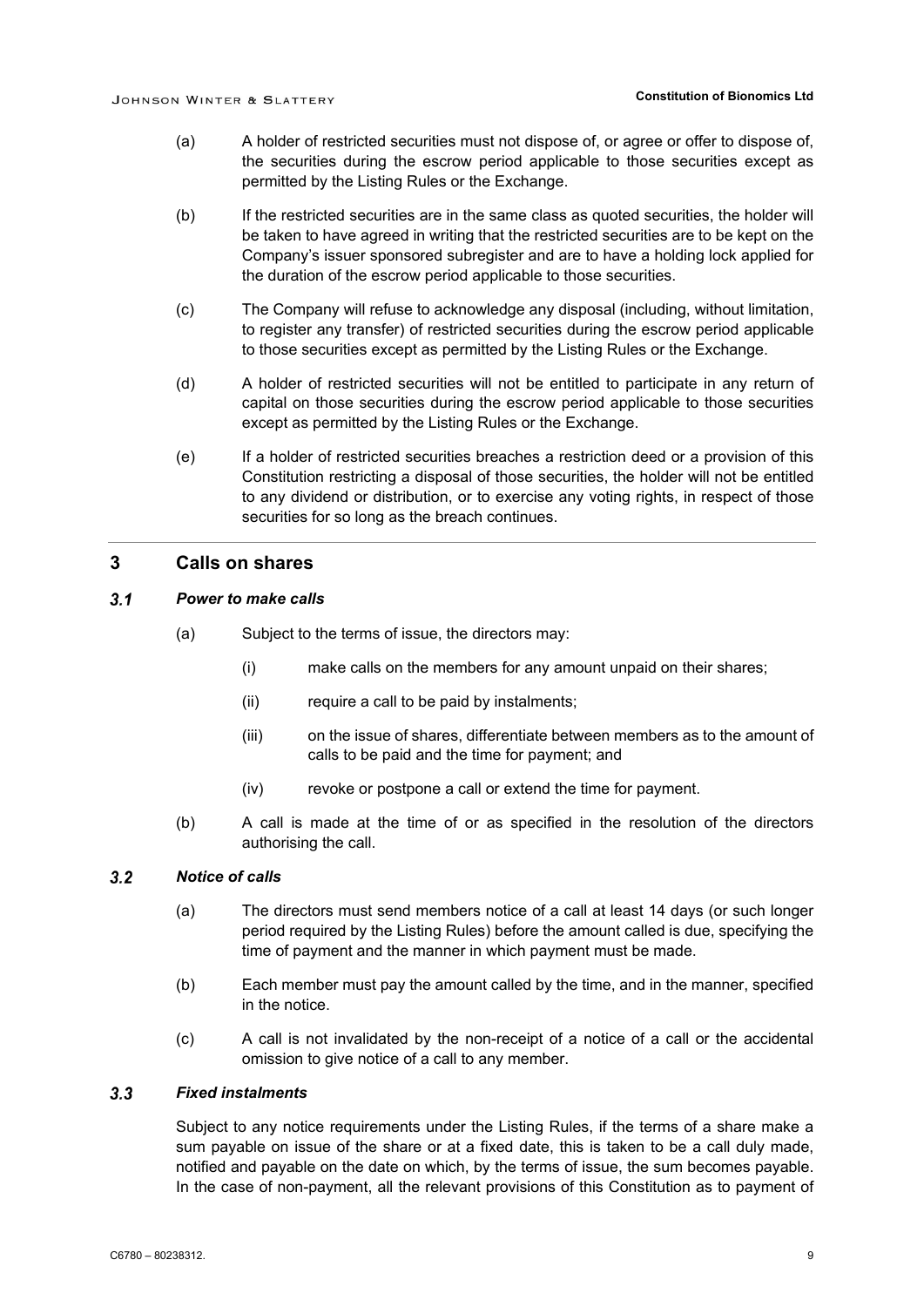(a) A holder of restricted securities must not dispose of, or agree or offer to dispose of, the securities during the escrow period applicable to those securities except as permitted by the Listing Rules or the Exchange.

(b) If the restricted securities are in the same class as quoted securities, the holder will be taken to have agreed in writing that the restricted securities are to be kept on the Company's issuer sponsored subregister and are to have a holding lock applied for the duration of the escrow period applicable to those securities.

(c) The Company will refuse to acknowledge any disposal (including, without limitation, to register any transfer) of restricted securities during the escrow period applicable to those securities except as permitted by the Listing Rules or the Exchange.

(d) A holder of restricted securities will not be entitled to participate in any return of capital on those securities during the escrow period applicable to those securities except as permitted by the Listing Rules or the Exchange.

(e) If a holder of restricted securities breaches a restriction deed or a provision of this Constitution restricting a disposal of those securities, the holder will not be entitled to any dividend or distribution, or to exercise any voting rights, in respect of those securities for so long as the breach continues.

## 3 Calls on shares

### 3.1 *Power to make calls*

(a) Subject to the terms of issue, the directors may:

(i) make calls on the members for any amount unpaid on their shares;

(ii) require a call to be paid by instalments;

(iii) on the issue of shares, differentiate between members as to the amount of calls to be paid and the time for payment; and

(iv) revoke or postpone a call or extend the time for payment.

(b) A call is made at the time of or as specified in the resolution of the directors authorising the call.

### 3.2 *Notice of calls*

(a) The directors must send members notice of a call at least 14 days (or such longer period required by the Listing Rules) before the amount called is due, specifying the time of payment and the manner in which payment must be made.

(b) Each member must pay the amount called by the time, and in the manner, specified in the notice.

(c) A call is not invalidated by the non-receipt of a notice of a call or the accidental omission to give notice of a call to any member.

### 3.3 *Fixed instalments*

Subject to any notice requirements under the Listing Rules, if the terms of a share make a sum payable on issue of the share or at a fixed date, this is taken to be a call duly made, notified and payable on the date on which, by the terms of issue, the sum becomes payable. In the case of non-payment, all the relevant provisions of this Constitution as to payment of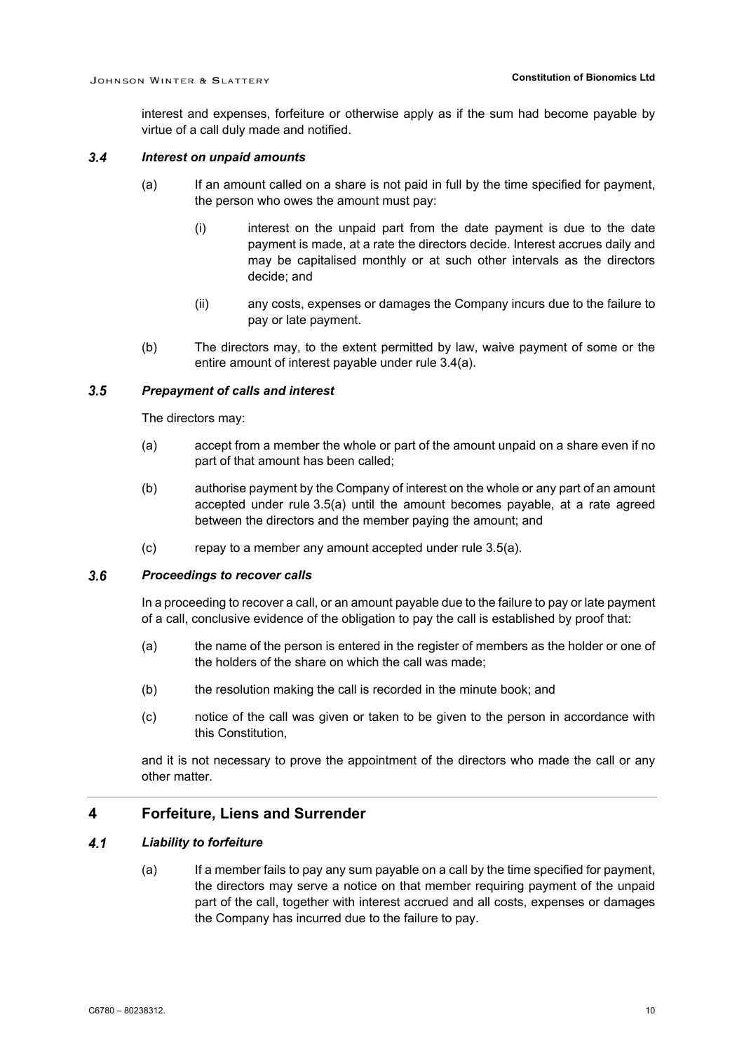interest and expenses, forfeiture or otherwise apply as if the sum had become payable by virtue of a call duly made and notified.

### 3.4 *Interest on unpaid amounts*

(a) If an amount called on a share is not paid in full by the time specified for payment, the person who owes the amount must pay:

(i) interest on the unpaid part from the date payment is due to the date payment is made, at a rate the directors decide. Interest accrues daily and may be capitalised monthly or at such other intervals as the directors decide; and

(ii) any costs, expenses or damages the Company incurs due to the failure to pay or late payment.

(b) The directors may, to the extent permitted by law, waive payment of some or the entire amount of interest payable under rule 3.4(a).

### 3.5 *Prepayment of calls and interest*

The directors may:

(a) accept from a member the whole or part of the amount unpaid on a share even if no part of that amount has been called;

(b) authorise payment by the Company of interest on the whole or any part of an amount accepted under rule 3.5(a) until the amount becomes payable, at a rate agreed between the directors and the member paying the amount; and

(c) repay to a member any amount accepted under rule 3.5(a).

### 3.6 *Proceedings to recover calls*

In a proceeding to recover a call, or an amount payable due to the failure to pay or late payment of a call, conclusive evidence of the obligation to pay the call is established by proof that:

(a) the name of the person is entered in the register of members as the holder or one of the holders of the share on which the call was made;

(b) the resolution making the call is recorded in the minute book; and

(c) notice of the call was given or taken to be given to the person in accordance with this Constitution,

and it is not necessary to prove the appointment of the directors who made the call or any other matter.

## 4 Forfeiture, Liens and Surrender

### 4.1 *Liability to forfeiture*

(a) If a member fails to pay any sum payable on a call by the time specified for payment, the directors may serve a notice on that member requiring payment of the unpaid part of the call, together with interest accrued and all costs, expenses or damages the Company has incurred due to the failure to pay.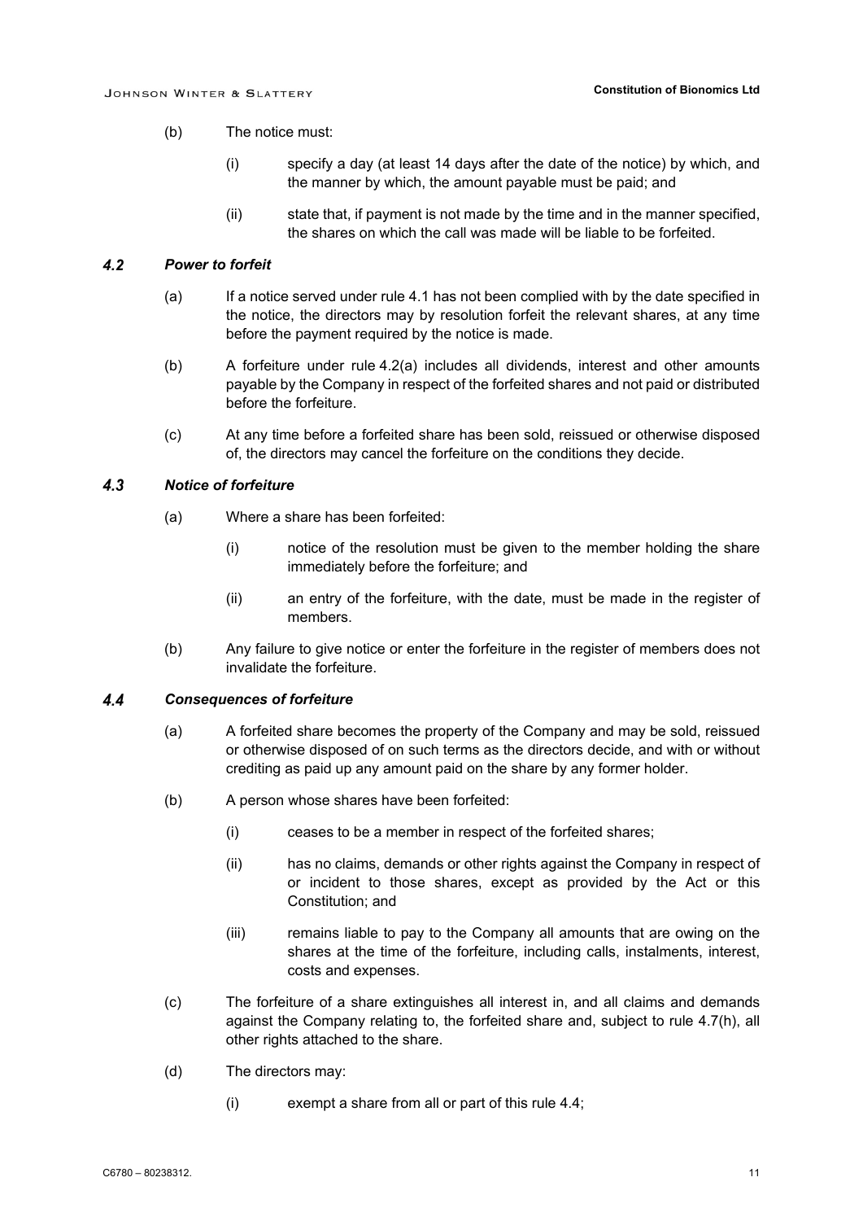(b) The notice must:

(i) specify a day (at least 14 days after the date of the notice) by which, and the manner by which, the amount payable must be paid; and

(ii) state that, if payment is not made by the time and in the manner specified, the shares on which the call was made will be liable to be forfeited.

### 4.2 *Power to forfeit*

(a) If a notice served under rule 4.1 has not been complied with by the date specified in the notice, the directors may by resolution forfeit the relevant shares, at any time before the payment required by the notice is made.

(b) A forfeiture under rule 4.2(a) includes all dividends, interest and other amounts payable by the Company in respect of the forfeited shares and not paid or distributed before the forfeiture.

(c) At any time before a forfeited share has been sold, reissued or otherwise disposed of, the directors may cancel the forfeiture on the conditions they decide.

### 4.3 *Notice of forfeiture*

(a) Where a share has been forfeited:

(i) notice of the resolution must be given to the member holding the share immediately before the forfeiture; and

(ii) an entry of the forfeiture, with the date, must be made in the register of members.

(b) Any failure to give notice or enter the forfeiture in the register of members does not invalidate the forfeiture.

### 4.4 *Consequences of forfeiture*

(a) A forfeited share becomes the property of the Company and may be sold, reissued or otherwise disposed of on such terms as the directors decide, and with or without crediting as paid up any amount paid on the share by any former holder.

(b) A person whose shares have been forfeited:

(i) ceases to be a member in respect of the forfeited shares;

(ii) has no claims, demands or other rights against the Company in respect of or incident to those shares, except as provided by the Act or this Constitution; and

(iii) remains liable to pay to the Company all amounts that are owing on the shares at the time of the forfeiture, including calls, instalments, interest, costs and expenses.

(c) The forfeiture of a share extinguishes all interest in, and all claims and demands against the Company relating to, the forfeited share and, subject to rule 4.7(h), all other rights attached to the share.

(d) The directors may:

(i) exempt a share from all or part of this rule 4.4;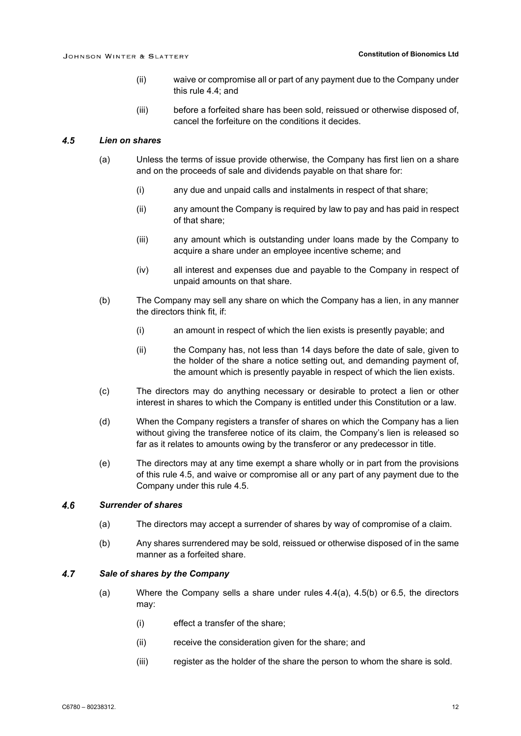(ii) waive or compromise all or part of any payment due to the Company under this rule 4.4; and

(iii) before a forfeited share has been sold, reissued or otherwise disposed of, cancel the forfeiture on the conditions it decides.

### 4.5 *Lien on shares*

(a) Unless the terms of issue provide otherwise, the Company has first lien on a share and on the proceeds of sale and dividends payable on that share for:

(i) any due and unpaid calls and instalments in respect of that share;

(ii) any amount the Company is required by law to pay and has paid in respect of that share;

(iii) any amount which is outstanding under loans made by the Company to acquire a share under an employee incentive scheme; and

(iv) all interest and expenses due and payable to the Company in respect of unpaid amounts on that share.

(b) The Company may sell any share on which the Company has a lien, in any manner the directors think fit, if:

(i) an amount in respect of which the lien exists is presently payable; and

(ii) the Company has, not less than 14 days before the date of sale, given to the holder of the share a notice setting out, and demanding payment of, the amount which is presently payable in respect of which the lien exists.

(c) The directors may do anything necessary or desirable to protect a lien or other interest in shares to which the Company is entitled under this Constitution or a law.

(d) When the Company registers a transfer of shares on which the Company has a lien without giving the transferee notice of its claim, the Company's lien is released so far as it relates to amounts owing by the transferor or any predecessor in title.

(e) The directors may at any time exempt a share wholly or in part from the provisions of this rule 4.5, and waive or compromise all or any part of any payment due to the Company under this rule 4.5.

### 4.6 *Surrender of shares*

(a) The directors may accept a surrender of shares by way of compromise of a claim.

(b) Any shares surrendered may be sold, reissued or otherwise disposed of in the same manner as a forfeited share.

### 4.7 *Sale of shares by the Company*

(a) Where the Company sells a share under rules 4.4(a), 4.5(b) or 6.5, the directors may:

(i) effect a transfer of the share;

(ii) receive the consideration given for the share; and

(iii) register as the holder of the share the person to whom the share is sold.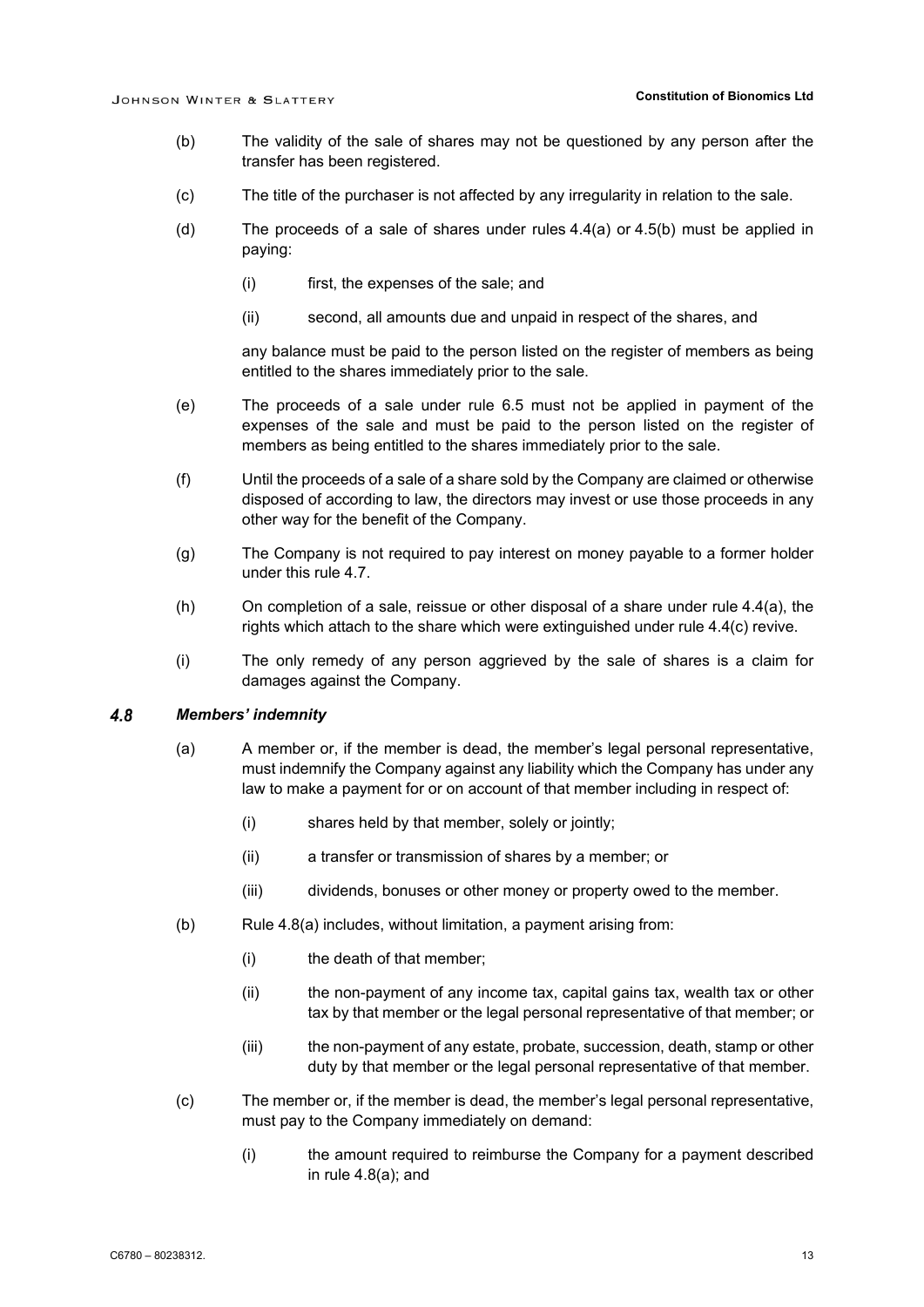(b) The validity of the sale of shares may not be questioned by any person after the transfer has been registered.

(c) The title of the purchaser is not affected by any irregularity in relation to the sale.

(d) The proceeds of a sale of shares under rules 4.4(a) or 4.5(b) must be applied in paying:

   (i) first, the expenses of the sale; and

   (ii) second, all amounts due and unpaid in respect of the shares, and

   any balance must be paid to the person listed on the register of members as being entitled to the shares immediately prior to the sale.

(e) The proceeds of a sale under rule 6.5 must not be applied in payment of the expenses of the sale and must be paid to the person listed on the register of members as being entitled to the shares immediately prior to the sale.

(f) Until the proceeds of a sale of a share sold by the Company are claimed or otherwise disposed of according to law, the directors may invest or use those proceeds in any other way for the benefit of the Company.

(g) The Company is not required to pay interest on money payable to a former holder under this rule 4.7.

(h) On completion of a sale, reissue or other disposal of a share under rule 4.4(a), the rights which attach to the share which were extinguished under rule 4.4(c) revive.

(i) The only remedy of any person aggrieved by the sale of shares is a claim for damages against the Company.

### *4.8 Members' indemnity*

(a) A member or, if the member is dead, the member's legal personal representative, must indemnify the Company against any liability which the Company has under any law to make a payment for or on account of that member including in respect of:

   (i) shares held by that member, solely or jointly;

   (ii) a transfer or transmission of shares by a member; or

   (iii) dividends, bonuses or other money or property owed to the member.

(b) Rule 4.8(a) includes, without limitation, a payment arising from:

   (i) the death of that member;

   (ii) the non-payment of any income tax, capital gains tax, wealth tax or other tax by that member or the legal personal representative of that member; or

   (iii) the non-payment of any estate, probate, succession, death, stamp or other duty by that member or the legal personal representative of that member.

(c) The member or, if the member is dead, the member's legal personal representative, must pay to the Company immediately on demand:

   (i) the amount required to reimburse the Company for a payment described in rule 4.8(a); and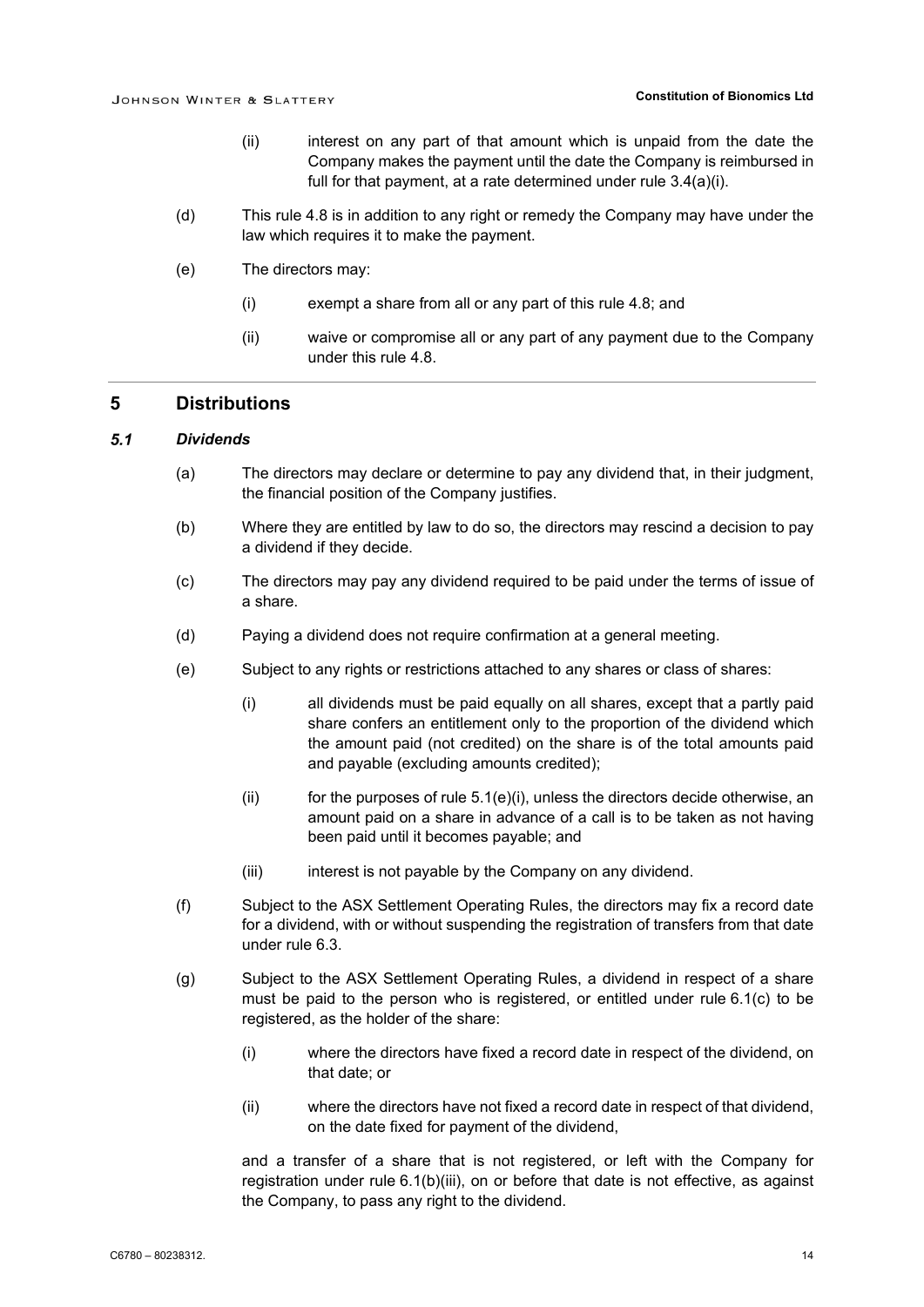(ii) interest on any part of that amount which is unpaid from the date the Company makes the payment until the date the Company is reimbursed in full for that payment, at a rate determined under rule 3.4(a)(i).

(d) This rule 4.8 is in addition to any right or remedy the Company may have under the law which requires it to make the payment.

(e) The directors may:

(i) exempt a share from all or any part of this rule 4.8; and

(ii) waive or compromise all or any part of any payment due to the Company under this rule 4.8.

# 5 Distributions

## *5.1 Dividends*

(a) The directors may declare or determine to pay any dividend that, in their judgment, the financial position of the Company justifies.

(b) Where they are entitled by law to do so, the directors may rescind a decision to pay a dividend if they decide.

(c) The directors may pay any dividend required to be paid under the terms of issue of a share.

(d) Paying a dividend does not require confirmation at a general meeting.

(e) Subject to any rights or restrictions attached to any shares or class of shares:

(i) all dividends must be paid equally on all shares, except that a partly paid share confers an entitlement only to the proportion of the dividend which the amount paid (not credited) on the share is of the total amounts paid and payable (excluding amounts credited);

(ii) for the purposes of rule 5.1(e)(i), unless the directors decide otherwise, an amount paid on a share in advance of a call is to be taken as not having been paid until it becomes payable; and

(iii) interest is not payable by the Company on any dividend.

(f) Subject to the ASX Settlement Operating Rules, the directors may fix a record date for a dividend, with or without suspending the registration of transfers from that date under rule 6.3.

(g) Subject to the ASX Settlement Operating Rules, a dividend in respect of a share must be paid to the person who is registered, or entitled under rule 6.1(c) to be registered, as the holder of the share:

(i) where the directors have fixed a record date in respect of the dividend, on that date; or

(ii) where the directors have not fixed a record date in respect of that dividend, on the date fixed for payment of the dividend,

and a transfer of a share that is not registered, or left with the Company for registration under rule 6.1(b)(iii), on or before that date is not effective, as against the Company, to pass any right to the dividend.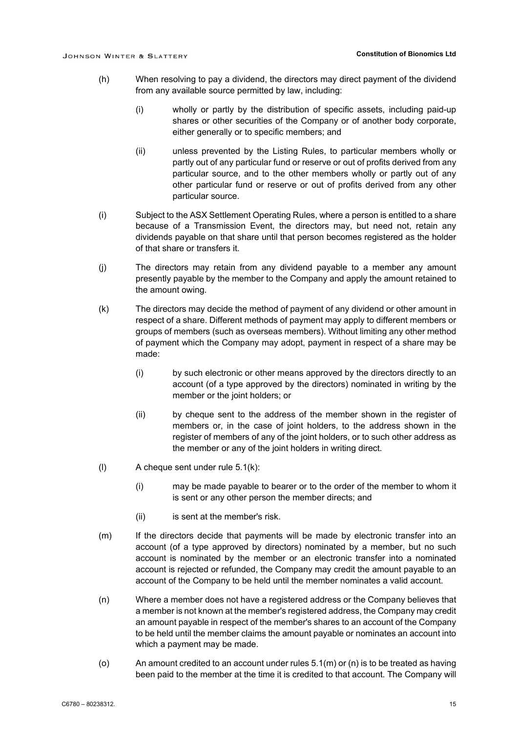(h) When resolving to pay a dividend, the directors may direct payment of the dividend from any available source permitted by law, including:

   (i) wholly or partly by the distribution of specific assets, including paid-up shares or other securities of the Company or of another body corporate, either generally or to specific members; and

   (ii) unless prevented by the Listing Rules, to particular members wholly or partly out of any particular fund or reserve or out of profits derived from any particular source, and to the other members wholly or partly out of any other particular fund or reserve or out of profits derived from any other particular source.

(i) Subject to the ASX Settlement Operating Rules, where a person is entitled to a share because of a Transmission Event, the directors may, but need not, retain any dividends payable on that share until that person becomes registered as the holder of that share or transfers it.

(j) The directors may retain from any dividend payable to a member any amount presently payable by the member to the Company and apply the amount retained to the amount owing.

(k) The directors may decide the method of payment of any dividend or other amount in respect of a share. Different methods of payment may apply to different members or groups of members (such as overseas members). Without limiting any other method of payment which the Company may adopt, payment in respect of a share may be made:

   (i) by such electronic or other means approved by the directors directly to an account (of a type approved by the directors) nominated in writing by the member or the joint holders; or

   (ii) by cheque sent to the address of the member shown in the register of members or, in the case of joint holders, to the address shown in the register of members of any of the joint holders, or to such other address as the member or any of the joint holders in writing direct.

(l) A cheque sent under rule 5.1(k):

   (i) may be made payable to bearer or to the order of the member to whom it is sent or any other person the member directs; and

   (ii) is sent at the member's risk.

(m) If the directors decide that payments will be made by electronic transfer into an account (of a type approved by directors) nominated by a member, but no such account is nominated by the member or an electronic transfer into a nominated account is rejected or refunded, the Company may credit the amount payable to an account of the Company to be held until the member nominates a valid account.

(n) Where a member does not have a registered address or the Company believes that a member is not known at the member's registered address, the Company may credit an amount payable in respect of the member's shares to an account of the Company to be held until the member claims the amount payable or nominates an account into which a payment may be made.

(o) An amount credited to an account under rules 5.1(m) or (n) is to be treated as having been paid to the member at the time it is credited to that account. The Company will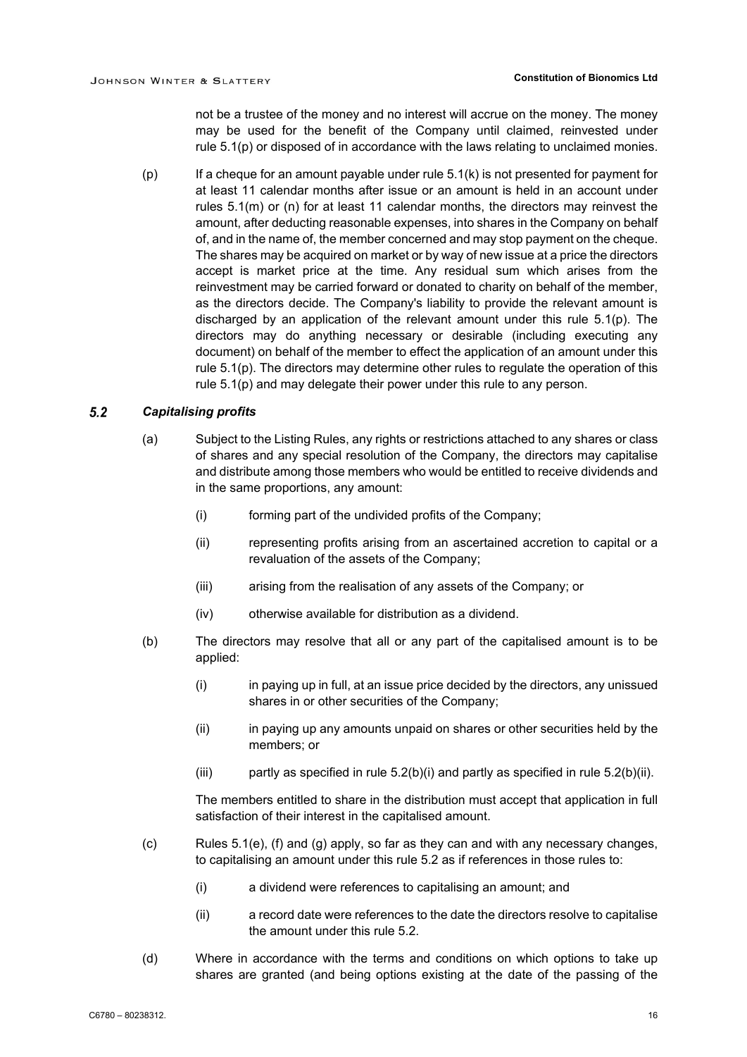not be a trustee of the money and no interest will accrue on the money. The money may be used for the benefit of the Company until claimed, reinvested under rule 5.1(p) or disposed of in accordance with the laws relating to unclaimed monies.

(p) If a cheque for an amount payable under rule 5.1(k) is not presented for payment for at least 11 calendar months after issue or an amount is held in an account under rules 5.1(m) or (n) for at least 11 calendar months, the directors may reinvest the amount, after deducting reasonable expenses, into shares in the Company on behalf of, and in the name of, the member concerned and may stop payment on the cheque. The shares may be acquired on market or by way of new issue at a price the directors accept is market price at the time. Any residual sum which arises from the reinvestment may be carried forward or donated to charity on behalf of the member, as the directors decide. The Company's liability to provide the relevant amount is discharged by an application of the relevant amount under this rule 5.1(p). The directors may do anything necessary or desirable (including executing any document) on behalf of the member to effect the application of an amount under this rule 5.1(p). The directors may determine other rules to regulate the operation of this rule 5.1(p) and may delegate their power under this rule to any person.

### 5.2 *Capitalising profits*

(a) Subject to the Listing Rules, any rights or restrictions attached to any shares or class of shares and any special resolution of the Company, the directors may capitalise and distribute among those members who would be entitled to receive dividends and in the same proportions, any amount:

(i) forming part of the undivided profits of the Company;

(ii) representing profits arising from an ascertained accretion to capital or a revaluation of the assets of the Company;

(iii) arising from the realisation of any assets of the Company; or

(iv) otherwise available for distribution as a dividend.

(b) The directors may resolve that all or any part of the capitalised amount is to be applied:

(i) in paying up in full, at an issue price decided by the directors, any unissued shares in or other securities of the Company;

(ii) in paying up any amounts unpaid on shares or other securities held by the members; or

(iii) partly as specified in rule 5.2(b)(i) and partly as specified in rule 5.2(b)(ii).

The members entitled to share in the distribution must accept that application in full satisfaction of their interest in the capitalised amount.

(c) Rules 5.1(e), (f) and (g) apply, so far as they can and with any necessary changes, to capitalising an amount under this rule 5.2 as if references in those rules to:

(i) a dividend were references to capitalising an amount; and

(ii) a record date were references to the date the directors resolve to capitalise the amount under this rule 5.2.

(d) Where in accordance with the terms and conditions on which options to take up shares are granted (and being options existing at the date of the passing of the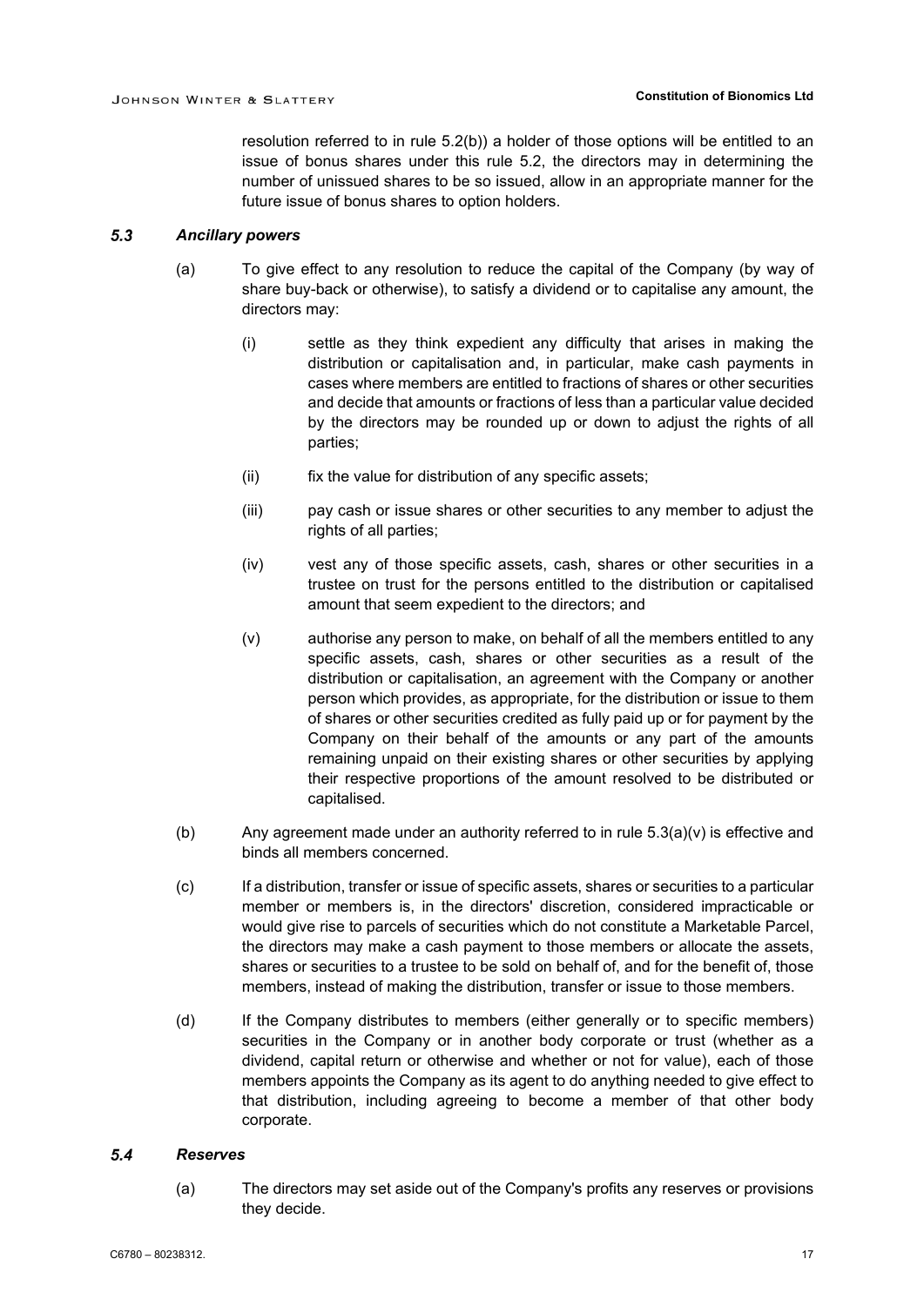resolution referred to in rule 5.2(b)) a holder of those options will be entitled to an issue of bonus shares under this rule 5.2, the directors may in determining the number of unissued shares to be so issued, allow in an appropriate manner for the future issue of bonus shares to option holders.

### *5.3 Ancillary powers*

(a) To give effect to any resolution to reduce the capital of the Company (by way of share buy-back or otherwise), to satisfy a dividend or to capitalise any amount, the directors may:

(i) settle as they think expedient any difficulty that arises in making the distribution or capitalisation and, in particular, make cash payments in cases where members are entitled to fractions of shares or other securities and decide that amounts or fractions of less than a particular value decided by the directors may be rounded up or down to adjust the rights of all parties;

(ii) fix the value for distribution of any specific assets;

(iii) pay cash or issue shares or other securities to any member to adjust the rights of all parties;

(iv) vest any of those specific assets, cash, shares or other securities in a trustee on trust for the persons entitled to the distribution or capitalised amount that seem expedient to the directors; and

(v) authorise any person to make, on behalf of all the members entitled to any specific assets, cash, shares or other securities as a result of the distribution or capitalisation, an agreement with the Company or another person which provides, as appropriate, for the distribution or issue to them of shares or other securities credited as fully paid up or for payment by the Company on their behalf of the amounts or any part of the amounts remaining unpaid on their existing shares or other securities by applying their respective proportions of the amount resolved to be distributed or capitalised.

(b) Any agreement made under an authority referred to in rule 5.3(a)(v) is effective and binds all members concerned.

(c) If a distribution, transfer or issue of specific assets, shares or securities to a particular member or members is, in the directors' discretion, considered impracticable or would give rise to parcels of securities which do not constitute a Marketable Parcel, the directors may make a cash payment to those members or allocate the assets, shares or securities to a trustee to be sold on behalf of, and for the benefit of, those members, instead of making the distribution, transfer or issue to those members.

(d) If the Company distributes to members (either generally or to specific members) securities in the Company or in another body corporate or trust (whether as a dividend, capital return or otherwise and whether or not for value), each of those members appoints the Company as its agent to do anything needed to give effect to that distribution, including agreeing to become a member of that other body corporate.

### *5.4 Reserves*

(a) The directors may set aside out of the Company's profits any reserves or provisions they decide.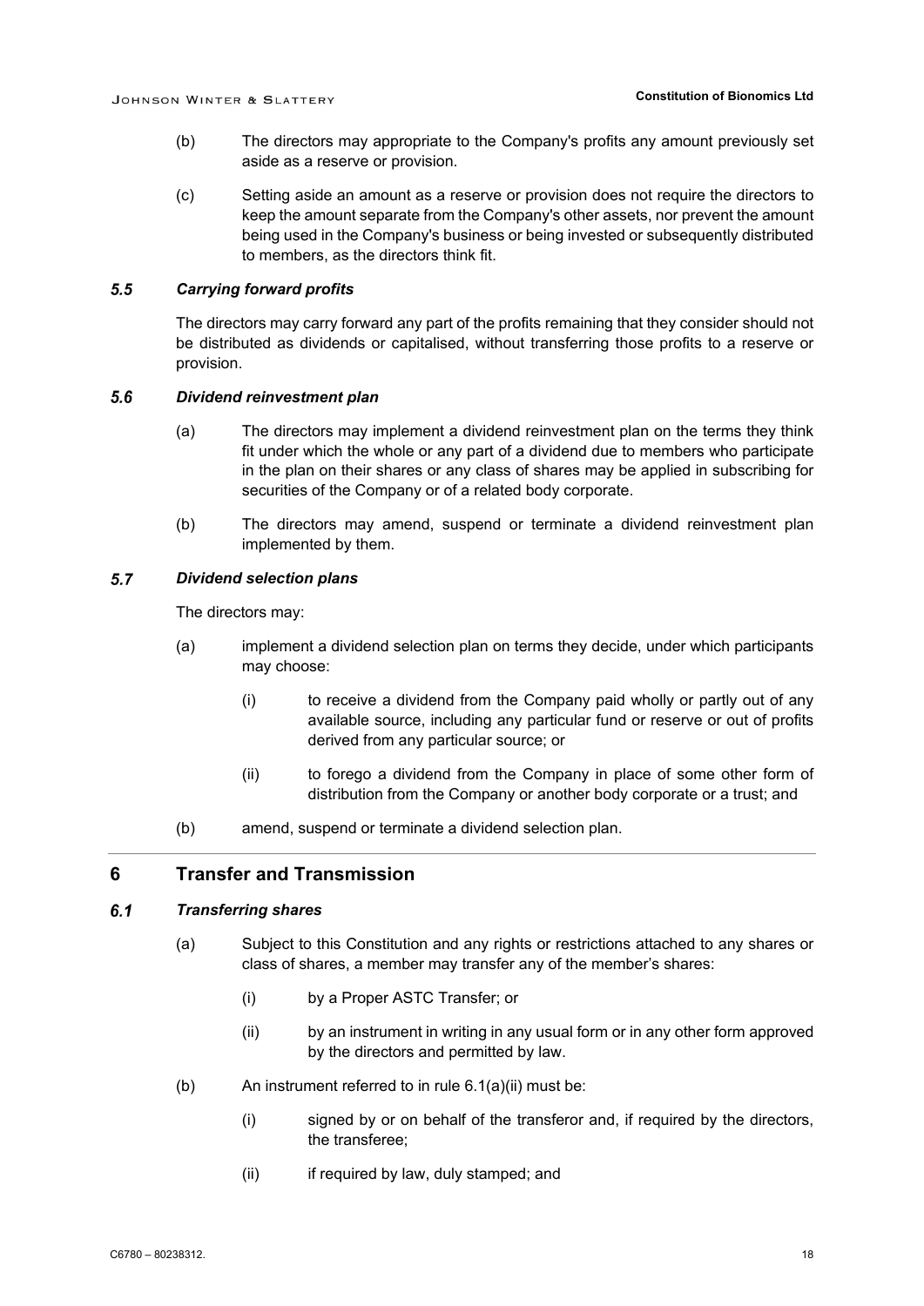(b) The directors may appropriate to the Company's profits any amount previously set aside as a reserve or provision.

(c) Setting aside an amount as a reserve or provision does not require the directors to keep the amount separate from the Company's other assets, nor prevent the amount being used in the Company's business or being invested or subsequently distributed to members, as the directors think fit.

### *5.5 Carrying forward profits*

The directors may carry forward any part of the profits remaining that they consider should not be distributed as dividends or capitalised, without transferring those profits to a reserve or provision.

### *5.6 Dividend reinvestment plan*

(a) The directors may implement a dividend reinvestment plan on the terms they think fit under which the whole or any part of a dividend due to members who participate in the plan on their shares or any class of shares may be applied in subscribing for securities of the Company or of a related body corporate.

(b) The directors may amend, suspend or terminate a dividend reinvestment plan implemented by them.

### *5.7 Dividend selection plans*

The directors may:

(a) implement a dividend selection plan on terms they decide, under which participants may choose:

   (i) to receive a dividend from the Company paid wholly or partly out of any available source, including any particular fund or reserve or out of profits derived from any particular source; or

   (ii) to forego a dividend from the Company in place of some other form of distribution from the Company or another body corporate or a trust; and

(b) amend, suspend or terminate a dividend selection plan.

## 6 Transfer and Transmission

### *6.1 Transferring shares*

(a) Subject to this Constitution and any rights or restrictions attached to any shares or class of shares, a member may transfer any of the member's shares:

   (i) by a Proper ASTC Transfer; or

   (ii) by an instrument in writing in any usual form or in any other form approved by the directors and permitted by law.

(b) An instrument referred to in rule 6.1(a)(ii) must be:

   (i) signed by or on behalf of the transferor and, if required by the directors, the transferee;

   (ii) if required by law, duly stamped; and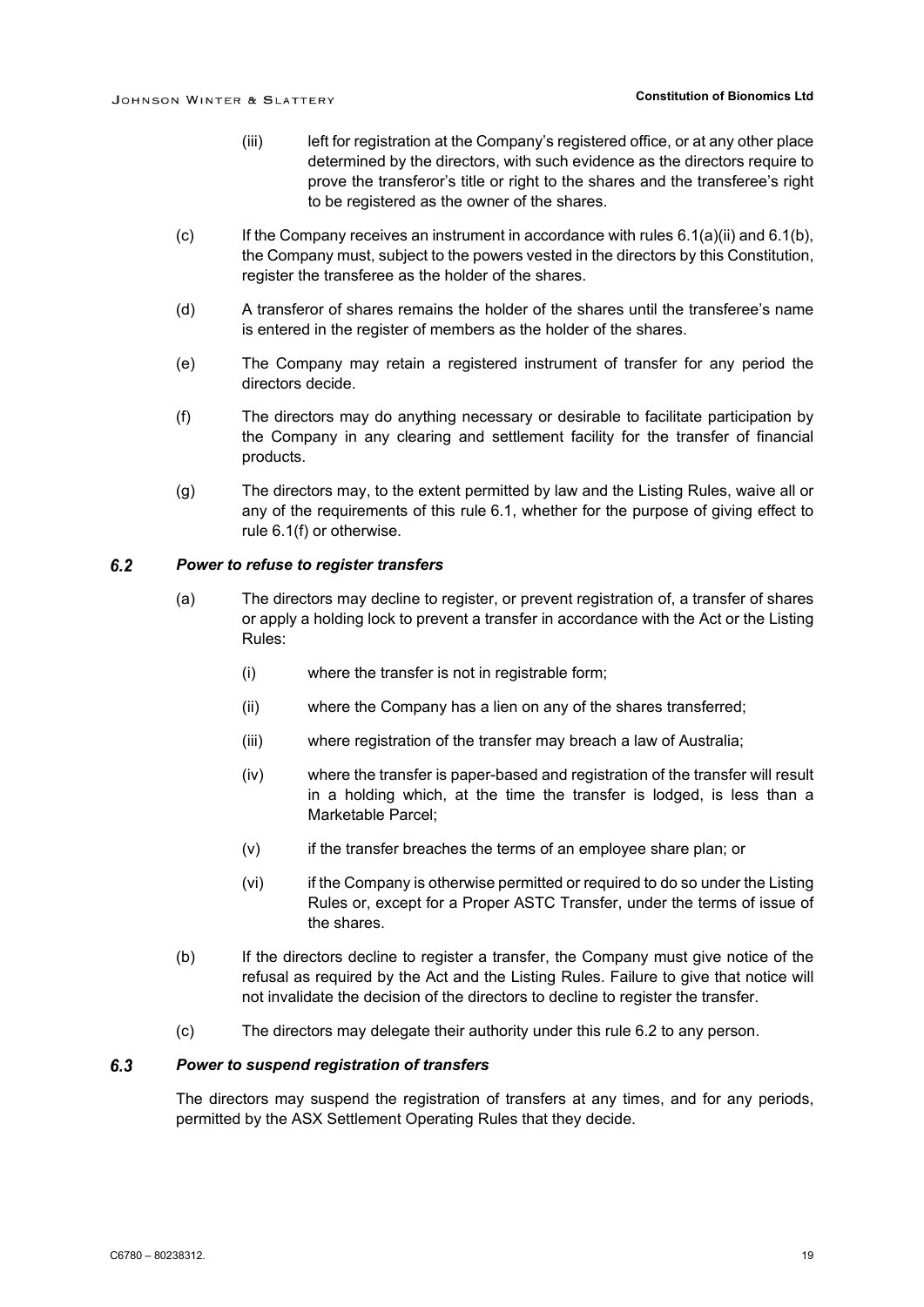(iii) left for registration at the Company's registered office, or at any other place determined by the directors, with such evidence as the directors require to prove the transferor's title or right to the shares and the transferee's right to be registered as the owner of the shares.

(c) If the Company receives an instrument in accordance with rules 6.1(a)(ii) and 6.1(b), the Company must, subject to the powers vested in the directors by this Constitution, register the transferee as the holder of the shares.

(d) A transferor of shares remains the holder of the shares until the transferee's name is entered in the register of members as the holder of the shares.

(e) The Company may retain a registered instrument of transfer for any period the directors decide.

(f) The directors may do anything necessary or desirable to facilitate participation by the Company in any clearing and settlement facility for the transfer of financial products.

(g) The directors may, to the extent permitted by law and the Listing Rules, waive all or any of the requirements of this rule 6.1, whether for the purpose of giving effect to rule 6.1(f) or otherwise.

### 6.2 *Power to refuse to register transfers*

(a) The directors may decline to register, or prevent registration of, a transfer of shares or apply a holding lock to prevent a transfer in accordance with the Act or the Listing Rules:

(i) where the transfer is not in registrable form;

(ii) where the Company has a lien on any of the shares transferred;

(iii) where registration of the transfer may breach a law of Australia;

(iv) where the transfer is paper-based and registration of the transfer will result in a holding which, at the time the transfer is lodged, is less than a Marketable Parcel;

(v) if the transfer breaches the terms of an employee share plan; or

(vi) if the Company is otherwise permitted or required to do so under the Listing Rules or, except for a Proper ASTC Transfer, under the terms of issue of the shares.

(b) If the directors decline to register a transfer, the Company must give notice of the refusal as required by the Act and the Listing Rules. Failure to give that notice will not invalidate the decision of the directors to decline to register the transfer.

(c) The directors may delegate their authority under this rule 6.2 to any person.

### 6.3 *Power to suspend registration of transfers*

The directors may suspend the registration of transfers at any times, and for any periods, permitted by the ASX Settlement Operating Rules that they decide.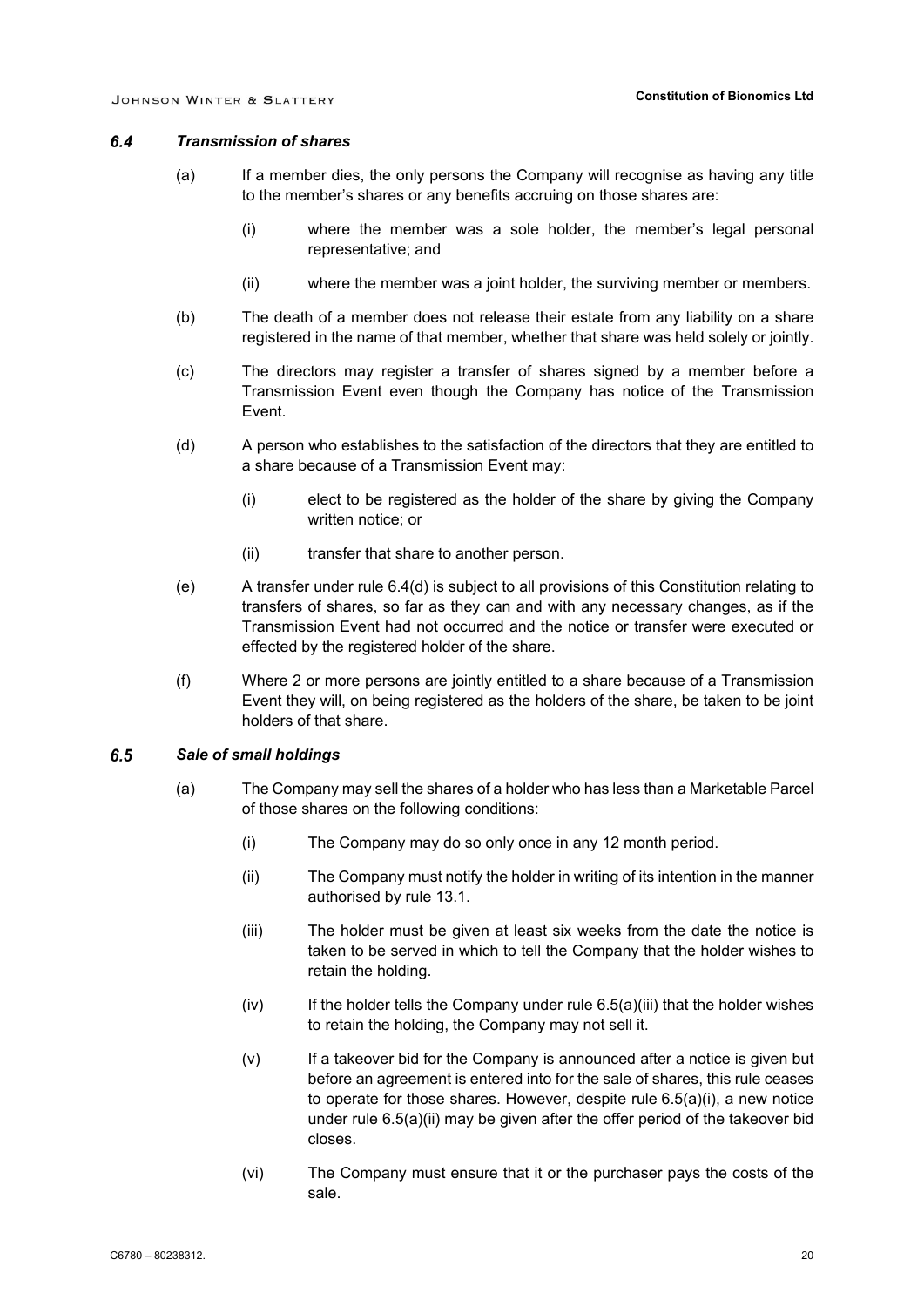### 6.4 *Transmission of shares*

(a) If a member dies, the only persons the Company will recognise as having any title to the member's shares or any benefits accruing on those shares are:

(i) where the member was a sole holder, the member's legal personal representative; and

(ii) where the member was a joint holder, the surviving member or members.

(b) The death of a member does not release their estate from any liability on a share registered in the name of that member, whether that share was held solely or jointly.

(c) The directors may register a transfer of shares signed by a member before a Transmission Event even though the Company has notice of the Transmission Event.

(d) A person who establishes to the satisfaction of the directors that they are entitled to a share because of a Transmission Event may:

(i) elect to be registered as the holder of the share by giving the Company written notice; or

(ii) transfer that share to another person.

(e) A transfer under rule 6.4(d) is subject to all provisions of this Constitution relating to transfers of shares, so far as they can and with any necessary changes, as if the Transmission Event had not occurred and the notice or transfer were executed or effected by the registered holder of the share.

(f) Where 2 or more persons are jointly entitled to a share because of a Transmission Event they will, on being registered as the holders of the share, be taken to be joint holders of that share.

### 6.5 *Sale of small holdings*

(a) The Company may sell the shares of a holder who has less than a Marketable Parcel of those shares on the following conditions:

(i) The Company may do so only once in any 12 month period.

(ii) The Company must notify the holder in writing of its intention in the manner authorised by rule 13.1.

(iii) The holder must be given at least six weeks from the date the notice is taken to be served in which to tell the Company that the holder wishes to retain the holding.

(iv) If the holder tells the Company under rule 6.5(a)(iii) that the holder wishes to retain the holding, the Company may not sell it.

(v) If a takeover bid for the Company is announced after a notice is given but before an agreement is entered into for the sale of shares, this rule ceases to operate for those shares. However, despite rule 6.5(a)(i), a new notice under rule 6.5(a)(ii) may be given after the offer period of the takeover bid closes.

(vi) The Company must ensure that it or the purchaser pays the costs of the sale.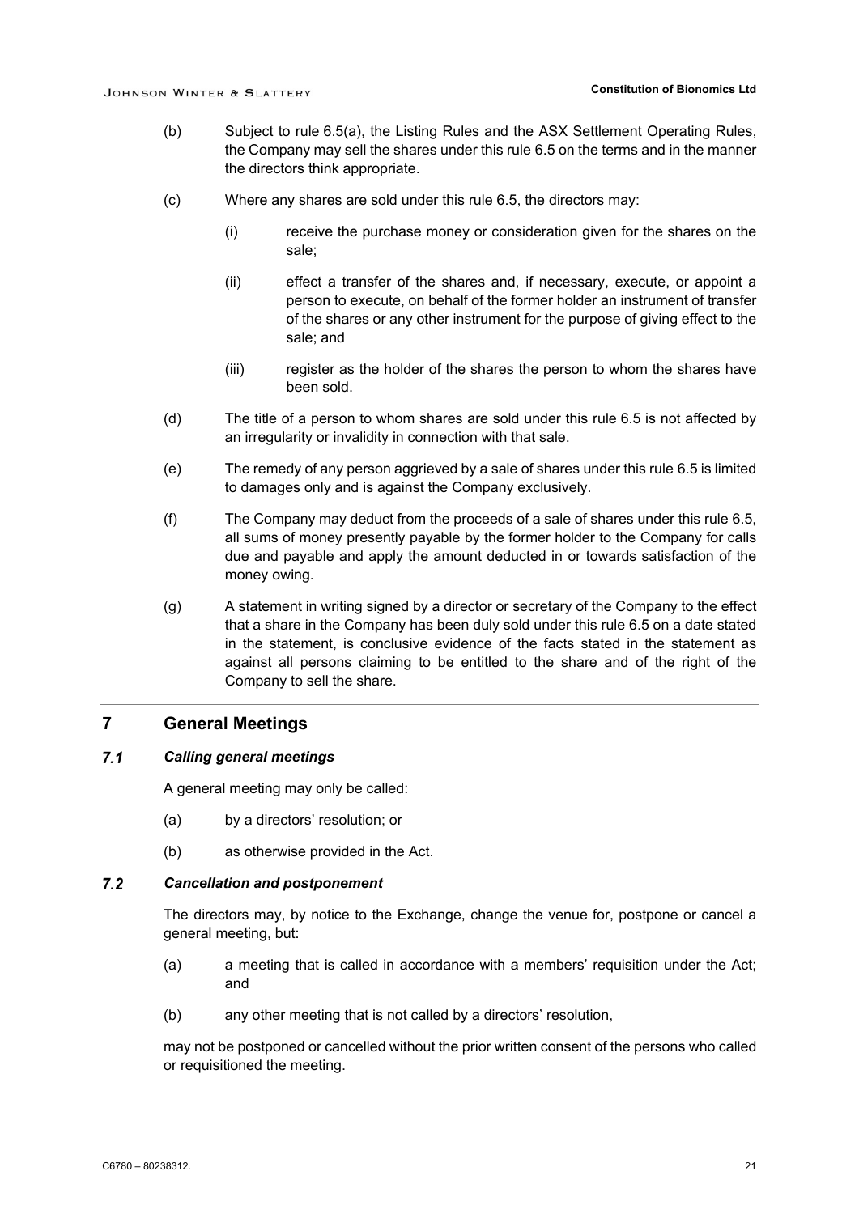(b) Subject to rule 6.5(a), the Listing Rules and the ASX Settlement Operating Rules, the Company may sell the shares under this rule 6.5 on the terms and in the manner the directors think appropriate.

(c) Where any shares are sold under this rule 6.5, the directors may:

   (i) receive the purchase money or consideration given for the shares on the sale;

   (ii) effect a transfer of the shares and, if necessary, execute, or appoint a person to execute, on behalf of the former holder an instrument of transfer of the shares or any other instrument for the purpose of giving effect to the sale; and

   (iii) register as the holder of the shares the person to whom the shares have been sold.

(d) The title of a person to whom shares are sold under this rule 6.5 is not affected by an irregularity or invalidity in connection with that sale.

(e) The remedy of any person aggrieved by a sale of shares under this rule 6.5 is limited to damages only and is against the Company exclusively.

(f) The Company may deduct from the proceeds of a sale of shares under this rule 6.5, all sums of money presently payable by the former holder to the Company for calls due and payable and apply the amount deducted in or towards satisfaction of the money owing.

(g) A statement in writing signed by a director or secretary of the Company to the effect that a share in the Company has been duly sold under this rule 6.5 on a date stated in the statement, is conclusive evidence of the facts stated in the statement as against all persons claiming to be entitled to the share and of the right of the Company to sell the share.

# 7 General Meetings

## 7.1 *Calling general meetings*

A general meeting may only be called:

(a) by a directors' resolution; or

(b) as otherwise provided in the Act.

## 7.2 *Cancellation and postponement*

The directors may, by notice to the Exchange, change the venue for, postpone or cancel a general meeting, but:

(a) a meeting that is called in accordance with a members' requisition under the Act; and

(b) any other meeting that is not called by a directors' resolution,

may not be postponed or cancelled without the prior written consent of the persons who called or requisitioned the meeting.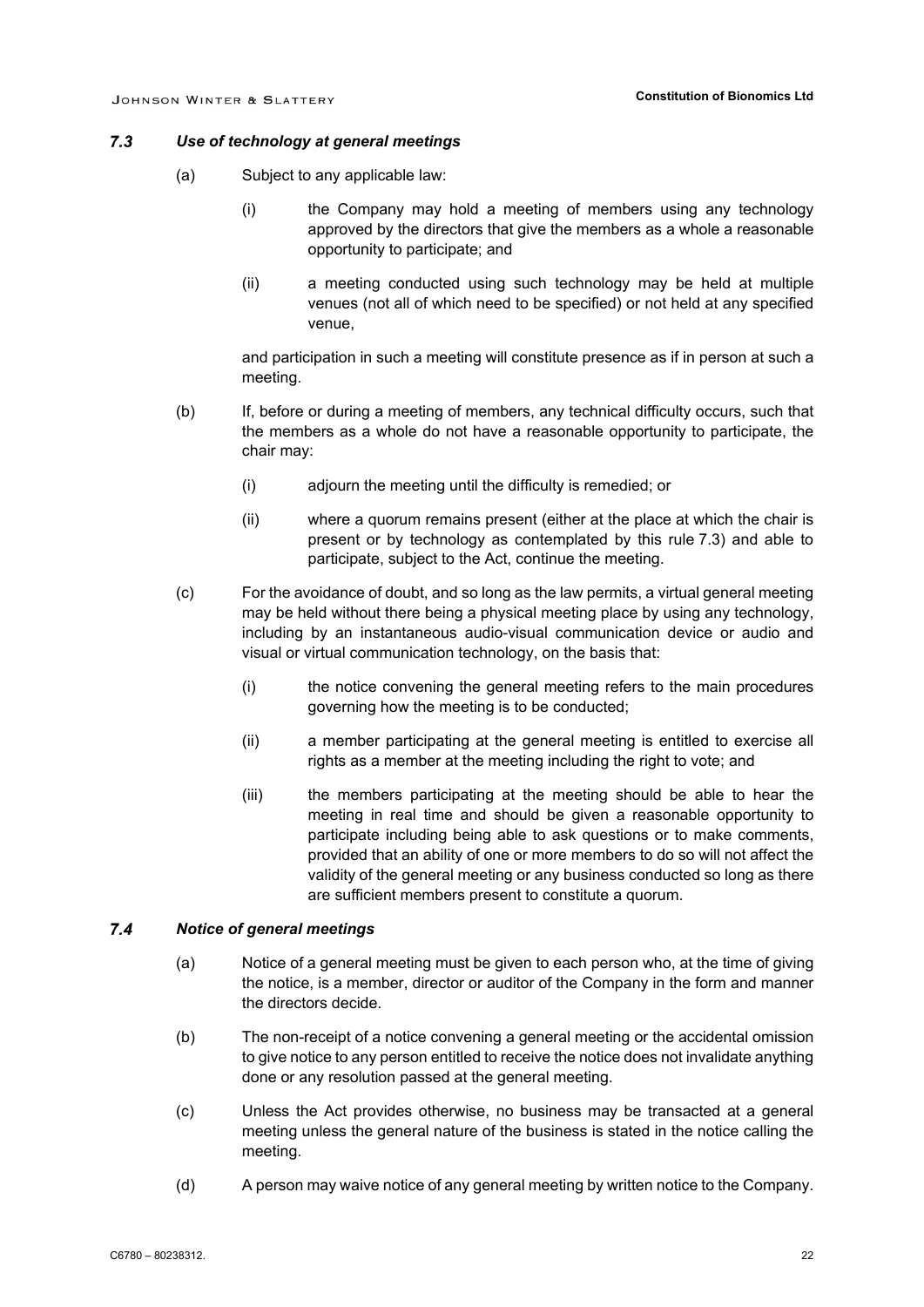### *7.3 Use of technology at general meetings*

(a) Subject to any applicable law:

(i) the Company may hold a meeting of members using any technology approved by the directors that give the members as a whole a reasonable opportunity to participate; and

(ii) a meeting conducted using such technology may be held at multiple venues (not all of which need to be specified) or not held at any specified venue,

and participation in such a meeting will constitute presence as if in person at such a meeting.

(b) If, before or during a meeting of members, any technical difficulty occurs, such that the members as a whole do not have a reasonable opportunity to participate, the chair may:

(i) adjourn the meeting until the difficulty is remedied; or

(ii) where a quorum remains present (either at the place at which the chair is present or by technology as contemplated by this rule 7.3) and able to participate, subject to the Act, continue the meeting.

(c) For the avoidance of doubt, and so long as the law permits, a virtual general meeting may be held without there being a physical meeting place by using any technology, including by an instantaneous audio-visual communication device or audio and visual or virtual communication technology, on the basis that:

(i) the notice convening the general meeting refers to the main procedures governing how the meeting is to be conducted;

(ii) a member participating at the general meeting is entitled to exercise all rights as a member at the meeting including the right to vote; and

(iii) the members participating at the meeting should be able to hear the meeting in real time and should be given a reasonable opportunity to participate including being able to ask questions or to make comments, provided that an ability of one or more members to do so will not affect the validity of the general meeting or any business conducted so long as there are sufficient members present to constitute a quorum.

### *7.4 Notice of general meetings*

(a) Notice of a general meeting must be given to each person who, at the time of giving the notice, is a member, director or auditor of the Company in the form and manner the directors decide.

(b) The non-receipt of a notice convening a general meeting or the accidental omission to give notice to any person entitled to receive the notice does not invalidate anything done or any resolution passed at the general meeting.

(c) Unless the Act provides otherwise, no business may be transacted at a general meeting unless the general nature of the business is stated in the notice calling the meeting.

(d) A person may waive notice of any general meeting by written notice to the Company.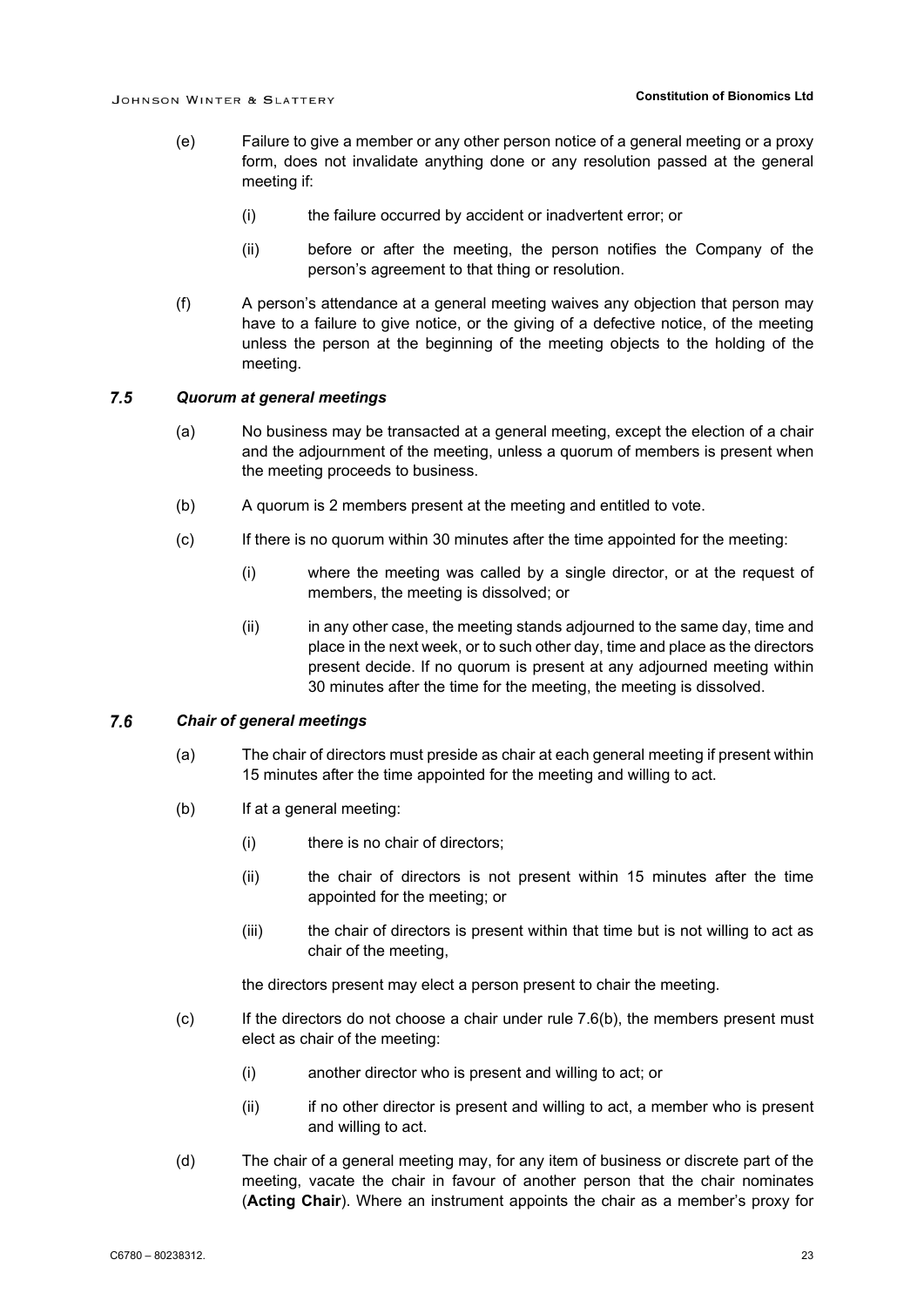(e) Failure to give a member or any other person notice of a general meeting or a proxy form, does not invalidate anything done or any resolution passed at the general meeting if:

(i) the failure occurred by accident or inadvertent error; or

(ii) before or after the meeting, the person notifies the Company of the person's agreement to that thing or resolution.

(f) A person's attendance at a general meeting waives any objection that person may have to a failure to give notice, or the giving of a defective notice, of the meeting unless the person at the beginning of the meeting objects to the holding of the meeting.

### 7.5 *Quorum at general meetings*

(a) No business may be transacted at a general meeting, except the election of a chair and the adjournment of the meeting, unless a quorum of members is present when the meeting proceeds to business.

(b) A quorum is 2 members present at the meeting and entitled to vote.

(c) If there is no quorum within 30 minutes after the time appointed for the meeting:

(i) where the meeting was called by a single director, or at the request of members, the meeting is dissolved; or

(ii) in any other case, the meeting stands adjourned to the same day, time and place in the next week, or to such other day, time and place as the directors present decide. If no quorum is present at any adjourned meeting within 30 minutes after the time for the meeting, the meeting is dissolved.

### 7.6 *Chair of general meetings*

(a) The chair of directors must preside as chair at each general meeting if present within 15 minutes after the time appointed for the meeting and willing to act.

(b) If at a general meeting:

(i) there is no chair of directors;

(ii) the chair of directors is not present within 15 minutes after the time appointed for the meeting; or

(iii) the chair of directors is present within that time but is not willing to act as chair of the meeting,

the directors present may elect a person present to chair the meeting.

(c) If the directors do not choose a chair under rule 7.6(b), the members present must elect as chair of the meeting:

(i) another director who is present and willing to act; or

(ii) if no other director is present and willing to act, a member who is present and willing to act.

(d) The chair of a general meeting may, for any item of business or discrete part of the meeting, vacate the chair in favour of another person that the chair nominates (**Acting Chair**). Where an instrument appoints the chair as a member's proxy for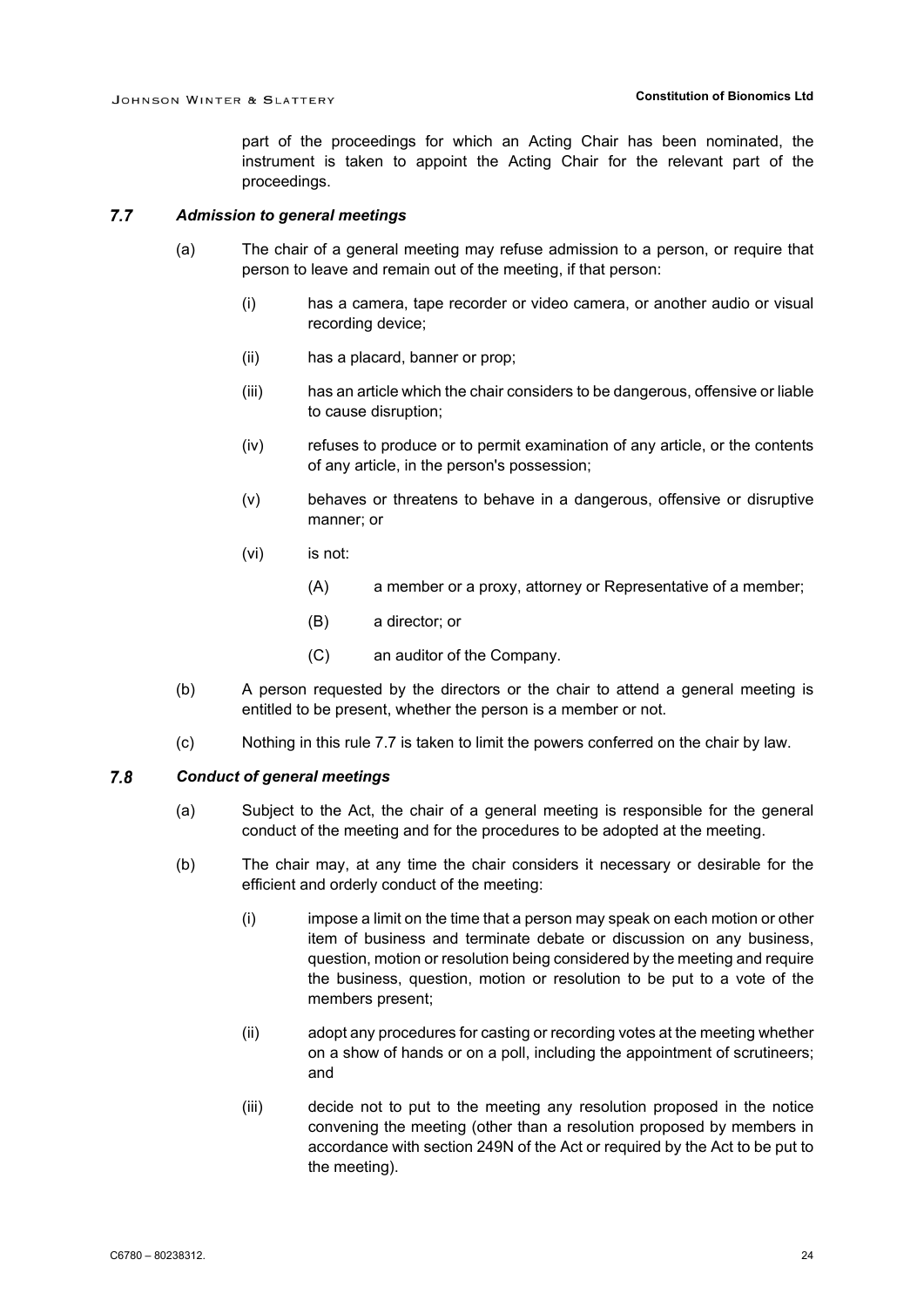part of the proceedings for which an Acting Chair has been nominated, the instrument is taken to appoint the Acting Chair for the relevant part of the proceedings.

### 7.7 *Admission to general meetings*

(a) The chair of a general meeting may refuse admission to a person, or require that person to leave and remain out of the meeting, if that person:

(i) has a camera, tape recorder or video camera, or another audio or visual recording device;

(ii) has a placard, banner or prop;

(iii) has an article which the chair considers to be dangerous, offensive or liable to cause disruption;

(iv) refuses to produce or to permit examination of any article, or the contents of any article, in the person's possession;

(v) behaves or threatens to behave in a dangerous, offensive or disruptive manner; or

(vi) is not:

(A) a member or a proxy, attorney or Representative of a member;

(B) a director; or

(C) an auditor of the Company.

(b) A person requested by the directors or the chair to attend a general meeting is entitled to be present, whether the person is a member or not.

(c) Nothing in this rule 7.7 is taken to limit the powers conferred on the chair by law.

### 7.8 *Conduct of general meetings*

(a) Subject to the Act, the chair of a general meeting is responsible for the general conduct of the meeting and for the procedures to be adopted at the meeting.

(b) The chair may, at any time the chair considers it necessary or desirable for the efficient and orderly conduct of the meeting:

(i) impose a limit on the time that a person may speak on each motion or other item of business and terminate debate or discussion on any business, question, motion or resolution being considered by the meeting and require the business, question, motion or resolution to be put to a vote of the members present;

(ii) adopt any procedures for casting or recording votes at the meeting whether on a show of hands or on a poll, including the appointment of scrutineers; and

(iii) decide not to put to the meeting any resolution proposed in the notice convening the meeting (other than a resolution proposed by members in accordance with section 249N of the Act or required by the Act to be put to the meeting).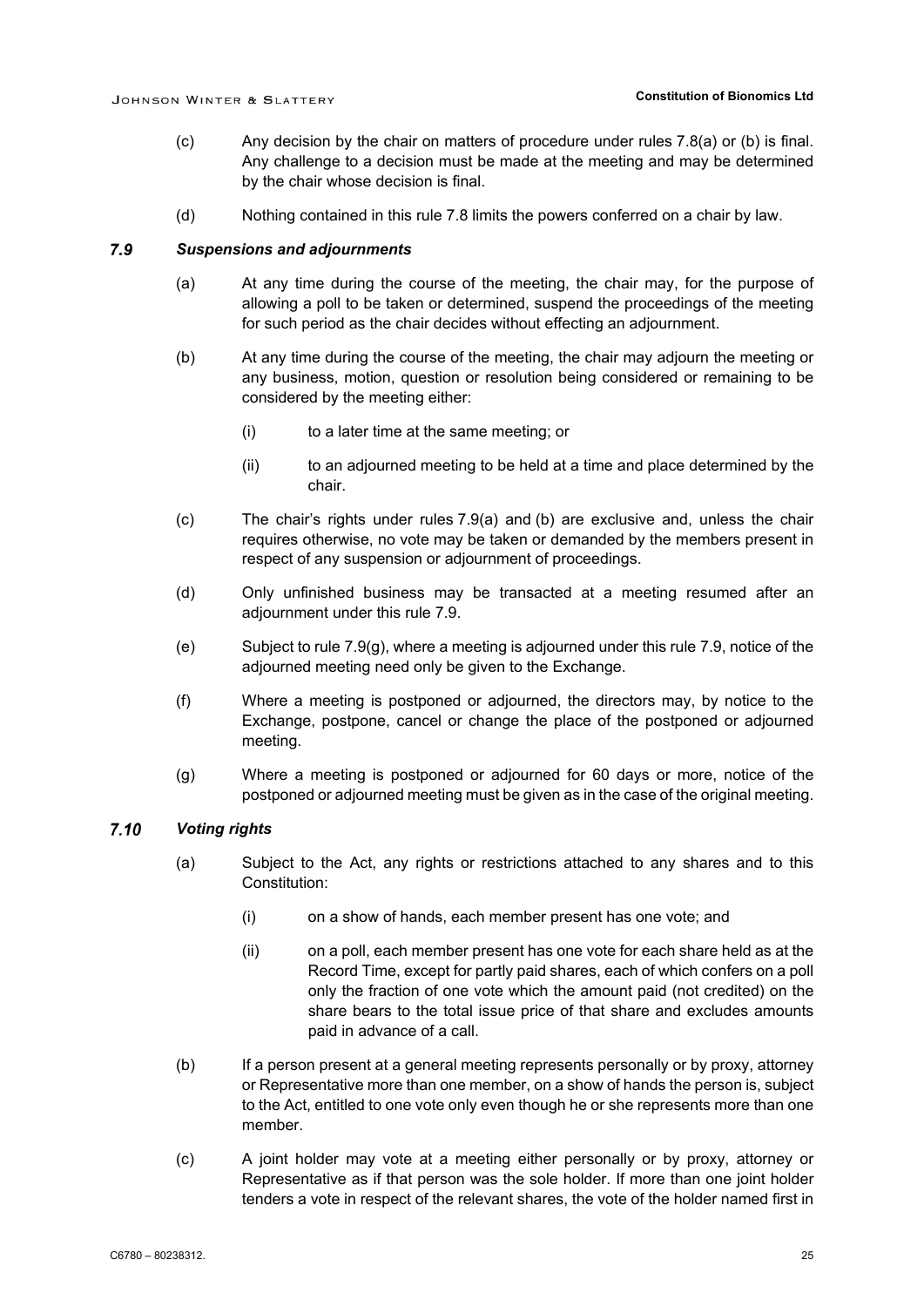(c) Any decision by the chair on matters of procedure under rules 7.8(a) or (b) is final. Any challenge to a decision must be made at the meeting and may be determined by the chair whose decision is final.

(d) Nothing contained in this rule 7.8 limits the powers conferred on a chair by law.

### *7.9 Suspensions and adjournments*

(a) At any time during the course of the meeting, the chair may, for the purpose of allowing a poll to be taken or determined, suspend the proceedings of the meeting for such period as the chair decides without effecting an adjournment.

(b) At any time during the course of the meeting, the chair may adjourn the meeting or any business, motion, question or resolution being considered or remaining to be considered by the meeting either:

   (i) to a later time at the same meeting; or

   (ii) to an adjourned meeting to be held at a time and place determined by the chair.

(c) The chair's rights under rules 7.9(a) and (b) are exclusive and, unless the chair requires otherwise, no vote may be taken or demanded by the members present in respect of any suspension or adjournment of proceedings.

(d) Only unfinished business may be transacted at a meeting resumed after an adjournment under this rule 7.9.

(e) Subject to rule 7.9(g), where a meeting is adjourned under this rule 7.9, notice of the adjourned meeting need only be given to the Exchange.

(f) Where a meeting is postponed or adjourned, the directors may, by notice to the Exchange, postpone, cancel or change the place of the postponed or adjourned meeting.

(g) Where a meeting is postponed or adjourned for 60 days or more, notice of the postponed or adjourned meeting must be given as in the case of the original meeting.

### *7.10 Voting rights*

(a) Subject to the Act, any rights or restrictions attached to any shares and to this Constitution:

   (i) on a show of hands, each member present has one vote; and

   (ii) on a poll, each member present has one vote for each share held as at the Record Time, except for partly paid shares, each of which confers on a poll only the fraction of one vote which the amount paid (not credited) on the share bears to the total issue price of that share and excludes amounts paid in advance of a call.

(b) If a person present at a general meeting represents personally or by proxy, attorney or Representative more than one member, on a show of hands the person is, subject to the Act, entitled to one vote only even though he or she represents more than one member.

(c) A joint holder may vote at a meeting either personally or by proxy, attorney or Representative as if that person was the sole holder. If more than one joint holder tenders a vote in respect of the relevant shares, the vote of the holder named first in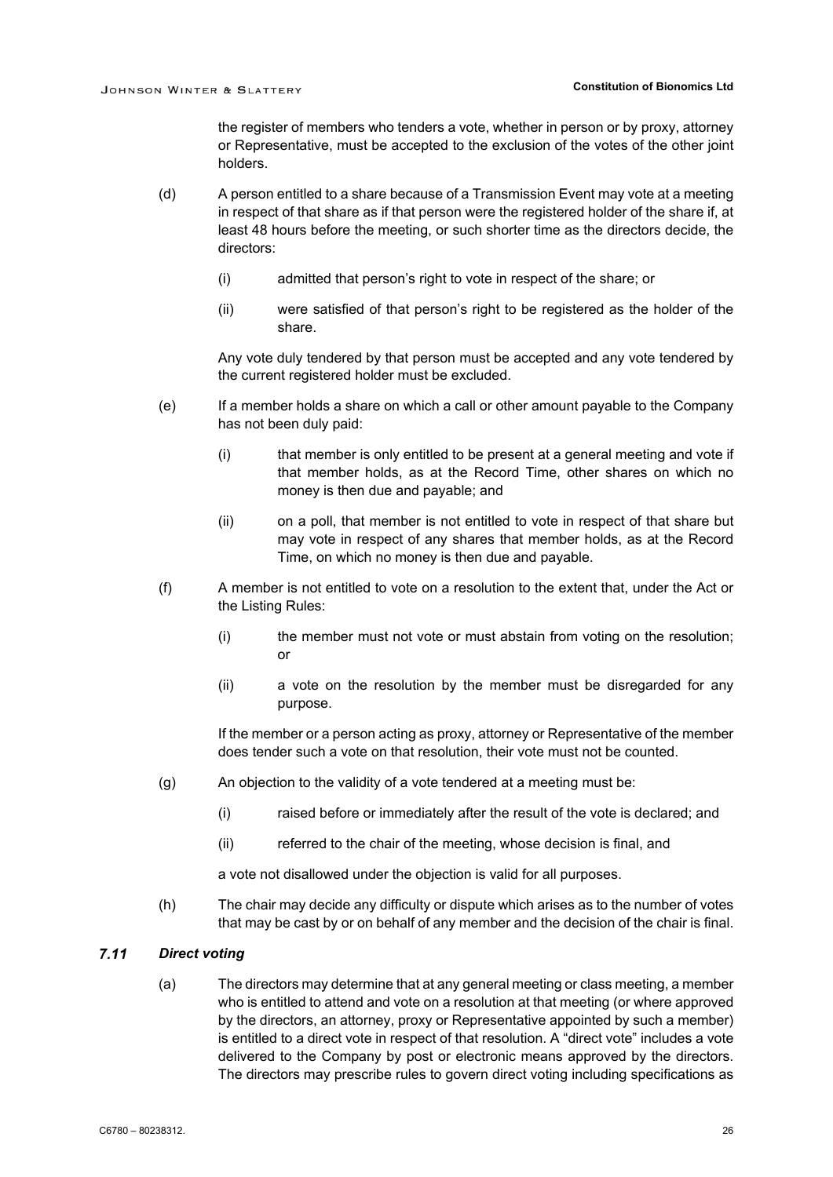the register of members who tenders a vote, whether in person or by proxy, attorney or Representative, must be accepted to the exclusion of the votes of the other joint holders.

(d) A person entitled to a share because of a Transmission Event may vote at a meeting in respect of that share as if that person were the registered holder of the share if, at least 48 hours before the meeting, or such shorter time as the directors decide, the directors:

   (i) admitted that person's right to vote in respect of the share; or

   (ii) were satisfied of that person's right to be registered as the holder of the share.

   Any vote duly tendered by that person must be accepted and any vote tendered by the current registered holder must be excluded.

(e) If a member holds a share on which a call or other amount payable to the Company has not been duly paid:

   (i) that member is only entitled to be present at a general meeting and vote if that member holds, as at the Record Time, other shares on which no money is then due and payable; and

   (ii) on a poll, that member is not entitled to vote in respect of that share but may vote in respect of any shares that member holds, as at the Record Time, on which no money is then due and payable.

(f) A member is not entitled to vote on a resolution to the extent that, under the Act or the Listing Rules:

   (i) the member must not vote or must abstain from voting on the resolution; or

   (ii) a vote on the resolution by the member must be disregarded for any purpose.

   If the member or a person acting as proxy, attorney or Representative of the member does tender such a vote on that resolution, their vote must not be counted.

(g) An objection to the validity of a vote tendered at a meeting must be:

   (i) raised before or immediately after the result of the vote is declared; and

   (ii) referred to the chair of the meeting, whose decision is final, and

   a vote not disallowed under the objection is valid for all purposes.

(h) The chair may decide any difficulty or dispute which arises as to the number of votes that may be cast by or on behalf of any member and the decision of the chair is final.

### *7.11 Direct voting*

(a) The directors may determine that at any general meeting or class meeting, a member who is entitled to attend and vote on a resolution at that meeting (or where approved by the directors, an attorney, proxy or Representative appointed by such a member) is entitled to a direct vote in respect of that resolution. A "direct vote" includes a vote delivered to the Company by post or electronic means approved by the directors. The directors may prescribe rules to govern direct voting including specifications as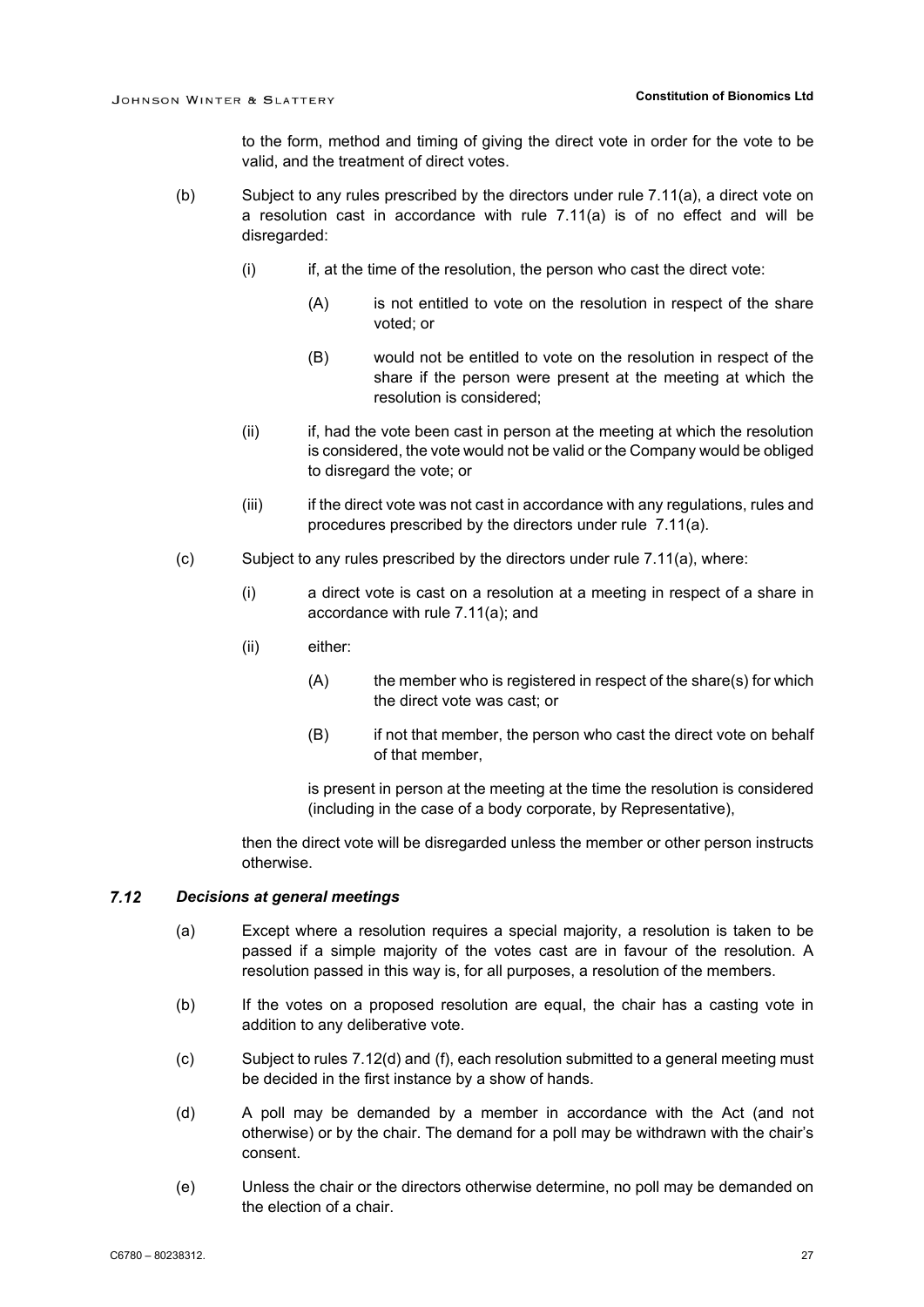to the form, method and timing of giving the direct vote in order for the vote to be valid, and the treatment of direct votes.

(b) Subject to any rules prescribed by the directors under rule 7.11(a), a direct vote on a resolution cast in accordance with rule 7.11(a) is of no effect and will be disregarded:

(i) if, at the time of the resolution, the person who cast the direct vote:

(A) is not entitled to vote on the resolution in respect of the share voted; or

(B) would not be entitled to vote on the resolution in respect of the share if the person were present at the meeting at which the resolution is considered;

(ii) if, had the vote been cast in person at the meeting at which the resolution is considered, the vote would not be valid or the Company would be obliged to disregard the vote; or

(iii) if the direct vote was not cast in accordance with any regulations, rules and procedures prescribed by the directors under rule 7.11(a).

(c) Subject to any rules prescribed by the directors under rule 7.11(a), where:

(i) a direct vote is cast on a resolution at a meeting in respect of a share in accordance with rule 7.11(a); and

(ii) either:

(A) the member who is registered in respect of the share(s) for which the direct vote was cast; or

(B) if not that member, the person who cast the direct vote on behalf of that member,

is present in person at the meeting at the time the resolution is considered (including in the case of a body corporate, by Representative),

then the direct vote will be disregarded unless the member or other person instructs otherwise.

### *7.12 Decisions at general meetings*

(a) Except where a resolution requires a special majority, a resolution is taken to be passed if a simple majority of the votes cast are in favour of the resolution. A resolution passed in this way is, for all purposes, a resolution of the members.

(b) If the votes on a proposed resolution are equal, the chair has a casting vote in addition to any deliberative vote.

(c) Subject to rules 7.12(d) and (f), each resolution submitted to a general meeting must be decided in the first instance by a show of hands.

(d) A poll may be demanded by a member in accordance with the Act (and not otherwise) or by the chair. The demand for a poll may be withdrawn with the chair's consent.

(e) Unless the chair or the directors otherwise determine, no poll may be demanded on the election of a chair.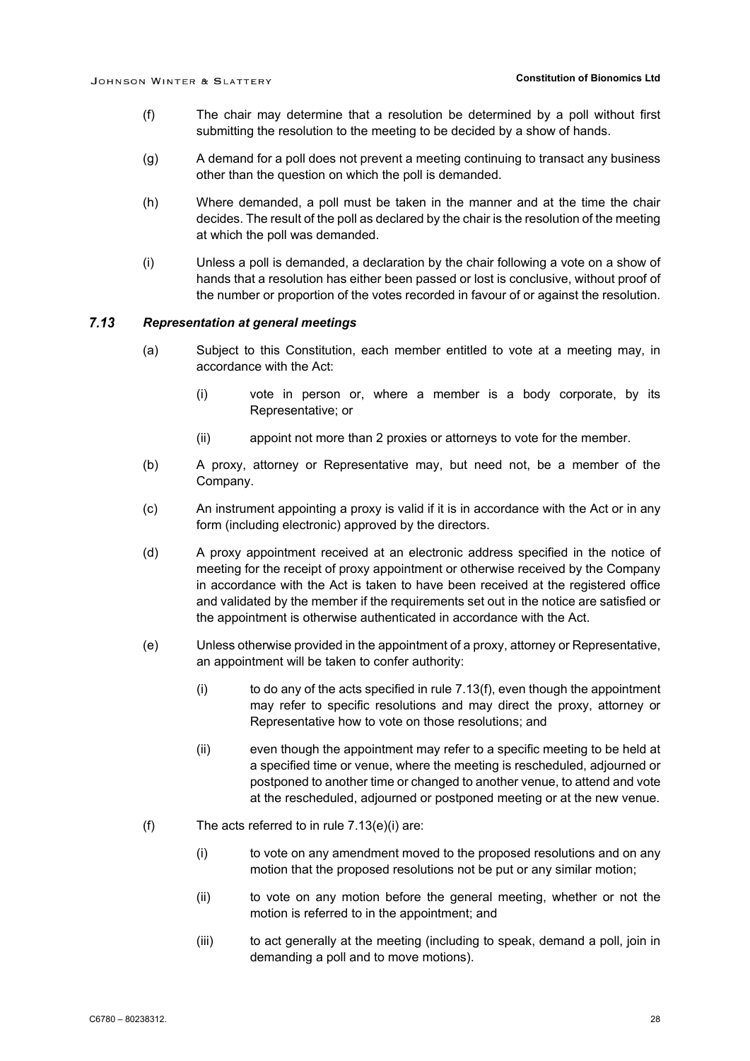(f) The chair may determine that a resolution be determined by a poll without first submitting the resolution to the meeting to be decided by a show of hands.

(g) A demand for a poll does not prevent a meeting continuing to transact any business other than the question on which the poll is demanded.

(h) Where demanded, a poll must be taken in the manner and at the time the chair decides. The result of the poll as declared by the chair is the resolution of the meeting at which the poll was demanded.

(i) Unless a poll is demanded, a declaration by the chair following a vote on a show of hands that a resolution has either been passed or lost is conclusive, without proof of the number or proportion of the votes recorded in favour of or against the resolution.

### 7.13 *Representation at general meetings*

(a) Subject to this Constitution, each member entitled to vote at a meeting may, in accordance with the Act:

  (i) vote in person or, where a member is a body corporate, by its Representative; or

  (ii) appoint not more than 2 proxies or attorneys to vote for the member.

(b) A proxy, attorney or Representative may, but need not, be a member of the Company.

(c) An instrument appointing a proxy is valid if it is in accordance with the Act or in any form (including electronic) approved by the directors.

(d) A proxy appointment received at an electronic address specified in the notice of meeting for the receipt of proxy appointment or otherwise received by the Company in accordance with the Act is taken to have been received at the registered office and validated by the member if the requirements set out in the notice are satisfied or the appointment is otherwise authenticated in accordance with the Act.

(e) Unless otherwise provided in the appointment of a proxy, attorney or Representative, an appointment will be taken to confer authority:

  (i) to do any of the acts specified in rule 7.13(f), even though the appointment may refer to specific resolutions and may direct the proxy, attorney or Representative how to vote on those resolutions; and

  (ii) even though the appointment may refer to a specific meeting to be held at a specified time or venue, where the meeting is rescheduled, adjourned or postponed to another time or changed to another venue, to attend and vote at the rescheduled, adjourned or postponed meeting or at the new venue.

(f) The acts referred to in rule 7.13(e)(i) are:

  (i) to vote on any amendment moved to the proposed resolutions and on any motion that the proposed resolutions not be put or any similar motion;

  (ii) to vote on any motion before the general meeting, whether or not the motion is referred to in the appointment; and

  (iii) to act generally at the meeting (including to speak, demand a poll, join in demanding a poll and to move motions).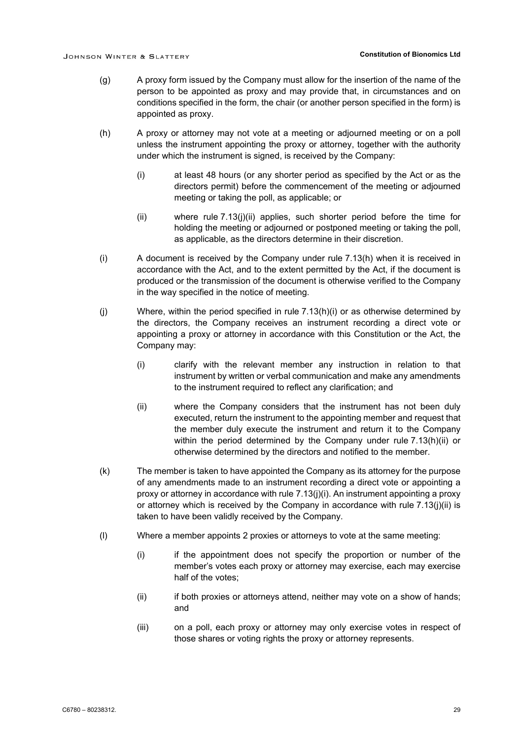(g) A proxy form issued by the Company must allow for the insertion of the name of the person to be appointed as proxy and may provide that, in circumstances and on conditions specified in the form, the chair (or another person specified in the form) is appointed as proxy.

(h) A proxy or attorney may not vote at a meeting or adjourned meeting or on a poll unless the instrument appointing the proxy or attorney, together with the authority under which the instrument is signed, is received by the Company:

  (i) at least 48 hours (or any shorter period as specified by the Act or as the directors permit) before the commencement of the meeting or adjourned meeting or taking the poll, as applicable; or

  (ii) where rule 7.13(j)(ii) applies, such shorter period before the time for holding the meeting or adjourned or postponed meeting or taking the poll, as applicable, as the directors determine in their discretion.

(i) A document is received by the Company under rule 7.13(h) when it is received in accordance with the Act, and to the extent permitted by the Act, if the document is produced or the transmission of the document is otherwise verified to the Company in the way specified in the notice of meeting.

(j) Where, within the period specified in rule 7.13(h)(i) or as otherwise determined by the directors, the Company receives an instrument recording a direct vote or appointing a proxy or attorney in accordance with this Constitution or the Act, the Company may:

  (i) clarify with the relevant member any instruction in relation to that instrument by written or verbal communication and make any amendments to the instrument required to reflect any clarification; and

  (ii) where the Company considers that the instrument has not been duly executed, return the instrument to the appointing member and request that the member duly execute the instrument and return it to the Company within the period determined by the Company under rule 7.13(h)(ii) or otherwise determined by the directors and notified to the member.

(k) The member is taken to have appointed the Company as its attorney for the purpose of any amendments made to an instrument recording a direct vote or appointing a proxy or attorney in accordance with rule 7.13(j)(i). An instrument appointing a proxy or attorney which is received by the Company in accordance with rule 7.13(j)(ii) is taken to have been validly received by the Company.

(l) Where a member appoints 2 proxies or attorneys to vote at the same meeting:

  (i) if the appointment does not specify the proportion or number of the member's votes each proxy or attorney may exercise, each may exercise half of the votes;

  (ii) if both proxies or attorneys attend, neither may vote on a show of hands; and

  (iii) on a poll, each proxy or attorney may only exercise votes in respect of those shares or voting rights the proxy or attorney represents.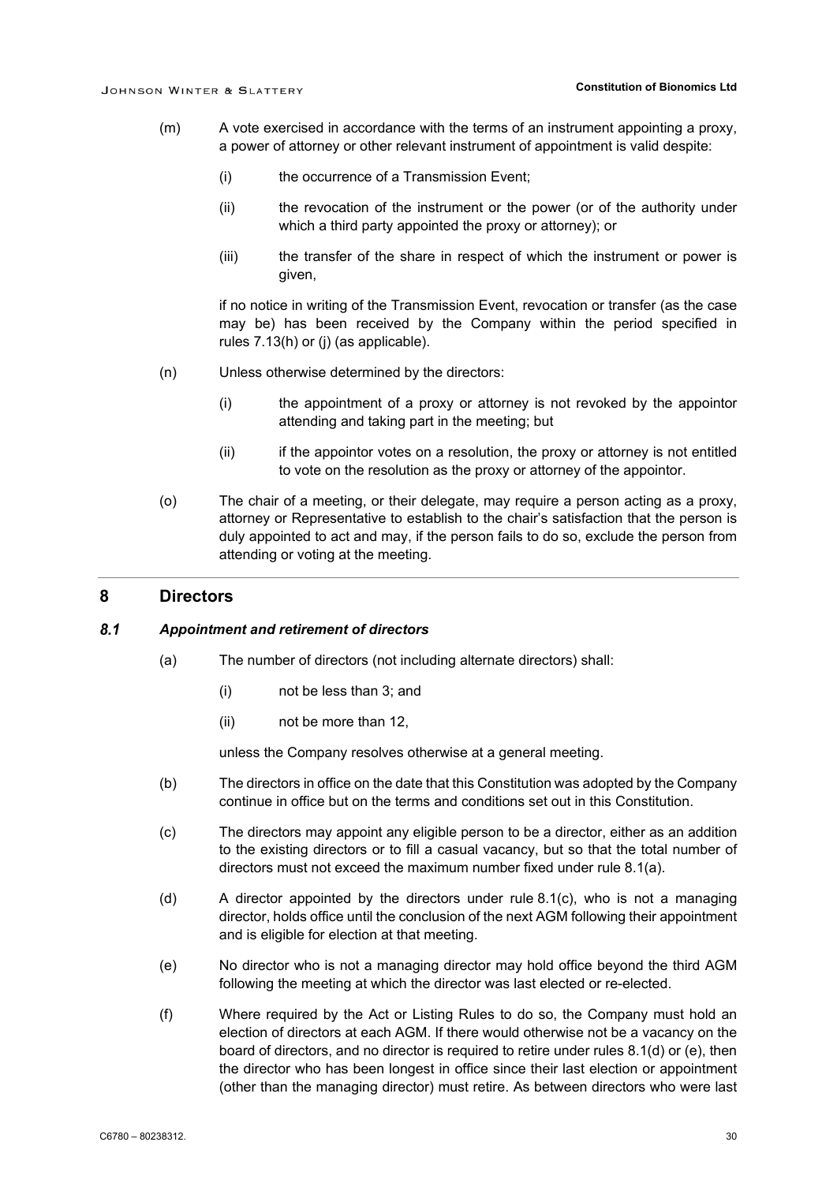(m) A vote exercised in accordance with the terms of an instrument appointing a proxy, a power of attorney or other relevant instrument of appointment is valid despite:

  (i) the occurrence of a Transmission Event;

  (ii) the revocation of the instrument or the power (or of the authority under which a third party appointed the proxy or attorney); or

  (iii) the transfer of the share in respect of which the instrument or power is given,

  if no notice in writing of the Transmission Event, revocation or transfer (as the case may be) has been received by the Company within the period specified in rules 7.13(h) or (j) (as applicable).

(n) Unless otherwise determined by the directors:

  (i) the appointment of a proxy or attorney is not revoked by the appointor attending and taking part in the meeting; but

  (ii) if the appointor votes on a resolution, the proxy or attorney is not entitled to vote on the resolution as the proxy or attorney of the appointor.

(o) The chair of a meeting, or their delegate, may require a person acting as a proxy, attorney or Representative to establish to the chair's satisfaction that the person is duly appointed to act and may, if the person fails to do so, exclude the person from attending or voting at the meeting.

## 8 Directors

### *8.1 Appointment and retirement of directors*

(a) The number of directors (not including alternate directors) shall:

  (i) not be less than 3; and

  (ii) not be more than 12,

  unless the Company resolves otherwise at a general meeting.

(b) The directors in office on the date that this Constitution was adopted by the Company continue in office but on the terms and conditions set out in this Constitution.

(c) The directors may appoint any eligible person to be a director, either as an addition to the existing directors or to fill a casual vacancy, but so that the total number of directors must not exceed the maximum number fixed under rule 8.1(a).

(d) A director appointed by the directors under rule 8.1(c), who is not a managing director, holds office until the conclusion of the next AGM following their appointment and is eligible for election at that meeting.

(e) No director who is not a managing director may hold office beyond the third AGM following the meeting at which the director was last elected or re-elected.

(f) Where required by the Act or Listing Rules to do so, the Company must hold an election of directors at each AGM. If there would otherwise not be a vacancy on the board of directors, and no director is required to retire under rules 8.1(d) or (e), then the director who has been longest in office since their last election or appointment (other than the managing director) must retire. As between directors who were last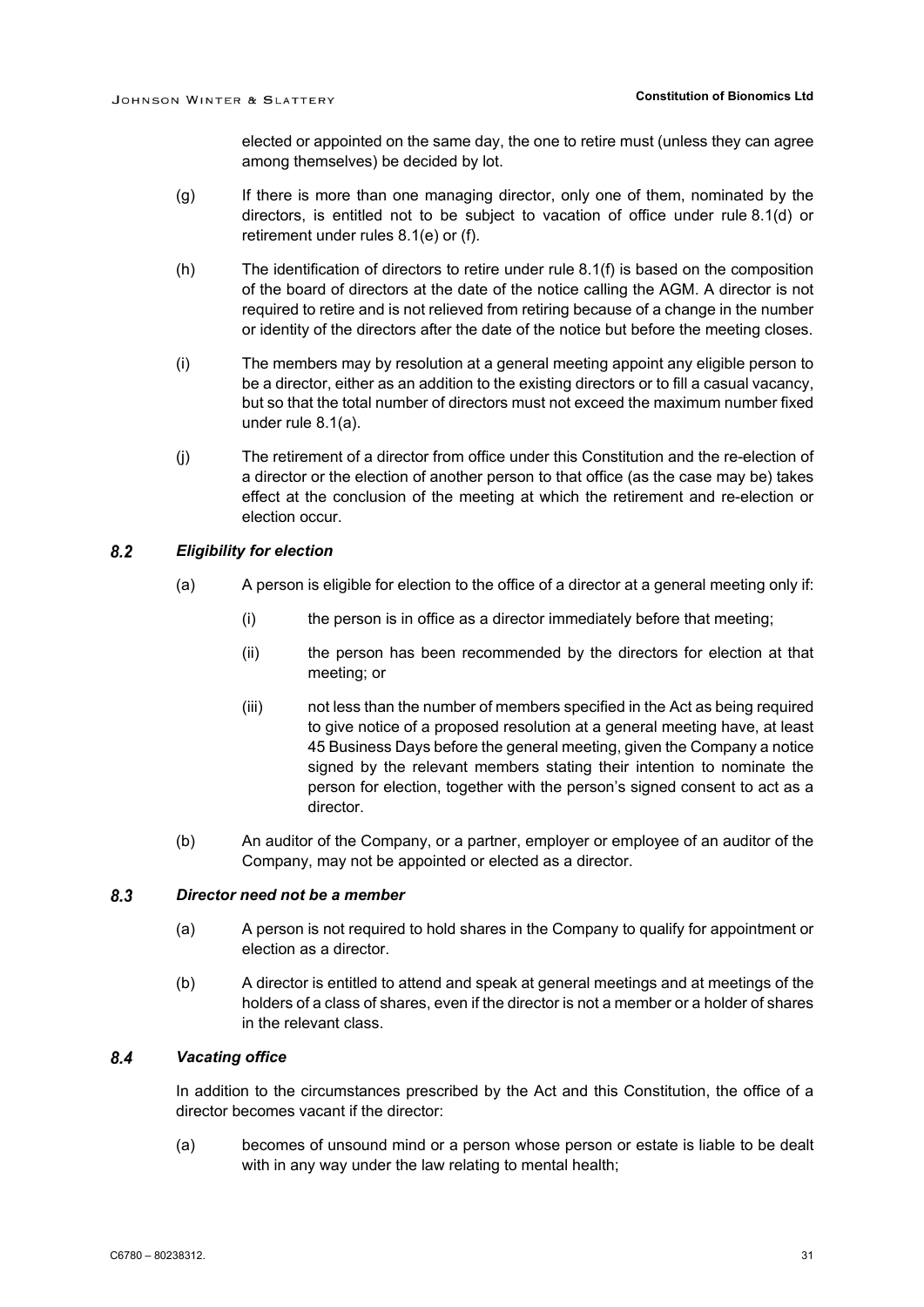elected or appointed on the same day, the one to retire must (unless they can agree among themselves) be decided by lot.

(g) If there is more than one managing director, only one of them, nominated by the directors, is entitled not to be subject to vacation of office under rule 8.1(d) or retirement under rules 8.1(e) or (f).

(h) The identification of directors to retire under rule 8.1(f) is based on the composition of the board of directors at the date of the notice calling the AGM. A director is not required to retire and is not relieved from retiring because of a change in the number or identity of the directors after the date of the notice but before the meeting closes.

(i) The members may by resolution at a general meeting appoint any eligible person to be a director, either as an addition to the existing directors or to fill a casual vacancy, but so that the total number of directors must not exceed the maximum number fixed under rule 8.1(a).

(j) The retirement of a director from office under this Constitution and the re-election of a director or the election of another person to that office (as the case may be) takes effect at the conclusion of the meeting at which the retirement and re-election or election occur.

### 8.2 *Eligibility for election*

(a) A person is eligible for election to the office of a director at a general meeting only if:

(i) the person is in office as a director immediately before that meeting;

(ii) the person has been recommended by the directors for election at that meeting; or

(iii) not less than the number of members specified in the Act as being required to give notice of a proposed resolution at a general meeting have, at least 45 Business Days before the general meeting, given the Company a notice signed by the relevant members stating their intention to nominate the person for election, together with the person's signed consent to act as a director.

(b) An auditor of the Company, or a partner, employer or employee of an auditor of the Company, may not be appointed or elected as a director.

### 8.3 *Director need not be a member*

(a) A person is not required to hold shares in the Company to qualify for appointment or election as a director.

(b) A director is entitled to attend and speak at general meetings and at meetings of the holders of a class of shares, even if the director is not a member or a holder of shares in the relevant class.

### 8.4 *Vacating office*

In addition to the circumstances prescribed by the Act and this Constitution, the office of a director becomes vacant if the director:

(a) becomes of unsound mind or a person whose person or estate is liable to be dealt with in any way under the law relating to mental health;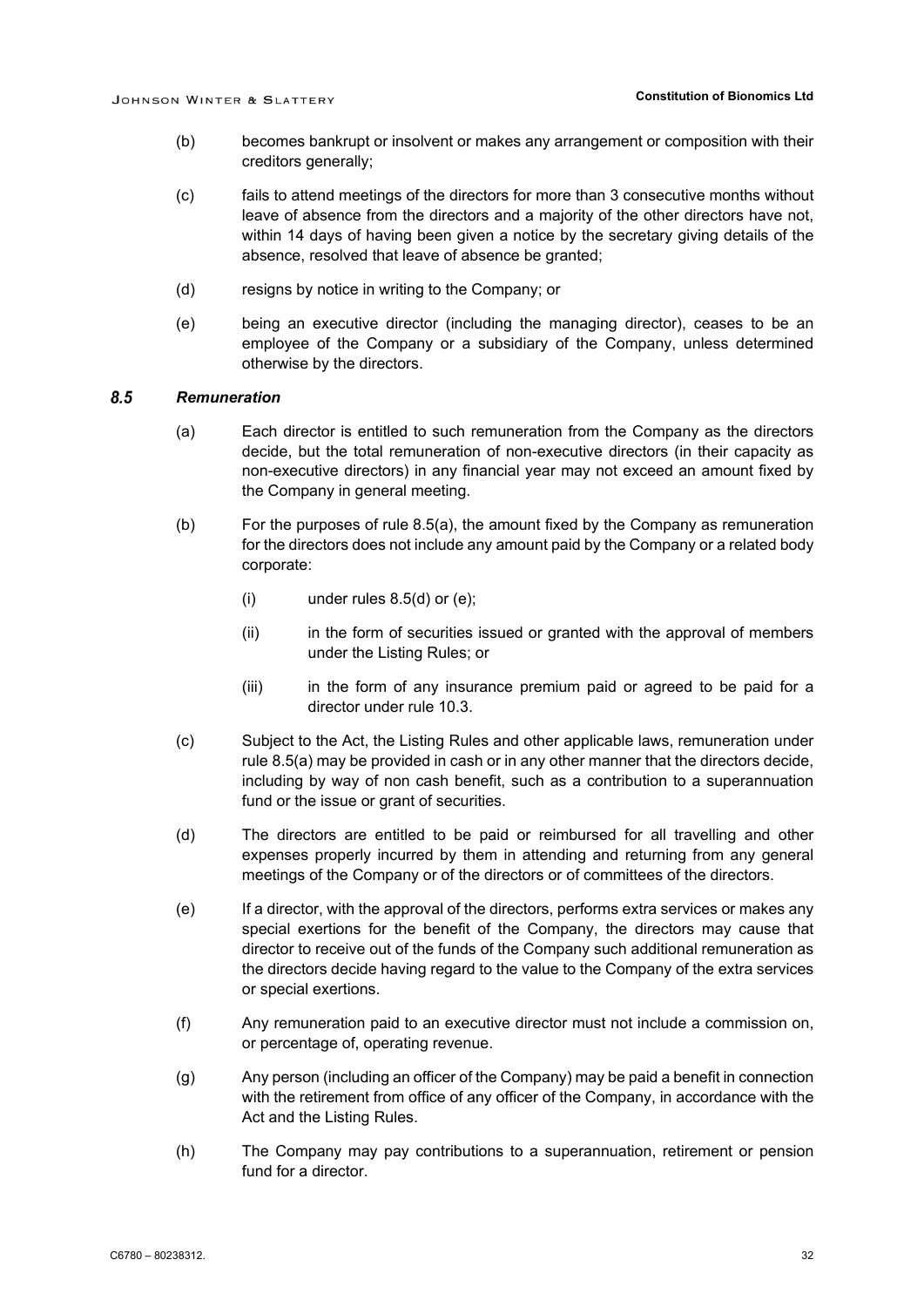(b) becomes bankrupt or insolvent or makes any arrangement or composition with their creditors generally;

(c) fails to attend meetings of the directors for more than 3 consecutive months without leave of absence from the directors and a majority of the other directors have not, within 14 days of having been given a notice by the secretary giving details of the absence, resolved that leave of absence be granted;

(d) resigns by notice in writing to the Company; or

(e) being an executive director (including the managing director), ceases to be an employee of the Company or a subsidiary of the Company, unless determined otherwise by the directors.

### *8.5 Remuneration*

(a) Each director is entitled to such remuneration from the Company as the directors decide, but the total remuneration of non-executive directors (in their capacity as non-executive directors) in any financial year may not exceed an amount fixed by the Company in general meeting.

(b) For the purposes of rule 8.5(a), the amount fixed by the Company as remuneration for the directors does not include any amount paid by the Company or a related body corporate:

   (i) under rules 8.5(d) or (e);

   (ii) in the form of securities issued or granted with the approval of members under the Listing Rules; or

   (iii) in the form of any insurance premium paid or agreed to be paid for a director under rule 10.3.

(c) Subject to the Act, the Listing Rules and other applicable laws, remuneration under rule 8.5(a) may be provided in cash or in any other manner that the directors decide, including by way of non cash benefit, such as a contribution to a superannuation fund or the issue or grant of securities.

(d) The directors are entitled to be paid or reimbursed for all travelling and other expenses properly incurred by them in attending and returning from any general meetings of the Company or of the directors or of committees of the directors.

(e) If a director, with the approval of the directors, performs extra services or makes any special exertions for the benefit of the Company, the directors may cause that director to receive out of the funds of the Company such additional remuneration as the directors decide having regard to the value to the Company of the extra services or special exertions.

(f) Any remuneration paid to an executive director must not include a commission on, or percentage of, operating revenue.

(g) Any person (including an officer of the Company) may be paid a benefit in connection with the retirement from office of any officer of the Company, in accordance with the Act and the Listing Rules.

(h) The Company may pay contributions to a superannuation, retirement or pension fund for a director.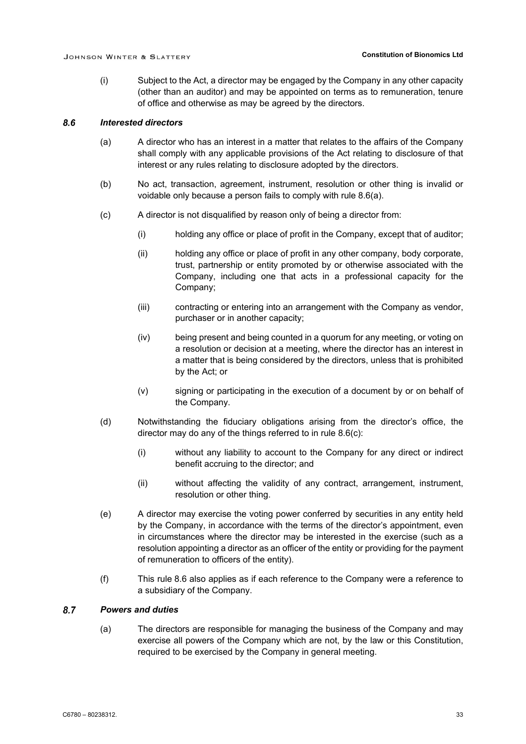(i) Subject to the Act, a director may be engaged by the Company in any other capacity (other than an auditor) and may be appointed on terms as to remuneration, tenure of office and otherwise as may be agreed by the directors.

### 8.6 *Interested directors*

(a) A director who has an interest in a matter that relates to the affairs of the Company shall comply with any applicable provisions of the Act relating to disclosure of that interest or any rules relating to disclosure adopted by the directors.

(b) No act, transaction, agreement, instrument, resolution or other thing is invalid or voidable only because a person fails to comply with rule 8.6(a).

(c) A director is not disqualified by reason only of being a director from:

(i) holding any office or place of profit in the Company, except that of auditor;

(ii) holding any office or place of profit in any other company, body corporate, trust, partnership or entity promoted by or otherwise associated with the Company, including one that acts in a professional capacity for the Company;

(iii) contracting or entering into an arrangement with the Company as vendor, purchaser or in another capacity;

(iv) being present and being counted in a quorum for any meeting, or voting on a resolution or decision at a meeting, where the director has an interest in a matter that is being considered by the directors, unless that is prohibited by the Act; or

(v) signing or participating in the execution of a document by or on behalf of the Company.

(d) Notwithstanding the fiduciary obligations arising from the director's office, the director may do any of the things referred to in rule 8.6(c):

(i) without any liability to account to the Company for any direct or indirect benefit accruing to the director; and

(ii) without affecting the validity of any contract, arrangement, instrument, resolution or other thing.

(e) A director may exercise the voting power conferred by securities in any entity held by the Company, in accordance with the terms of the director's appointment, even in circumstances where the director may be interested in the exercise (such as a resolution appointing a director as an officer of the entity or providing for the payment of remuneration to officers of the entity).

(f) This rule 8.6 also applies as if each reference to the Company were a reference to a subsidiary of the Company.

### 8.7 *Powers and duties*

(a) The directors are responsible for managing the business of the Company and may exercise all powers of the Company which are not, by the law or this Constitution, required to be exercised by the Company in general meeting.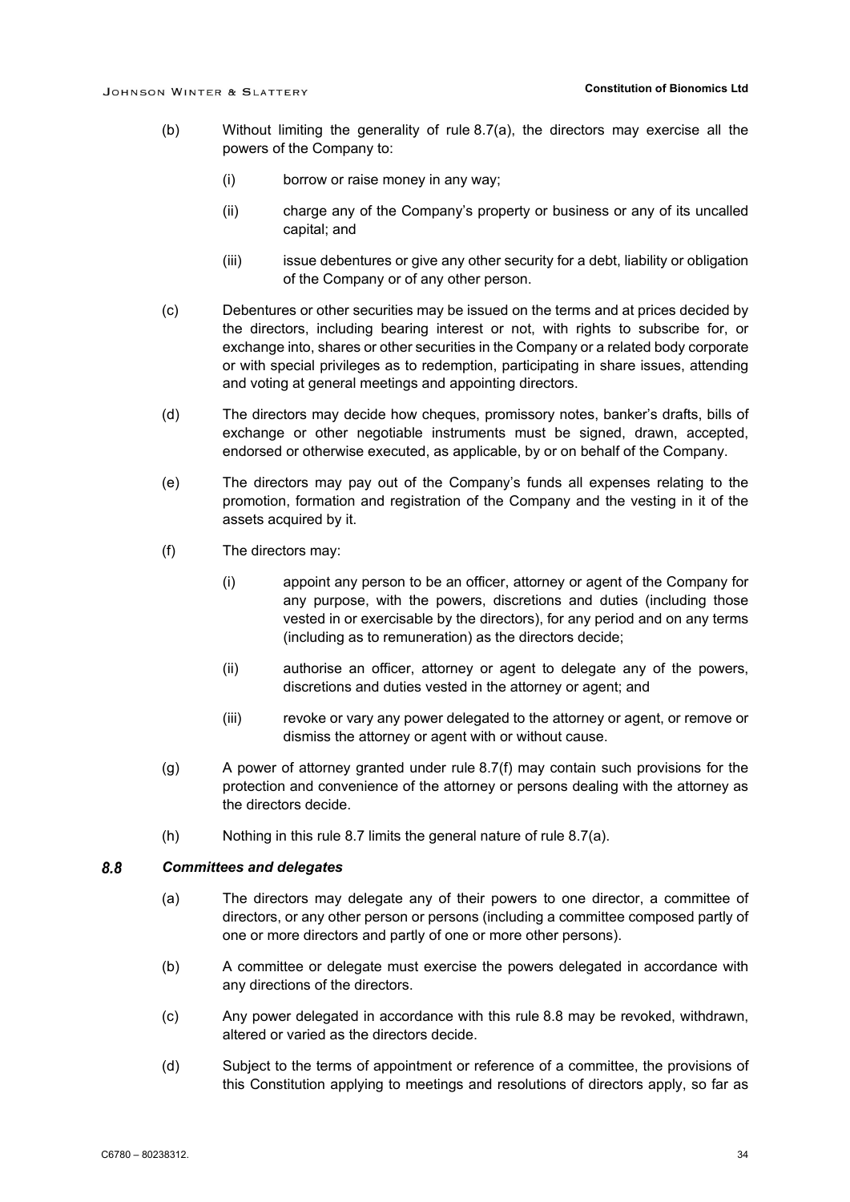(b) Without limiting the generality of rule 8.7(a), the directors may exercise all the powers of the Company to:

   (i) borrow or raise money in any way;

   (ii) charge any of the Company's property or business or any of its uncalled capital; and

   (iii) issue debentures or give any other security for a debt, liability or obligation of the Company or of any other person.

(c) Debentures or other securities may be issued on the terms and at prices decided by the directors, including bearing interest or not, with rights to subscribe for, or exchange into, shares or other securities in the Company or a related body corporate or with special privileges as to redemption, participating in share issues, attending and voting at general meetings and appointing directors.

(d) The directors may decide how cheques, promissory notes, banker's drafts, bills of exchange or other negotiable instruments must be signed, drawn, accepted, endorsed or otherwise executed, as applicable, by or on behalf of the Company.

(e) The directors may pay out of the Company's funds all expenses relating to the promotion, formation and registration of the Company and the vesting in it of the assets acquired by it.

(f) The directors may:

   (i) appoint any person to be an officer, attorney or agent of the Company for any purpose, with the powers, discretions and duties (including those vested in or exercisable by the directors), for any period and on any terms (including as to remuneration) as the directors decide;

   (ii) authorise an officer, attorney or agent to delegate any of the powers, discretions and duties vested in the attorney or agent; and

   (iii) revoke or vary any power delegated to the attorney or agent, or remove or dismiss the attorney or agent with or without cause.

(g) A power of attorney granted under rule 8.7(f) may contain such provisions for the protection and convenience of the attorney or persons dealing with the attorney as the directors decide.

(h) Nothing in this rule 8.7 limits the general nature of rule 8.7(a).

### *8.8 Committees and delegates*

(a) The directors may delegate any of their powers to one director, a committee of directors, or any other person or persons (including a committee composed partly of one or more directors and partly of one or more other persons).

(b) A committee or delegate must exercise the powers delegated in accordance with any directions of the directors.

(c) Any power delegated in accordance with this rule 8.8 may be revoked, withdrawn, altered or varied as the directors decide.

(d) Subject to the terms of appointment or reference of a committee, the provisions of this Constitution applying to meetings and resolutions of directors apply, so far as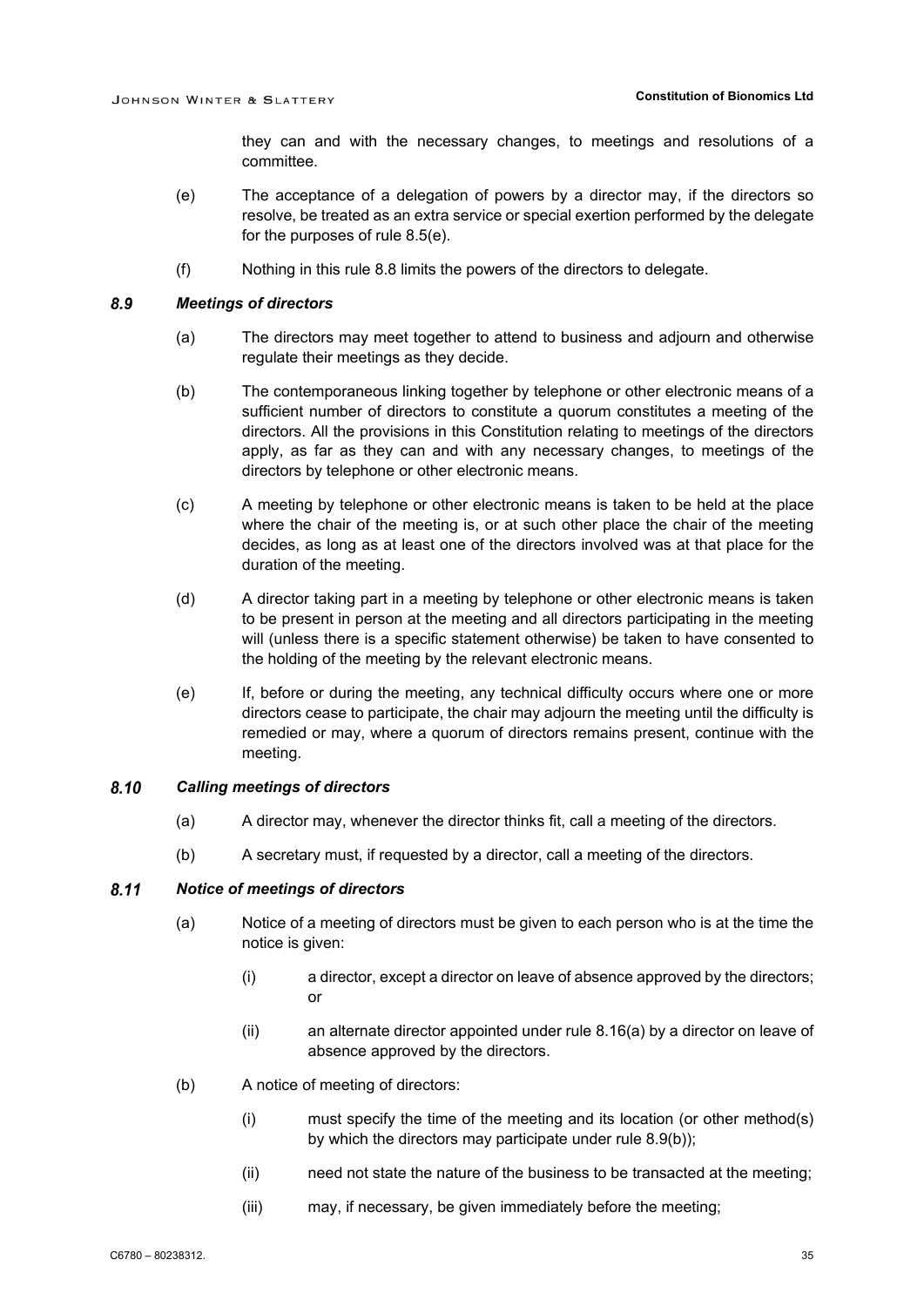they can and with the necessary changes, to meetings and resolutions of a committee.

(e) The acceptance of a delegation of powers by a director may, if the directors so resolve, be treated as an extra service or special exertion performed by the delegate for the purposes of rule 8.5(e).

(f) Nothing in this rule 8.8 limits the powers of the directors to delegate.

### 8.9 *Meetings of directors*

(a) The directors may meet together to attend to business and adjourn and otherwise regulate their meetings as they decide.

(b) The contemporaneous linking together by telephone or other electronic means of a sufficient number of directors to constitute a quorum constitutes a meeting of the directors. All the provisions in this Constitution relating to meetings of the directors apply, as far as they can and with any necessary changes, to meetings of the directors by telephone or other electronic means.

(c) A meeting by telephone or other electronic means is taken to be held at the place where the chair of the meeting is, or at such other place the chair of the meeting decides, as long as at least one of the directors involved was at that place for the duration of the meeting.

(d) A director taking part in a meeting by telephone or other electronic means is taken to be present in person at the meeting and all directors participating in the meeting will (unless there is a specific statement otherwise) be taken to have consented to the holding of the meeting by the relevant electronic means.

(e) If, before or during the meeting, any technical difficulty occurs where one or more directors cease to participate, the chair may adjourn the meeting until the difficulty is remedied or may, where a quorum of directors remains present, continue with the meeting.

### 8.10 *Calling meetings of directors*

(a) A director may, whenever the director thinks fit, call a meeting of the directors.

(b) A secretary must, if requested by a director, call a meeting of the directors.

### 8.11 *Notice of meetings of directors*

(a) Notice of a meeting of directors must be given to each person who is at the time the notice is given:

(i) a director, except a director on leave of absence approved by the directors; or

(ii) an alternate director appointed under rule 8.16(a) by a director on leave of absence approved by the directors.

(b) A notice of meeting of directors:

(i) must specify the time of the meeting and its location (or other method(s) by which the directors may participate under rule 8.9(b));

(ii) need not state the nature of the business to be transacted at the meeting;

(iii) may, if necessary, be given immediately before the meeting;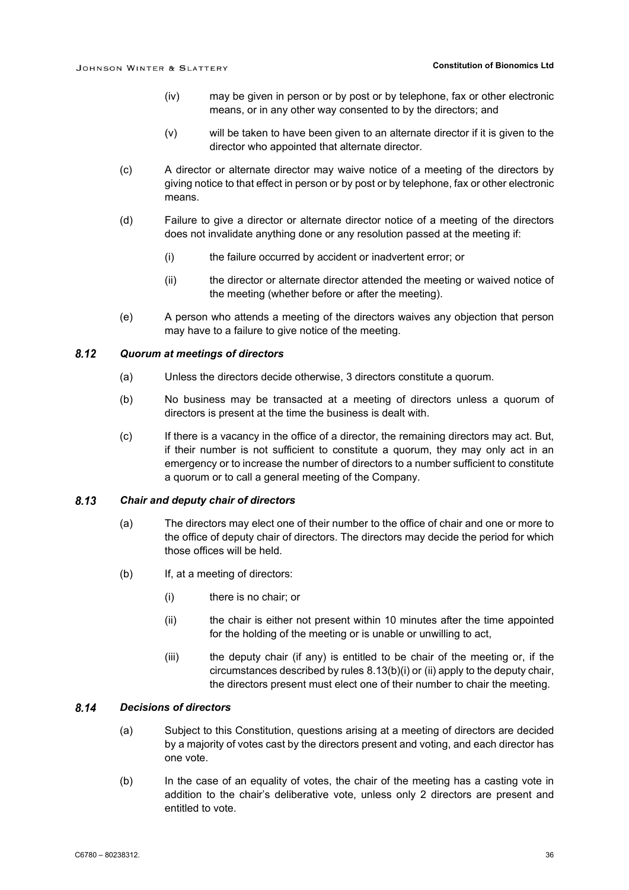(iv) may be given in person or by post or by telephone, fax or other electronic means, or in any other way consented to by the directors; and

(v) will be taken to have been given to an alternate director if it is given to the director who appointed that alternate director.

(c) A director or alternate director may waive notice of a meeting of the directors by giving notice to that effect in person or by post or by telephone, fax or other electronic means.

(d) Failure to give a director or alternate director notice of a meeting of the directors does not invalidate anything done or any resolution passed at the meeting if:

(i) the failure occurred by accident or inadvertent error; or

(ii) the director or alternate director attended the meeting or waived notice of the meeting (whether before or after the meeting).

(e) A person who attends a meeting of the directors waives any objection that person may have to a failure to give notice of the meeting.

### 8.12 *Quorum at meetings of directors*

(a) Unless the directors decide otherwise, 3 directors constitute a quorum.

(b) No business may be transacted at a meeting of directors unless a quorum of directors is present at the time the business is dealt with.

(c) If there is a vacancy in the office of a director, the remaining directors may act. But, if their number is not sufficient to constitute a quorum, they may only act in an emergency or to increase the number of directors to a number sufficient to constitute a quorum or to call a general meeting of the Company.

### 8.13 *Chair and deputy chair of directors*

(a) The directors may elect one of their number to the office of chair and one or more to the office of deputy chair of directors. The directors may decide the period for which those offices will be held.

(b) If, at a meeting of directors:

(i) there is no chair; or

(ii) the chair is either not present within 10 minutes after the time appointed for the holding of the meeting or is unable or unwilling to act,

(iii) the deputy chair (if any) is entitled to be chair of the meeting or, if the circumstances described by rules 8.13(b)(i) or (ii) apply to the deputy chair, the directors present must elect one of their number to chair the meeting.

### 8.14 *Decisions of directors*

(a) Subject to this Constitution, questions arising at a meeting of directors are decided by a majority of votes cast by the directors present and voting, and each director has one vote.

(b) In the case of an equality of votes, the chair of the meeting has a casting vote in addition to the chair's deliberative vote, unless only 2 directors are present and entitled to vote.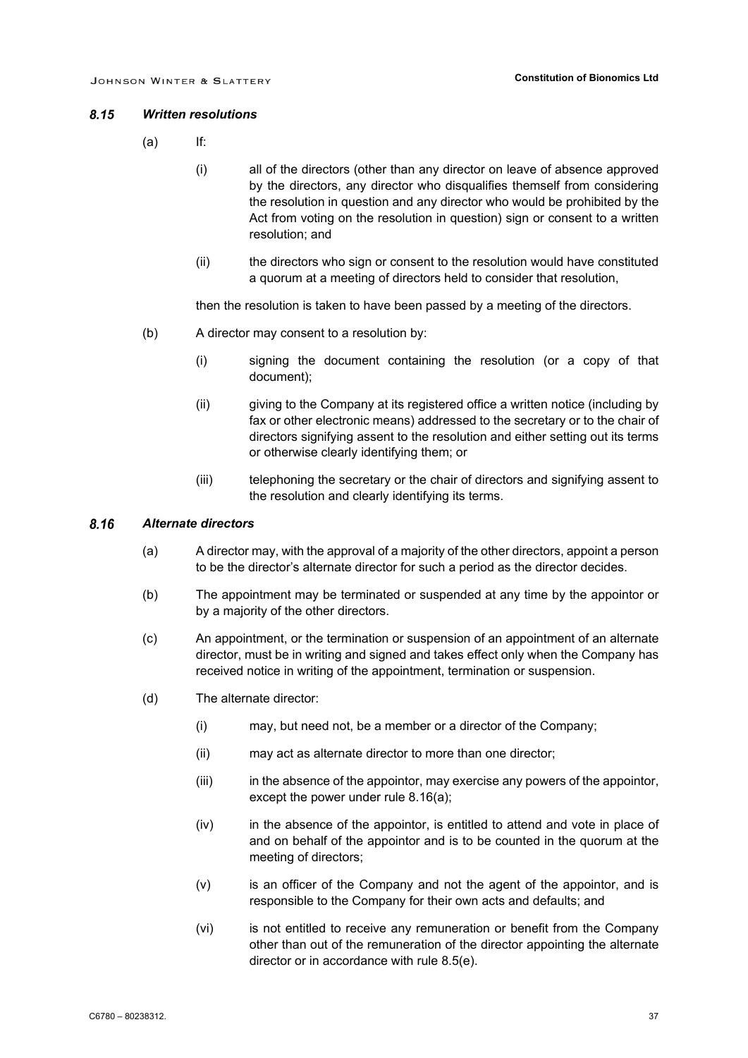### 8.15 *Written resolutions*

(a) If:

(i) all of the directors (other than any director on leave of absence approved by the directors, any director who disqualifies themself from considering the resolution in question and any director who would be prohibited by the Act from voting on the resolution in question) sign or consent to a written resolution; and

(ii) the directors who sign or consent to the resolution would have constituted a quorum at a meeting of directors held to consider that resolution,

then the resolution is taken to have been passed by a meeting of the directors.

(b) A director may consent to a resolution by:

(i) signing the document containing the resolution (or a copy of that document);

(ii) giving to the Company at its registered office a written notice (including by fax or other electronic means) addressed to the secretary or to the chair of directors signifying assent to the resolution and either setting out its terms or otherwise clearly identifying them; or

(iii) telephoning the secretary or the chair of directors and signifying assent to the resolution and clearly identifying its terms.

### 8.16 *Alternate directors*

(a) A director may, with the approval of a majority of the other directors, appoint a person to be the director's alternate director for such a period as the director decides.

(b) The appointment may be terminated or suspended at any time by the appointor or by a majority of the other directors.

(c) An appointment, or the termination or suspension of an appointment of an alternate director, must be in writing and signed and takes effect only when the Company has received notice in writing of the appointment, termination or suspension.

(d) The alternate director:

(i) may, but need not, be a member or a director of the Company;

(ii) may act as alternate director to more than one director;

(iii) in the absence of the appointor, may exercise any powers of the appointor, except the power under rule 8.16(a);

(iv) in the absence of the appointor, is entitled to attend and vote in place of and on behalf of the appointor and is to be counted in the quorum at the meeting of directors;

(v) is an officer of the Company and not the agent of the appointor, and is responsible to the Company for their own acts and defaults; and

(vi) is not entitled to receive any remuneration or benefit from the Company other than out of the remuneration of the director appointing the alternate director or in accordance with rule 8.5(e).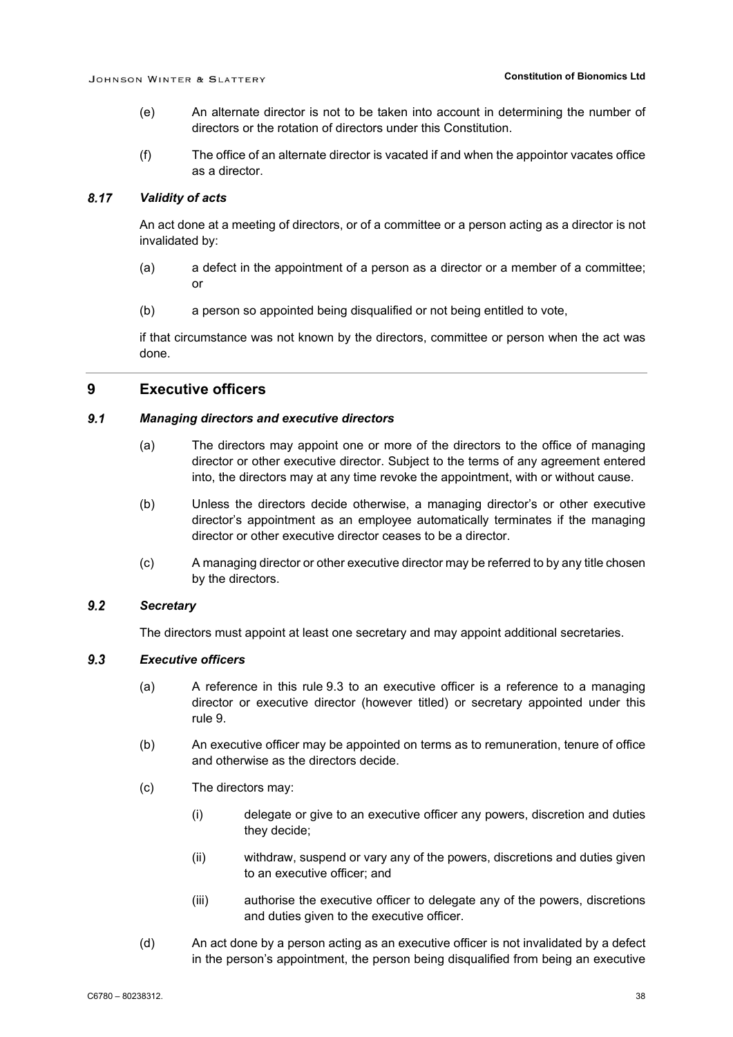(e) An alternate director is not to be taken into account in determining the number of directors or the rotation of directors under this Constitution.

(f) The office of an alternate director is vacated if and when the appointor vacates office as a director.

### *8.17 Validity of acts*

An act done at a meeting of directors, or of a committee or a person acting as a director is not invalidated by:

(a) a defect in the appointment of a person as a director or a member of a committee; or

(b) a person so appointed being disqualified or not being entitled to vote,

if that circumstance was not known by the directors, committee or person when the act was done.

## 9 Executive officers

### *9.1 Managing directors and executive directors*

(a) The directors may appoint one or more of the directors to the office of managing director or other executive director. Subject to the terms of any agreement entered into, the directors may at any time revoke the appointment, with or without cause.

(b) Unless the directors decide otherwise, a managing director's or other executive director's appointment as an employee automatically terminates if the managing director or other executive director ceases to be a director.

(c) A managing director or other executive director may be referred to by any title chosen by the directors.

### *9.2 Secretary*

The directors must appoint at least one secretary and may appoint additional secretaries.

### *9.3 Executive officers*

(a) A reference in this rule 9.3 to an executive officer is a reference to a managing director or executive director (however titled) or secretary appointed under this rule 9.

(b) An executive officer may be appointed on terms as to remuneration, tenure of office and otherwise as the directors decide.

(c) The directors may:

  (i) delegate or give to an executive officer any powers, discretion and duties they decide;

  (ii) withdraw, suspend or vary any of the powers, discretions and duties given to an executive officer; and

  (iii) authorise the executive officer to delegate any of the powers, discretions and duties given to the executive officer.

(d) An act done by a person acting as an executive officer is not invalidated by a defect in the person's appointment, the person being disqualified from being an executive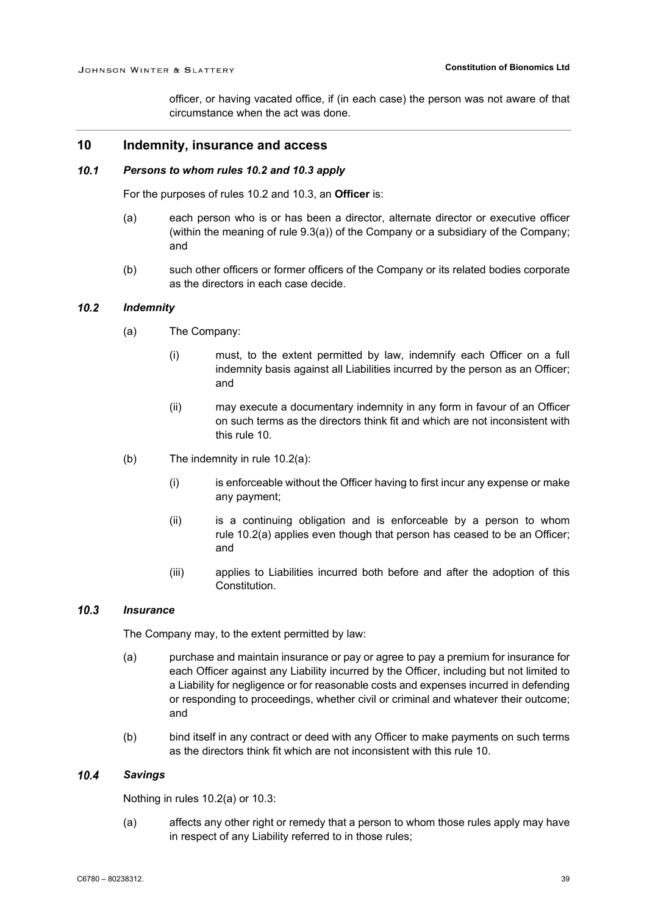officer, or having vacated office, if (in each case) the person was not aware of that circumstance when the act was done.

## 10 Indemnity, insurance and access

### *10.1 Persons to whom rules 10.2 and 10.3 apply*

For the purposes of rules 10.2 and 10.3, an **Officer** is:

(a) each person who is or has been a director, alternate director or executive officer (within the meaning of rule 9.3(a)) of the Company or a subsidiary of the Company; and

(b) such other officers or former officers of the Company or its related bodies corporate as the directors in each case decide.

### *10.2 Indemnity*

(a) The Company:

(i) must, to the extent permitted by law, indemnify each Officer on a full indemnity basis against all Liabilities incurred by the person as an Officer; and

(ii) may execute a documentary indemnity in any form in favour of an Officer on such terms as the directors think fit and which are not inconsistent with this rule 10.

(b) The indemnity in rule 10.2(a):

(i) is enforceable without the Officer having to first incur any expense or make any payment;

(ii) is a continuing obligation and is enforceable by a person to whom rule 10.2(a) applies even though that person has ceased to be an Officer; and

(iii) applies to Liabilities incurred both before and after the adoption of this Constitution.

### *10.3 Insurance*

The Company may, to the extent permitted by law:

(a) purchase and maintain insurance or pay or agree to pay a premium for insurance for each Officer against any Liability incurred by the Officer, including but not limited to a Liability for negligence or for reasonable costs and expenses incurred in defending or responding to proceedings, whether civil or criminal and whatever their outcome; and

(b) bind itself in any contract or deed with any Officer to make payments on such terms as the directors think fit which are not inconsistent with this rule 10.

### *10.4 Savings*

Nothing in rules 10.2(a) or 10.3:

(a) affects any other right or remedy that a person to whom those rules apply may have in respect of any Liability referred to in those rules;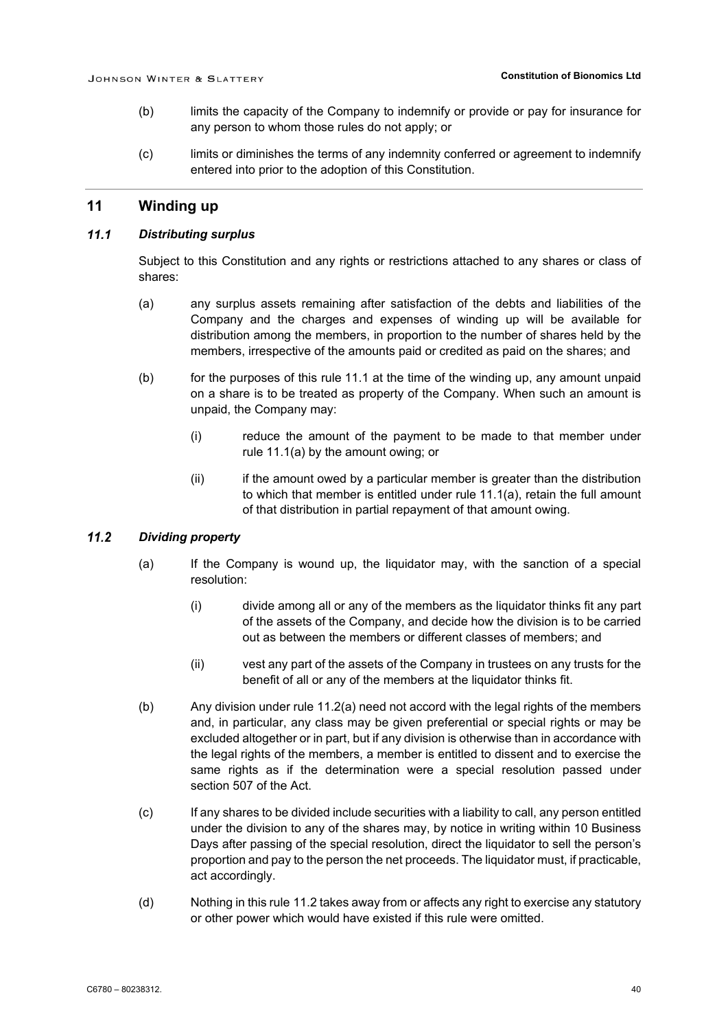(b) limits the capacity of the Company to indemnify or provide or pay for insurance for any person to whom those rules do not apply; or

(c) limits or diminishes the terms of any indemnity conferred or agreement to indemnify entered into prior to the adoption of this Constitution.

## 11 Winding up

### *11.1 Distributing surplus*

Subject to this Constitution and any rights or restrictions attached to any shares or class of shares:

(a) any surplus assets remaining after satisfaction of the debts and liabilities of the Company and the charges and expenses of winding up will be available for distribution among the members, in proportion to the number of shares held by the members, irrespective of the amounts paid or credited as paid on the shares; and

(b) for the purposes of this rule 11.1 at the time of the winding up, any amount unpaid on a share is to be treated as property of the Company. When such an amount is unpaid, the Company may:

(i) reduce the amount of the payment to be made to that member under rule 11.1(a) by the amount owing; or

(ii) if the amount owed by a particular member is greater than the distribution to which that member is entitled under rule 11.1(a), retain the full amount of that distribution in partial repayment of that amount owing.

### *11.2 Dividing property*

(a) If the Company is wound up, the liquidator may, with the sanction of a special resolution:

(i) divide among all or any of the members as the liquidator thinks fit any part of the assets of the Company, and decide how the division is to be carried out as between the members or different classes of members; and

(ii) vest any part of the assets of the Company in trustees on any trusts for the benefit of all or any of the members at the liquidator thinks fit.

(b) Any division under rule 11.2(a) need not accord with the legal rights of the members and, in particular, any class may be given preferential or special rights or may be excluded altogether or in part, but if any division is otherwise than in accordance with the legal rights of the members, a member is entitled to dissent and to exercise the same rights as if the determination were a special resolution passed under section 507 of the Act.

(c) If any shares to be divided include securities with a liability to call, any person entitled under the division to any of the shares may, by notice in writing within 10 Business Days after passing of the special resolution, direct the liquidator to sell the person's proportion and pay to the person the net proceeds. The liquidator must, if practicable, act accordingly.

(d) Nothing in this rule 11.2 takes away from or affects any right to exercise any statutory or other power which would have existed if this rule were omitted.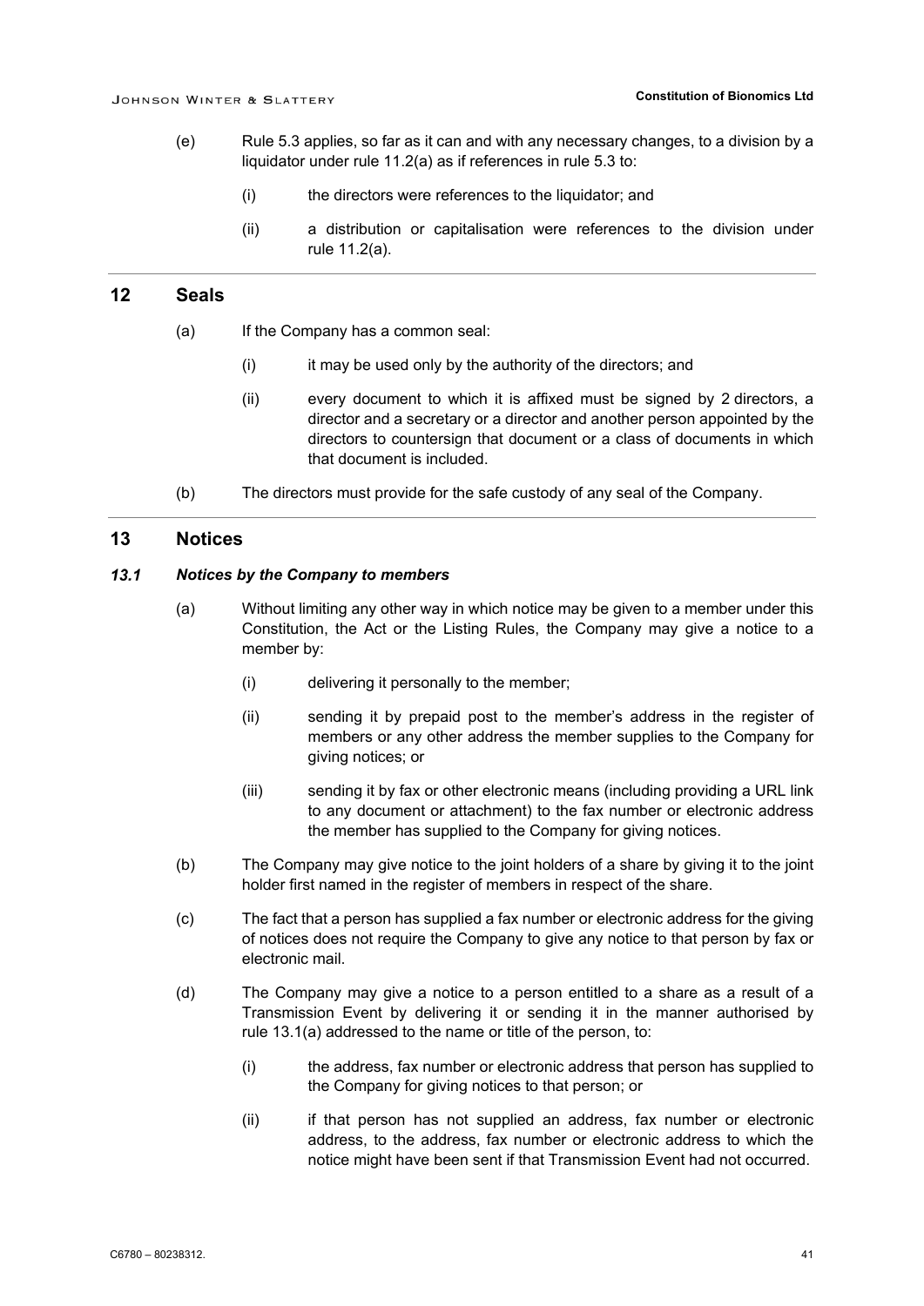(e) Rule 5.3 applies, so far as it can and with any necessary changes, to a division by a liquidator under rule 11.2(a) as if references in rule 5.3 to:

(i) the directors were references to the liquidator; and

(ii) a distribution or capitalisation were references to the division under rule 11.2(a).

## 12 Seals

(a) If the Company has a common seal:

(i) it may be used only by the authority of the directors; and

(ii) every document to which it is affixed must be signed by 2 directors, a director and a secretary or a director and another person appointed by the directors to countersign that document or a class of documents in which that document is included.

(b) The directors must provide for the safe custody of any seal of the Company.

## 13 Notices

### *13.1 Notices by the Company to members*

(a) Without limiting any other way in which notice may be given to a member under this Constitution, the Act or the Listing Rules, the Company may give a notice to a member by:

(i) delivering it personally to the member;

(ii) sending it by prepaid post to the member's address in the register of members or any other address the member supplies to the Company for giving notices; or

(iii) sending it by fax or other electronic means (including providing a URL link to any document or attachment) to the fax number or electronic address the member has supplied to the Company for giving notices.

(b) The Company may give notice to the joint holders of a share by giving it to the joint holder first named in the register of members in respect of the share.

(c) The fact that a person has supplied a fax number or electronic address for the giving of notices does not require the Company to give any notice to that person by fax or electronic mail.

(d) The Company may give a notice to a person entitled to a share as a result of a Transmission Event by delivering it or sending it in the manner authorised by rule 13.1(a) addressed to the name or title of the person, to:

(i) the address, fax number or electronic address that person has supplied to the Company for giving notices to that person; or

(ii) if that person has not supplied an address, fax number or electronic address, to the address, fax number or electronic address to which the notice might have been sent if that Transmission Event had not occurred.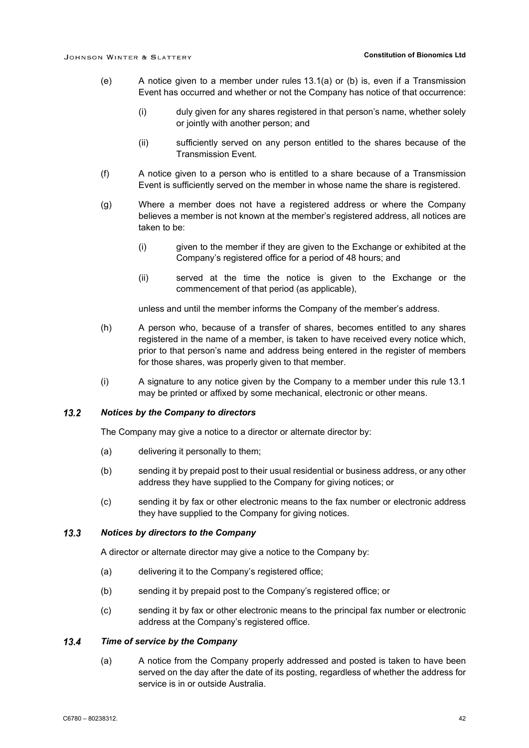(e) A notice given to a member under rules 13.1(a) or (b) is, even if a Transmission Event has occurred and whether or not the Company has notice of that occurrence:

  (i) duly given for any shares registered in that person's name, whether solely or jointly with another person; and

  (ii) sufficiently served on any person entitled to the shares because of the Transmission Event.

(f) A notice given to a person who is entitled to a share because of a Transmission Event is sufficiently served on the member in whose name the share is registered.

(g) Where a member does not have a registered address or where the Company believes a member is not known at the member's registered address, all notices are taken to be:

  (i) given to the member if they are given to the Exchange or exhibited at the Company's registered office for a period of 48 hours; and

  (ii) served at the time the notice is given to the Exchange or the commencement of that period (as applicable),

unless and until the member informs the Company of the member's address.

(h) A person who, because of a transfer of shares, becomes entitled to any shares registered in the name of a member, is taken to have received every notice which, prior to that person's name and address being entered in the register of members for those shares, was properly given to that member.

(i) A signature to any notice given by the Company to a member under this rule 13.1 may be printed or affixed by some mechanical, electronic or other means.

### *13.2 Notices by the Company to directors*

The Company may give a notice to a director or alternate director by:

(a) delivering it personally to them;

(b) sending it by prepaid post to their usual residential or business address, or any other address they have supplied to the Company for giving notices; or

(c) sending it by fax or other electronic means to the fax number or electronic address they have supplied to the Company for giving notices.

### *13.3 Notices by directors to the Company*

A director or alternate director may give a notice to the Company by:

(a) delivering it to the Company's registered office;

(b) sending it by prepaid post to the Company's registered office; or

(c) sending it by fax or other electronic means to the principal fax number or electronic address at the Company's registered office.

### *13.4 Time of service by the Company*

(a) A notice from the Company properly addressed and posted is taken to have been served on the day after the date of its posting, regardless of whether the address for service is in or outside Australia.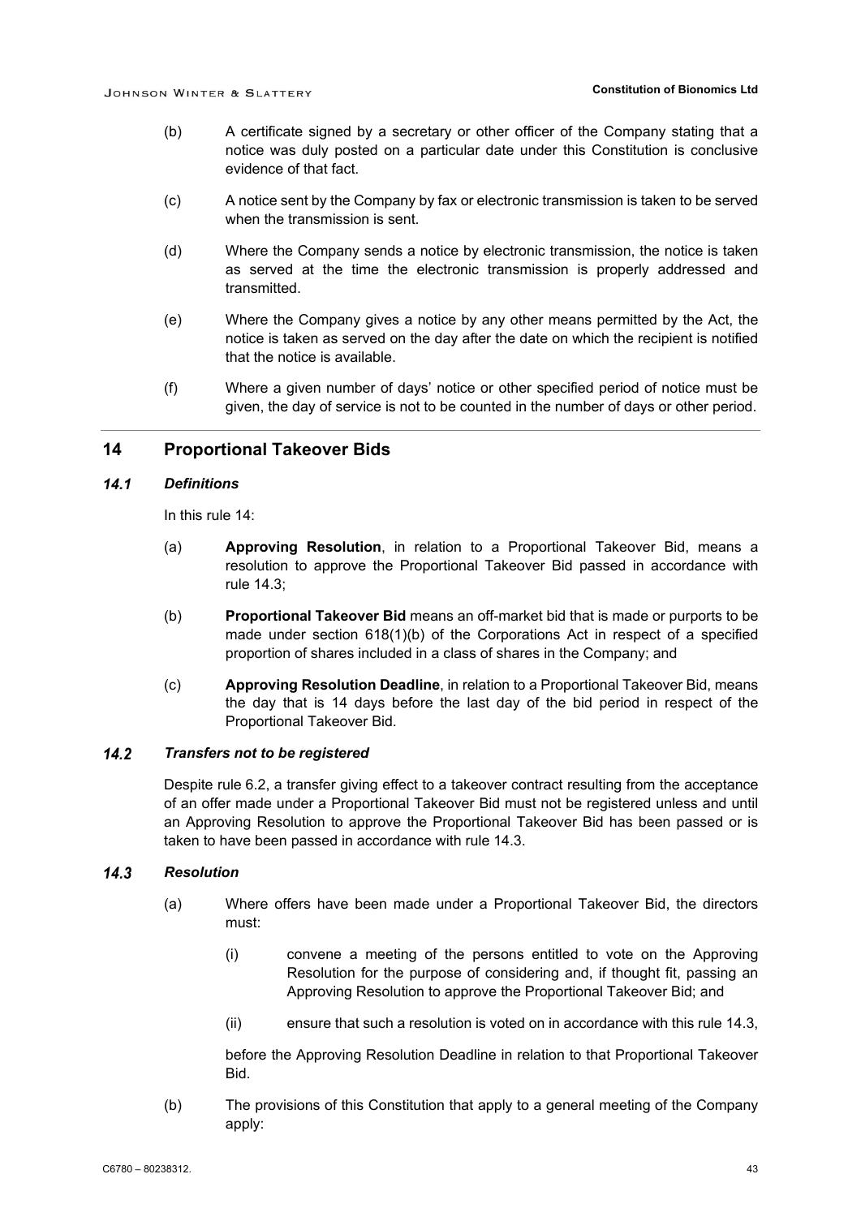(b) A certificate signed by a secretary or other officer of the Company stating that a notice was duly posted on a particular date under this Constitution is conclusive evidence of that fact.

(c) A notice sent by the Company by fax or electronic transmission is taken to be served when the transmission is sent.

(d) Where the Company sends a notice by electronic transmission, the notice is taken as served at the time the electronic transmission is properly addressed and transmitted.

(e) Where the Company gives a notice by any other means permitted by the Act, the notice is taken as served on the day after the date on which the recipient is notified that the notice is available.

(f) Where a given number of days' notice or other specified period of notice must be given, the day of service is not to be counted in the number of days or other period.

## 14 Proportional Takeover Bids

### *14.1 Definitions*

In this rule 14:

(a) **Approving Resolution**, in relation to a Proportional Takeover Bid, means a resolution to approve the Proportional Takeover Bid passed in accordance with rule 14.3;

(b) **Proportional Takeover Bid** means an off-market bid that is made or purports to be made under section 618(1)(b) of the Corporations Act in respect of a specified proportion of shares included in a class of shares in the Company; and

(c) **Approving Resolution Deadline**, in relation to a Proportional Takeover Bid, means the day that is 14 days before the last day of the bid period in respect of the Proportional Takeover Bid.

### *14.2 Transfers not to be registered*

Despite rule 6.2, a transfer giving effect to a takeover contract resulting from the acceptance of an offer made under a Proportional Takeover Bid must not be registered unless and until an Approving Resolution to approve the Proportional Takeover Bid has been passed or is taken to have been passed in accordance with rule 14.3.

### *14.3 Resolution*

(a) Where offers have been made under a Proportional Takeover Bid, the directors must:

(i) convene a meeting of the persons entitled to vote on the Approving Resolution for the purpose of considering and, if thought fit, passing an Approving Resolution to approve the Proportional Takeover Bid; and

(ii) ensure that such a resolution is voted on in accordance with this rule 14.3,

before the Approving Resolution Deadline in relation to that Proportional Takeover Bid.

(b) The provisions of this Constitution that apply to a general meeting of the Company apply: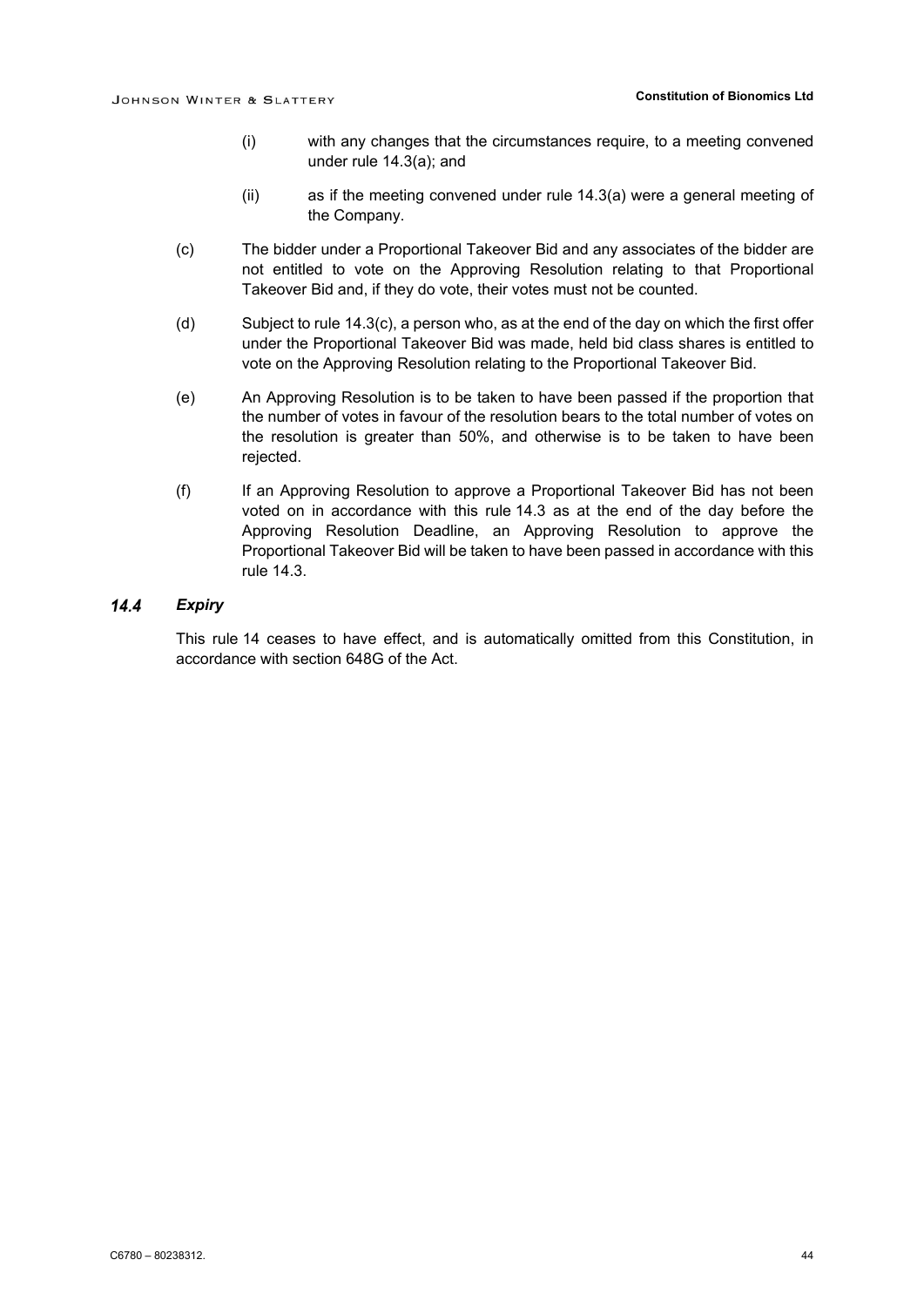(i) with any changes that the circumstances require, to a meeting convened under rule 14.3(a); and

(ii) as if the meeting convened under rule 14.3(a) were a general meeting of the Company.

(c) The bidder under a Proportional Takeover Bid and any associates of the bidder are not entitled to vote on the Approving Resolution relating to that Proportional Takeover Bid and, if they do vote, their votes must not be counted.

(d) Subject to rule 14.3(c), a person who, as at the end of the day on which the first offer under the Proportional Takeover Bid was made, held bid class shares is entitled to vote on the Approving Resolution relating to the Proportional Takeover Bid.

(e) An Approving Resolution is to be taken to have been passed if the proportion that the number of votes in favour of the resolution bears to the total number of votes on the resolution is greater than 50%, and otherwise is to be taken to have been rejected.

(f) If an Approving Resolution to approve a Proportional Takeover Bid has not been voted on in accordance with this rule 14.3 as at the end of the day before the Approving Resolution Deadline, an Approving Resolution to approve the Proportional Takeover Bid will be taken to have been passed in accordance with this rule 14.3.

### *14.4 Expiry*

This rule 14 ceases to have effect, and is automatically omitted from this Constitution, in accordance with section 648G of the Act.